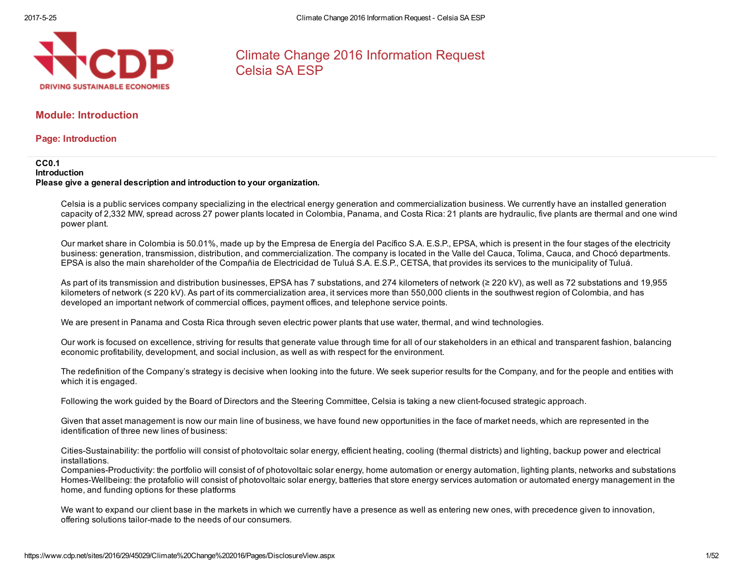# Climate Change 2016 Information Request
# Celsia SA ESP

## Module: Introduction

### Page: Introduction

**CC0.1**
**Introduction**
**Please give a general description and introduction to your organization.**

Celsia is a public services company specializing in the electrical energy generation and commercialization business. We currently have an installed generation capacity of 2,332 MW, spread across 27 power plants located in Colombia, Panama, and Costa Rica: 21 plants are hydraulic, five plants are thermal and one wind power plant.

Our market share in Colombia is 50.01%, made up by the Empresa de Energía del Pacífico S.A. E.S.P., EPSA, which is present in the four stages of the electricity business: generation, transmission, distribution, and commercialization. The company is located in the Valle del Cauca, Tolima, Cauca, and Chocó departments. EPSA is also the main shareholder of the Compañia de Electricidad de Tuluá S.A. E.S.P., CETSA, that provides its services to the municipality of Tuluá.

As part of its transmission and distribution businesses, EPSA has 7 substations, and 274 kilometers of network (≥ 220 kV), as well as 72 substations and 19,955 kilometers of network (≤ 220 kV). As part of its commercialization area, it services more than 550,000 clients in the southwest region of Colombia, and has developed an important network of commercial offices, payment offices, and telephone service points.

We are present in Panama and Costa Rica through seven electric power plants that use water, thermal, and wind technologies.

Our work is focused on excellence, striving for results that generate value through time for all of our stakeholders in an ethical and transparent fashion, balancing economic profitability, development, and social inclusion, as well as with respect for the environment.

The redefinition of the Company's strategy is decisive when looking into the future. We seek superior results for the Company, and for the people and entities with which it is engaged.

Following the work guided by the Board of Directors and the Steering Committee, Celsia is taking a new client-focused strategic approach.

Given that asset management is now our main line of business, we have found new opportunities in the face of market needs, which are represented in the identification of three new lines of business:

Cities-Sustainability: the portfolio will consist of photovoltaic solar energy, efficient heating, cooling (thermal districts) and lighting, backup power and electrical installations.
Companies-Productivity: the portfolio will consist of of photovoltaic solar energy, home automation or energy automation, lighting plants, networks and substations
Homes-Wellbeing: the protafolio will consist of photovoltaic solar energy, batteries that store energy services automation or automated energy management in the home, and funding options for these platforms

We want to expand our client base in the markets in which we currently have a presence as well as entering new ones, with precedence given to innovation, offering solutions tailor-made to the needs of our consumers.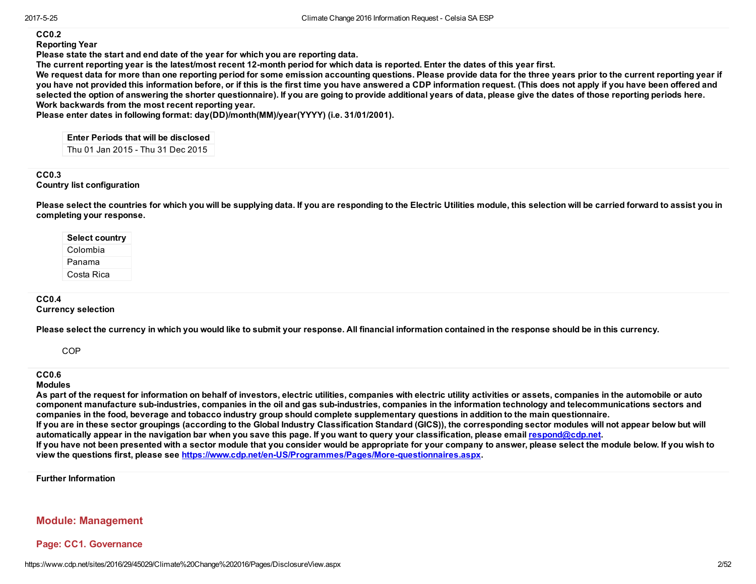**CC0.2**

**Reporting Year**

**Please state the start and end date of the year for which you are reporting data.**

**The current reporting year is the latest/most recent 12-month period for which data is reported. Enter the dates of this year first.**

**We request data for more than one reporting period for some emission accounting questions. Please provide data for the three years prior to the current reporting year if you have not provided this information before, or if this is the first time you have answered a CDP information request. (This does not apply if you have been offered and selected the option of answering the shorter questionnaire). If you are going to provide additional years of data, please give the dates of those reporting periods here. Work backwards from the most recent reporting year.**

**Please enter dates in following format: day(DD)/month(MM)/year(YYYY) (i.e. 31/01/2001).**

| Enter Periods that will be disclosed |
|---|
| Thu 01 Jan 2015 - Thu 31 Dec 2015 |

**CC0.3**

**Country list configuration**

**Please select the countries for which you will be supplying data. If you are responding to the Electric Utilities module, this selection will be carried forward to assist you in completing your response.**

| Select country |
|---|
| Colombia |
| Panama |
| Costa Rica |

**CC0.4**

**Currency selection**

**Please select the currency in which you would like to submit your response. All financial information contained in the response should be in this currency.**

COP

**CC0.6**

**Modules**

**As part of the request for information on behalf of investors, electric utilities, companies with electric utility activities or assets, companies in the automobile or auto component manufacture sub-industries, companies in the oil and gas sub-industries, companies in the information technology and telecommunications sectors and companies in the food, beverage and tobacco industry group should complete supplementary questions in addition to the main questionnaire.**

**If you are in these sector groupings (according to the Global Industry Classification Standard (GICS)), the corresponding sector modules will not appear below but will automatically appear in the navigation bar when you save this page. If you want to query your classification, please email [respond@cdp.net](mailto:respond@cdp.net).**

**If you have not been presented with a sector module that you consider would be appropriate for your company to answer, please select the module below. If you wish to view the questions first, please see [https://www.cdp.net/en-US/Programmes/Pages/More-questionnaires.aspx](https://www.cdp.net/en-US/Programmes/Pages/More-questionnaires.aspx).**

**Further Information**

## Module: Management

### Page: CC1. Governance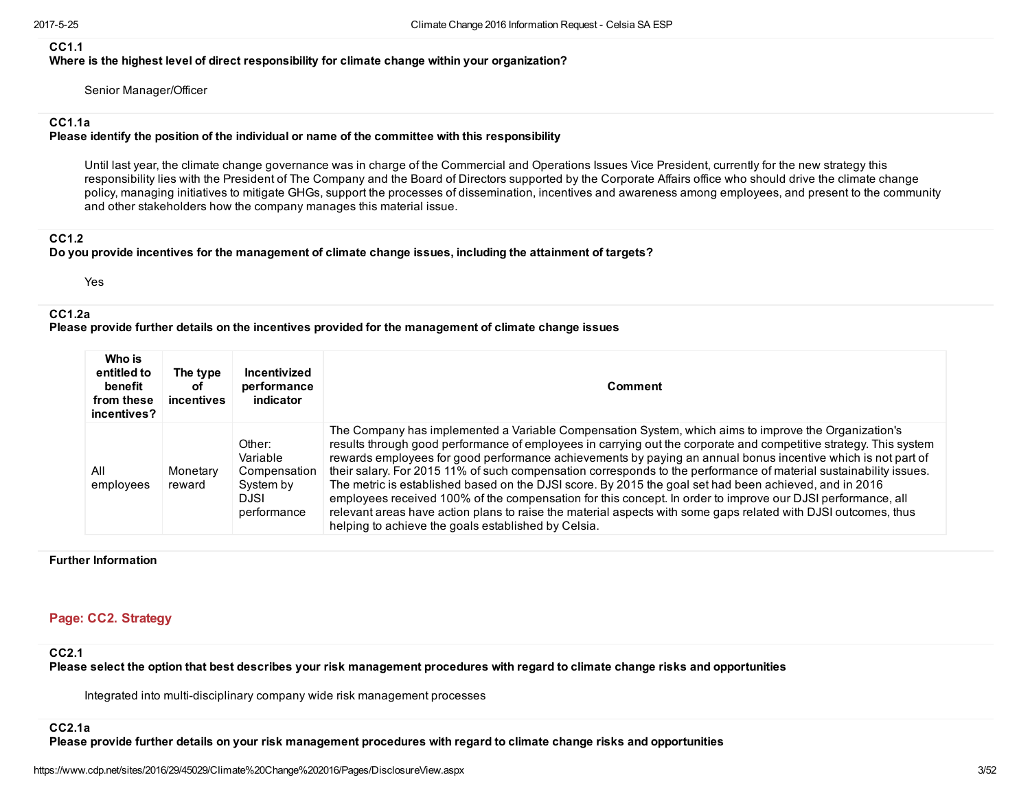**CC1.1**
**Where is the highest level of direct responsibility for climate change within your organization?**

Senior Manager/Officer

**CC1.1a**
**Please identify the position of the individual or name of the committee with this responsibility**

Until last year, the climate change governance was in charge of the Commercial and Operations Issues Vice President, currently for the new strategy this responsibility lies with the President of The Company and the Board of Directors supported by the Corporate Affairs office who should drive the climate change policy, managing initiatives to mitigate GHGs, support the processes of dissemination, incentives and awareness among employees, and present to the community and other stakeholders how the company manages this material issue.

**CC1.2**
**Do you provide incentives for the management of climate change issues, including the attainment of targets?**

Yes

**CC1.2a**
**Please provide further details on the incentives provided for the management of climate change issues**

| Who is entitled to benefit from these incentives? | The type of incentives | Incentivized performance indicator | Comment |
|---|---|---|---|
| All employees | Monetary reward | Other: Variable Compensation System by DJSI performance | The Company has implemented a Variable Compensation System, which aims to improve the Organization's results through good performance of employees in carrying out the corporate and competitive strategy. This system rewards employees for good performance achievements by paying an annual bonus incentive which is not part of their salary. For 2015 11% of such compensation corresponds to the performance of material sustainability issues. The metric is established based on the DJSI score. By 2015 the goal set had been achieved, and in 2016 employees received 100% of the compensation for this concept. In order to improve our DJSI performance, all relevant areas have action plans to raise the material aspects with some gaps related with DJSI outcomes, thus helping to achieve the goals established by Celsia. |

**Further Information**

## Page: CC2. Strategy

**CC2.1**
**Please select the option that best describes your risk management procedures with regard to climate change risks and opportunities**

Integrated into multi-disciplinary company wide risk management processes

**CC2.1a**
**Please provide further details on your risk management procedures with regard to climate change risks and opportunities**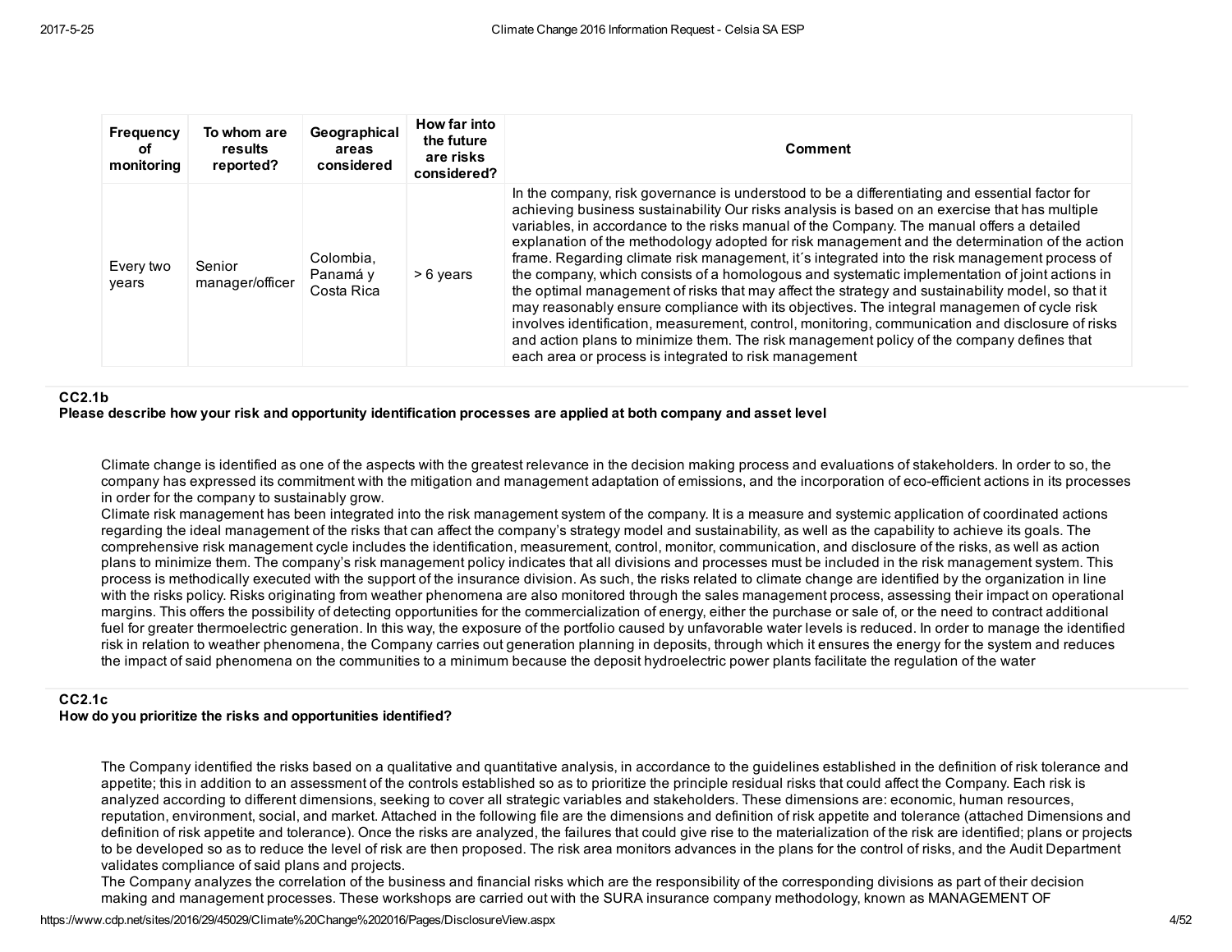| Frequency of monitoring | To whom are results reported? | Geographical areas considered | How far into the future are risks considered? | Comment |
|---|---|---|---|---|
| Every two years | Senior manager/officer | Colombia, Panamá y Costa Rica | > 6 years | In the company, risk governance is understood to be a differentiating and essential factor for achieving business sustainability Our risks analysis is based on an exercise that has multiple variables, in accordance to the risks manual of the Company. The manual offers a detailed explanation of the methodology adopted for risk management and the determination of the action frame. Regarding climate risk management, it´s integrated into the risk management process of the company, which consists of a homologous and systematic implementation of joint actions in the optimal management of risks that may affect the strategy and sustainability model, so that it may reasonably ensure compliance with its objectives. The integral managemen of cycle risk involves identification, measurement, control, monitoring, communication and disclosure of risks and action plans to minimize them. The risk management policy of the company defines that each area or process is integrated to risk management |

**CC2.1b**
**Please describe how your risk and opportunity identification processes are applied at both company and asset level**

Climate change is identified as one of the aspects with the greatest relevance in the decision making process and evaluations of stakeholders. In order to so, the company has expressed its commitment with the mitigation and management adaptation of emissions, and the incorporation of eco-efficient actions in its processes in order for the company to sustainably grow.
Climate risk management has been integrated into the risk management system of the company. It is a measure and systemic application of coordinated actions regarding the ideal management of the risks that can affect the company's strategy model and sustainability, as well as the capability to achieve its goals. The comprehensive risk management cycle includes the identification, measurement, control, monitor, communication, and disclosure of the risks, as well as action plans to minimize them. The company's risk management policy indicates that all divisions and processes must be included in the risk management system. This process is methodically executed with the support of the insurance division. As such, the risks related to climate change are identified by the organization in line with the risks policy. Risks originating from weather phenomena are also monitored through the sales management process, assessing their impact on operational margins. This offers the possibility of detecting opportunities for the commercialization of energy, either the purchase or sale of, or the need to contract additional fuel for greater thermoelectric generation. In this way, the exposure of the portfolio caused by unfavorable water levels is reduced. In order to manage the identified risk in relation to weather phenomena, the Company carries out generation planning in deposits, through which it ensures the energy for the system and reduces the impact of said phenomena on the communities to a minimum because the deposit hydroelectric power plants facilitate the regulation of the water

**CC2.1c**
**How do you prioritize the risks and opportunities identified?**

The Company identified the risks based on a qualitative and quantitative analysis, in accordance to the guidelines established in the definition of risk tolerance and appetite; this in addition to an assessment of the controls established so as to prioritize the principle residual risks that could affect the Company. Each risk is analyzed according to different dimensions, seeking to cover all strategic variables and stakeholders. These dimensions are: economic, human resources, reputation, environment, social, and market. Attached in the following file are the dimensions and definition of risk appetite and tolerance (attached Dimensions and definition of risk appetite and tolerance). Once the risks are analyzed, the failures that could give rise to the materialization of the risk are identified; plans or projects to be developed so as to reduce the level of risk are then proposed. The risk area monitors advances in the plans for the control of risks, and the Audit Department validates compliance of said plans and projects.
The Company analyzes the correlation of the business and financial risks which are the responsibility of the corresponding divisions as part of their decision making and management processes. These workshops are carried out with the SURA insurance company methodology, known as MANAGEMENT OF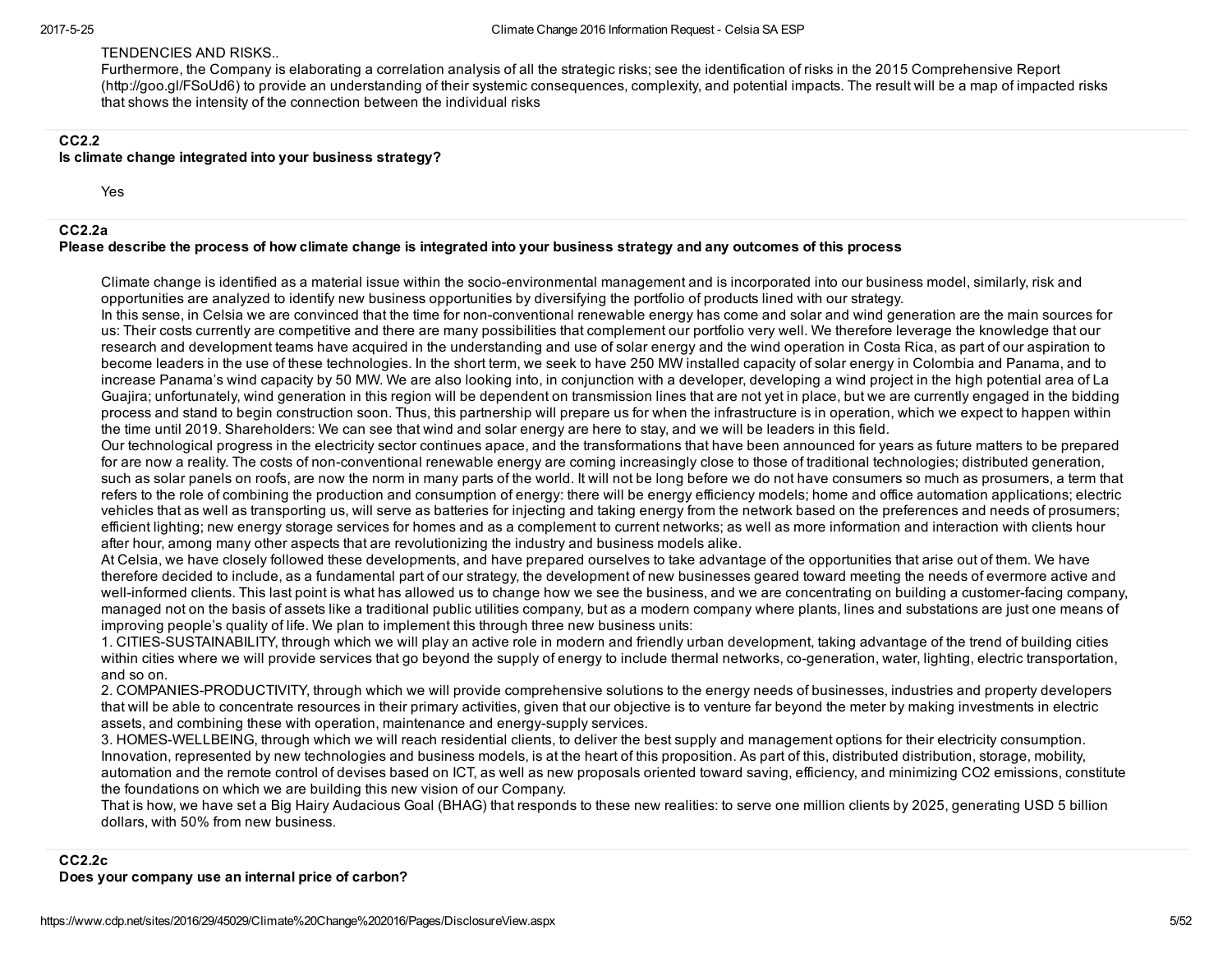TENDENCIES AND RISKS..
Furthermore, the Company is elaborating a correlation analysis of all the strategic risks; see the identification of risks in the 2015 Comprehensive Report (http://goo.gl/FSoUd6) to provide an understanding of their systemic consequences, complexity, and potential impacts. The result will be a map of impacted risks that shows the intensity of the connection between the individual risks

**CC2.2**
**Is climate change integrated into your business strategy?**

Yes

**CC2.2a**
**Please describe the process of how climate change is integrated into your business strategy and any outcomes of this process**

Climate change is identified as a material issue within the socio-environmental management and is incorporated into our business model, similarly, risk and opportunities are analyzed to identify new business opportunities by diversifying the portfolio of products lined with our strategy.
In this sense, in Celsia we are convinced that the time for non-conventional renewable energy has come and solar and wind generation are the main sources for us: Their costs currently are competitive and there are many possibilities that complement our portfolio very well. We therefore leverage the knowledge that our research and development teams have acquired in the understanding and use of solar energy and the wind operation in Costa Rica, as part of our aspiration to become leaders in the use of these technologies. In the short term, we seek to have 250 MW installed capacity of solar energy in Colombia and Panama, and to increase Panama's wind capacity by 50 MW. We are also looking into, in conjunction with a developer, developing a wind project in the high potential area of La Guajira; unfortunately, wind generation in this region will be dependent on transmission lines that are not yet in place, but we are currently engaged in the bidding process and stand to begin construction soon. Thus, this partnership will prepare us for when the infrastructure is in operation, which we expect to happen within the time until 2019. Shareholders: We can see that wind and solar energy are here to stay, and we will be leaders in this field.
Our technological progress in the electricity sector continues apace, and the transformations that have been announced for years as future matters to be prepared for are now a reality. The costs of non-conventional renewable energy are coming increasingly close to those of traditional technologies; distributed generation, such as solar panels on roofs, are now the norm in many parts of the world. It will not be long before we do not have consumers so much as prosumers, a term that refers to the role of combining the production and consumption of energy: there will be energy efficiency models; home and office automation applications; electric vehicles that as well as transporting us, will serve as batteries for injecting and taking energy from the network based on the preferences and needs of prosumers; efficient lighting; new energy storage services for homes and as a complement to current networks; as well as more information and interaction with clients hour after hour, among many other aspects that are revolutionizing the industry and business models alike.
At Celsia, we have closely followed these developments, and have prepared ourselves to take advantage of the opportunities that arise out of them. We have therefore decided to include, as a fundamental part of our strategy, the development of new businesses geared toward meeting the needs of evermore active and well-informed clients. This last point is what has allowed us to change how we see the business, and we are concentrating on building a customer-facing company, managed not on the basis of assets like a traditional public utilities company, but as a modern company where plants, lines and substations are just one means of improving people's quality of life. We plan to implement this through three new business units:
1. CITIES-SUSTAINABILITY, through which we will play an active role in modern and friendly urban development, taking advantage of the trend of building cities within cities where we will provide services that go beyond the supply of energy to include thermal networks, co-generation, water, lighting, electric transportation, and so on.
2. COMPANIES-PRODUCTIVITY, through which we will provide comprehensive solutions to the energy needs of businesses, industries and property developers that will be able to concentrate resources in their primary activities, given that our objective is to venture far beyond the meter by making investments in electric assets, and combining these with operation, maintenance and energy-supply services.
3. HOMES-WELLBEING, through which we will reach residential clients, to deliver the best supply and management options for their electricity consumption. Innovation, represented by new technologies and business models, is at the heart of this proposition. As part of this, distributed distribution, storage, mobility, automation and the remote control of devises based on ICT, as well as new proposals oriented toward saving, efficiency, and minimizing CO2 emissions, constitute the foundations on which we are building this new vision of our Company.
That is how, we have set a Big Hairy Audacious Goal (BHAG) that responds to these new realities: to serve one million clients by 2025, generating USD 5 billion dollars, with 50% from new business.

**CC2.2c**
**Does your company use an internal price of carbon?**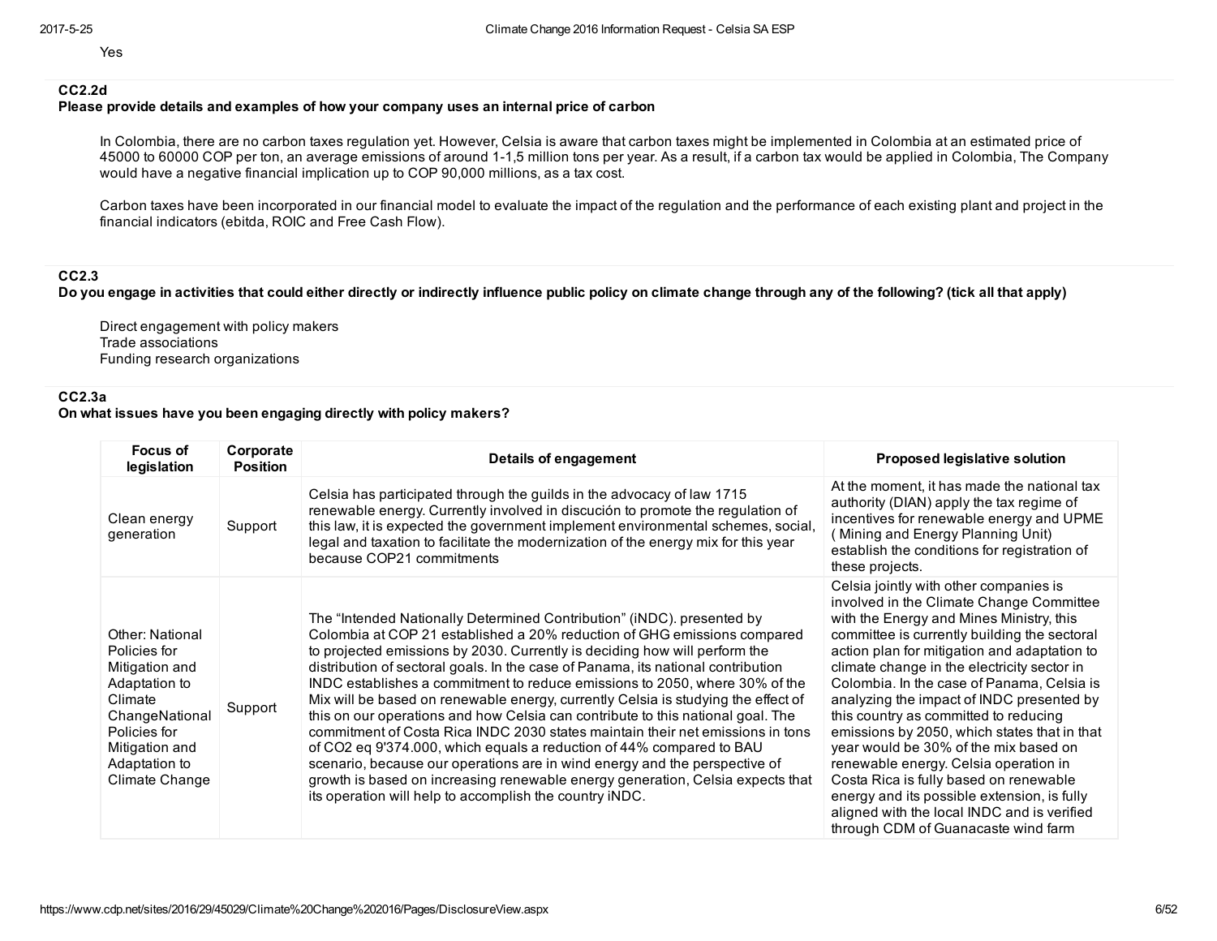Yes

### CC2.2d
**Please provide details and examples of how your company uses an internal price of carbon**

In Colombia, there are no carbon taxes regulation yet. However, Celsia is aware that carbon taxes might be implemented in Colombia at an estimated price of 45000 to 60000 COP per ton, an average emissions of around 1-1,5 million tons per year. As a result, if a carbon tax would be applied in Colombia, The Company would have a negative financial implication up to COP 90,000 millions, as a tax cost.

Carbon taxes have been incorporated in our financial model to evaluate the impact of the regulation and the performance of each existing plant and project in the financial indicators (ebitda, ROIC and Free Cash Flow).

### CC2.3
**Do you engage in activities that could either directly or indirectly influence public policy on climate change through any of the following? (tick all that apply)**

Direct engagement with policy makers
Trade associations
Funding research organizations

### CC2.3a
**On what issues have you been engaging directly with policy makers?**

| Focus of legislation | Corporate Position | Details of engagement | Proposed legislative solution |
|---|---|---|---|
| Clean energy generation | Support | Celsia has participated through the guilds in the advocacy of law 1715 renewable energy. Currently involved in discución to promote the regulation of this law, it is expected the government implement environmental schemes, social, legal and taxation to facilitate the modernization of the energy mix for this year because COP21 commitments | At the moment, it has made the national tax authority (DIAN) apply the tax regime of incentives for renewable energy and UPME ( Mining and Energy Planning Unit) establish the conditions for registration of these projects. |
| Other: National Policies for Mitigation and Adaptation to Climate ChangeNational Policies for Mitigation and Adaptation to Climate Change | Support | The "Intended Nationally Determined Contribution" (iNDC). presented by Colombia at COP 21 established a 20% reduction of GHG emissions compared to projected emissions by 2030. Currently is deciding how will perform the distribution of sectoral goals. In the case of Panama, its national contribution INDC establishes a commitment to reduce emissions to 2050, where 30% of the Mix will be based on renewable energy, currently Celsia is studying the effect of this on our operations and how Celsia can contribute to this national goal. The commitment of Costa Rica INDC 2030 states maintain their net emissions in tons of CO2 eq 9'374.000, which equals a reduction of 44% compared to BAU scenario, because our operations are in wind energy and the perspective of growth is based on increasing renewable energy generation, Celsia expects that its operation will help to accomplish the country iNDC. | Celsia jointly with other companies is involved in the Climate Change Committee with the Energy and Mines Ministry, this committee is currently building the sectoral action plan for mitigation and adaptation to climate change in the electricity sector in Colombia. In the case of Panama, Celsia is analyzing the impact of INDC presented by this country as committed to reducing emissions by 2050, which states that in that year would be 30% of the mix based on renewable energy. Celsia operation in Costa Rica is fully based on renewable energy and its possible extension, is fully aligned with the local INDC and is verified through CDM of Guanacaste wind farm |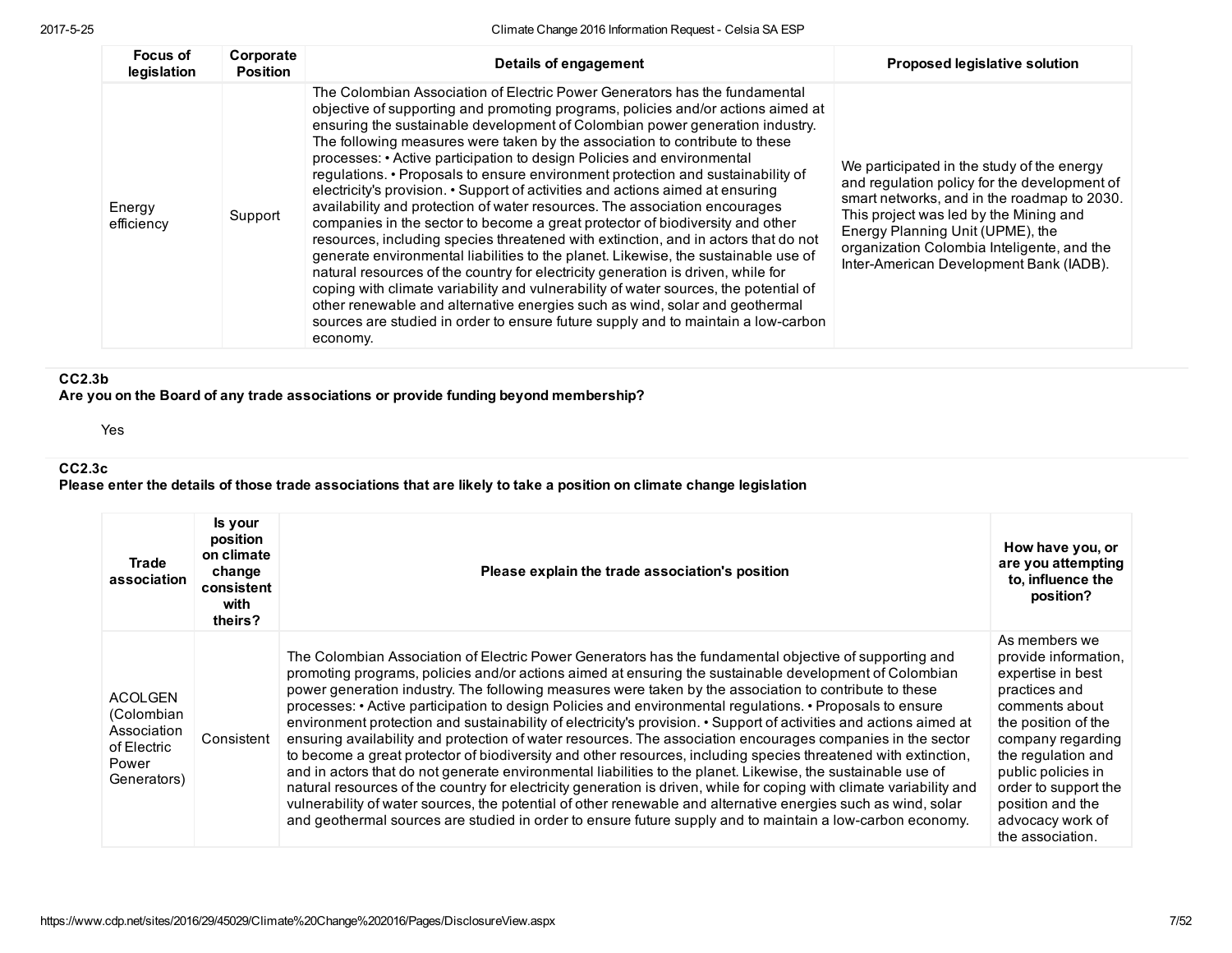| Focus of legislation | Corporate Position | Details of engagement | Proposed legislative solution |
|---|---|---|---|
| Energy efficiency | Support | The Colombian Association of Electric Power Generators has the fundamental objective of supporting and promoting programs, policies and/or actions aimed at ensuring the sustainable development of Colombian power generation industry. The following measures were taken by the association to contribute to these processes: • Active participation to design Policies and environmental regulations. • Proposals to ensure environment protection and sustainability of electricity's provision. • Support of activities and actions aimed at ensuring availability and protection of water resources. The association encourages companies in the sector to become a great protector of biodiversity and other resources, including species threatened with extinction, and in actors that do not generate environmental liabilities to the planet. Likewise, the sustainable use of natural resources of the country for electricity generation is driven, while for coping with climate variability and vulnerability of water sources, the potential of other renewable and alternative energies such as wind, solar and geothermal sources are studied in order to ensure future supply and to maintain a low-carbon economy. | We participated in the study of the energy and regulation policy for the development of smart networks, and in the roadmap to 2030. This project was led by the Mining and Energy Planning Unit (UPME), the organization Colombia Inteligente, and the Inter-American Development Bank (IADB). |

### CC2.3b

**Are you on the Board of any trade associations or provide funding beyond membership?**

Yes

### CC2.3c

**Please enter the details of those trade associations that are likely to take a position on climate change legislation**

| Trade association | Is your position on climate change consistent with theirs? | Please explain the trade association's position | How have you, or are you attempting to, influence the position? |
|---|---|---|---|
| ACOLGEN (Colombian Association of Electric Power Generators) | Consistent | The Colombian Association of Electric Power Generators has the fundamental objective of supporting and promoting programs, policies and/or actions aimed at ensuring the sustainable development of Colombian power generation industry. The following measures were taken by the association to contribute to these processes: • Active participation to design Policies and environmental regulations. • Proposals to ensure environment protection and sustainability of electricity's provision. • Support of activities and actions aimed at ensuring availability and protection of water resources. The association encourages companies in the sector to become a great protector of biodiversity and other resources, including species threatened with extinction, and in actors that do not generate environmental liabilities to the planet. Likewise, the sustainable use of natural resources of the country for electricity generation is driven, while for coping with climate variability and vulnerability of water sources, the potential of other renewable and alternative energies such as wind, solar and geothermal sources are studied in order to ensure future supply and to maintain a low-carbon economy. | As members we provide information, expertise in best practices and comments about the position of the company regarding the regulation and public policies in order to support the position and the advocacy work of the association. |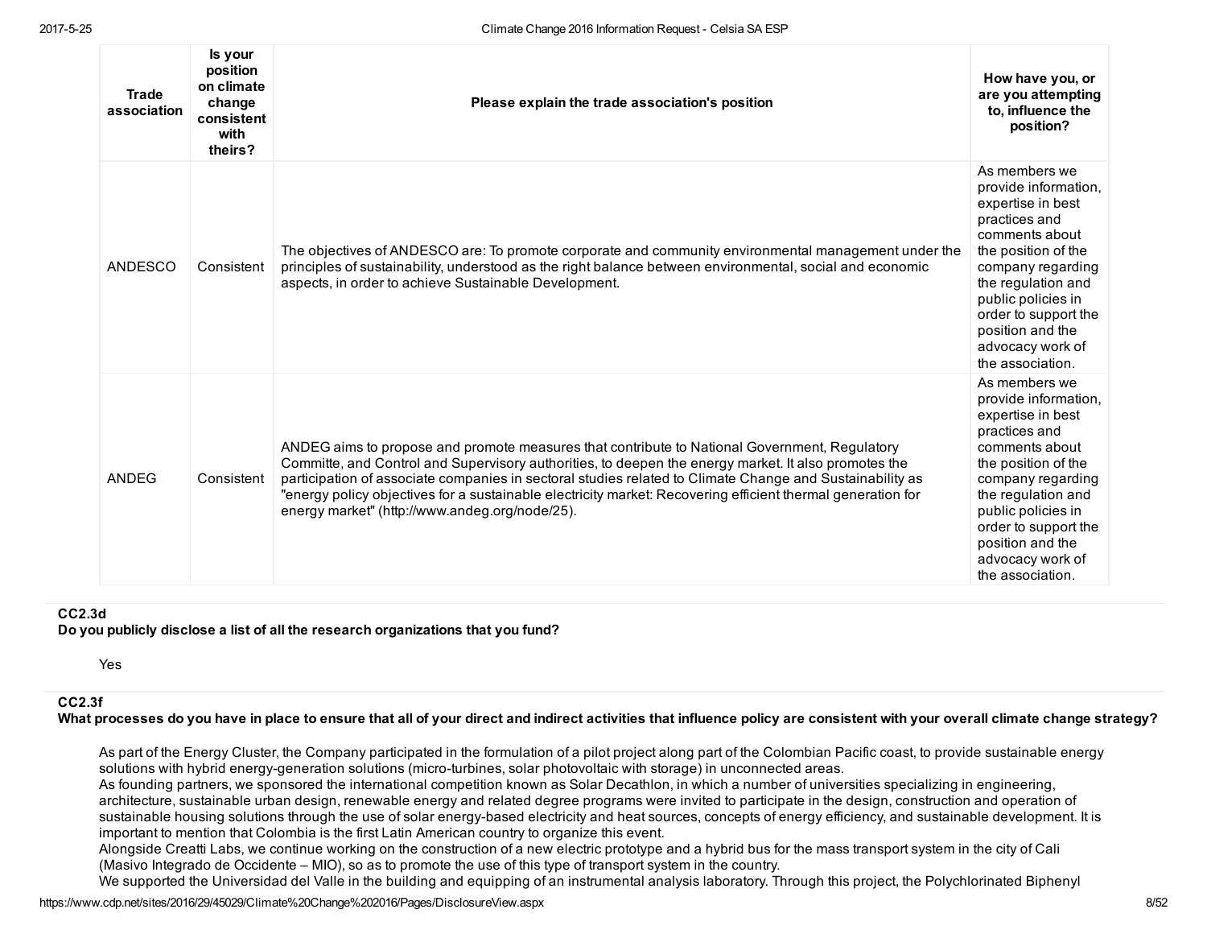| Trade association | Is your position on climate change consistent with theirs? | Please explain the trade association's position | How have you, or are you attempting to, influence the position? |
|---|---|---|---|
| ANDESCO | Consistent | The objectives of ANDESCO are: To promote corporate and community environmental management under the principles of sustainability, understood as the right balance between environmental, social and economic aspects, in order to achieve Sustainable Development. | As members we provide information, expertise in best practices and comments about the position of the company regarding the regulation and public policies in order to support the position and the advocacy work of the association. |
| ANDEG | Consistent | ANDEG aims to propose and promote measures that contribute to National Government, Regulatory Committe, and Control and Supervisory authorities, to deepen the energy market. It also promotes the participation of associate companies in sectoral studies related to Climate Change and Sustainability as "energy policy objectives for a sustainable electricity market: Recovering efficient thermal generation for energy market" (http://www.andeg.org/node/25). | As members we provide information, expertise in best practices and comments about the position of the company regarding the regulation and public policies in order to support the position and the advocacy work of the association. |

**CC2.3d**
**Do you publicly disclose a list of all the research organizations that you fund?**

Yes

**CC2.3f**
**What processes do you have in place to ensure that all of your direct and indirect activities that influence policy are consistent with your overall climate change strategy?**

As part of the Energy Cluster, the Company participated in the formulation of a pilot project along part of the Colombian Pacific coast, to provide sustainable energy solutions with hybrid energy-generation solutions (micro-turbines, solar photovoltaic with storage) in unconnected areas.
As founding partners, we sponsored the international competition known as Solar Decathlon, in which a number of universities specializing in engineering, architecture, sustainable urban design, renewable energy and related degree programs were invited to participate in the design, construction and operation of sustainable housing solutions through the use of solar energy-based electricity and heat sources, concepts of energy efficiency, and sustainable development. It is important to mention that Colombia is the first Latin American country to organize this event.
Alongside Creatti Labs, we continue working on the construction of a new electric prototype and a hybrid bus for the mass transport system in the city of Cali (Masivo Integrado de Occidente – MIO), so as to promote the use of this type of transport system in the country.
We supported the Universidad del Valle in the building and equipping of an instrumental analysis laboratory. Through this project, the Polychlorinated Biphenyl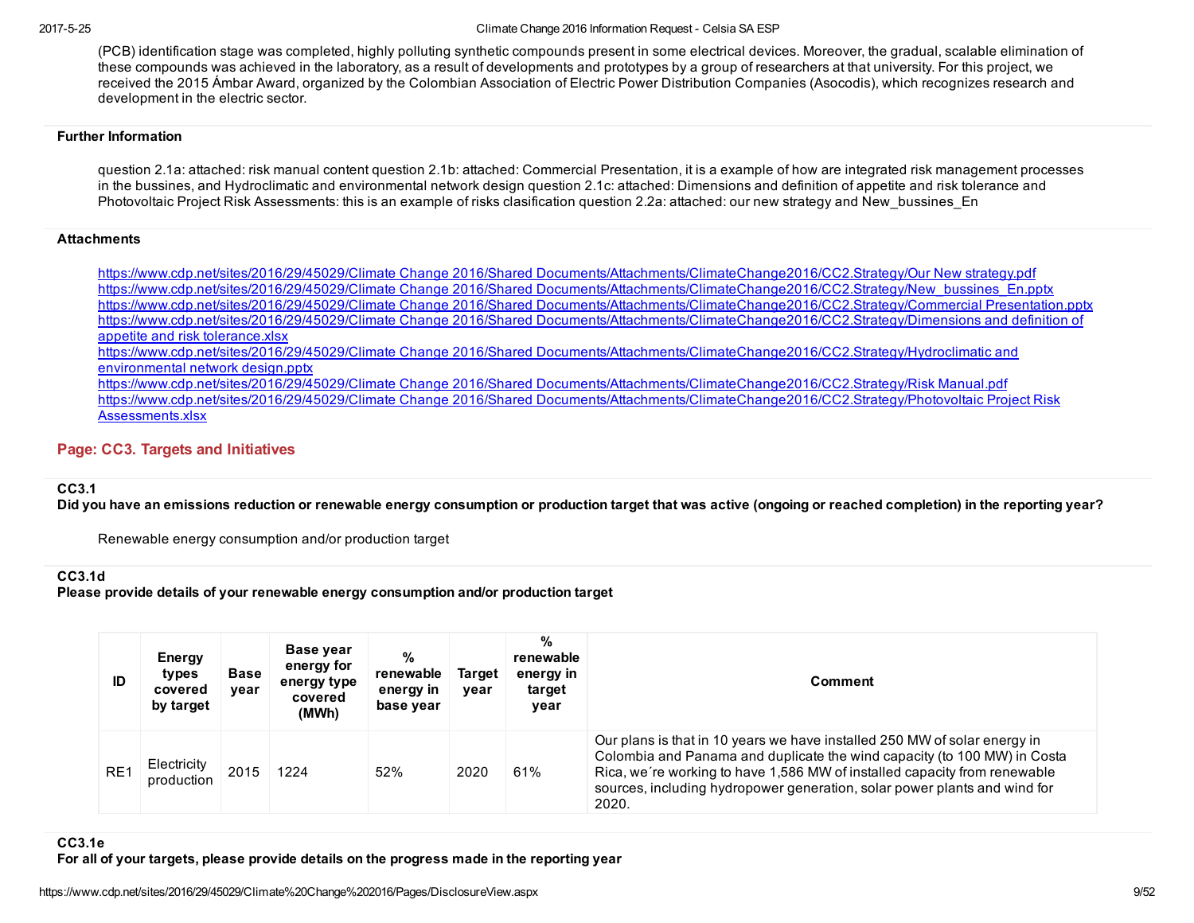(PCB) identification stage was completed, highly polluting synthetic compounds present in some electrical devices. Moreover, the gradual, scalable elimination of these compounds was achieved in the laboratory, as a result of developments and prototypes by a group of researchers at that university. For this project, we received the 2015 Ámbar Award, organized by the Colombian Association of Electric Power Distribution Companies (Asocodis), which recognizes research and development in the electric sector.

**Further Information**

question 2.1a: attached: risk manual content question 2.1b: attached: Commercial Presentation, it is a example of how are integrated risk management processes in the bussines, and Hydroclimatic and environmental network design question 2.1c: attached: Dimensions and definition of appetite and risk tolerance and Photovoltaic Project Risk Assessments: this is an example of risks clasification question 2.2a: attached: our new strategy and New_bussines_En

**Attachments**

https://www.cdp.net/sites/2016/29/45029/Climate Change 2016/Shared Documents/Attachments/ClimateChange2016/CC2.Strategy/Our New strategy.pdf
https://www.cdp.net/sites/2016/29/45029/Climate Change 2016/Shared Documents/Attachments/ClimateChange2016/CC2.Strategy/New_bussines_En.pptx
https://www.cdp.net/sites/2016/29/45029/Climate Change 2016/Shared Documents/Attachments/ClimateChange2016/CC2.Strategy/Commercial Presentation.pptx
https://www.cdp.net/sites/2016/29/45029/Climate Change 2016/Shared Documents/Attachments/ClimateChange2016/CC2.Strategy/Dimensions and definition of appetite and risk tolerance.xlsx
https://www.cdp.net/sites/2016/29/45029/Climate Change 2016/Shared Documents/Attachments/ClimateChange2016/CC2.Strategy/Hydroclimatic and environmental network design.pptx
https://www.cdp.net/sites/2016/29/45029/Climate Change 2016/Shared Documents/Attachments/ClimateChange2016/CC2.Strategy/Risk Manual.pdf
https://www.cdp.net/sites/2016/29/45029/Climate Change 2016/Shared Documents/Attachments/ClimateChange2016/CC2.Strategy/Photovoltaic Project Risk Assessments.xlsx

## Page: CC3. Targets and Initiatives

**CC3.1**
**Did you have an emissions reduction or renewable energy consumption or production target that was active (ongoing or reached completion) in the reporting year?**

Renewable energy consumption and/or production target

**CC3.1d**
**Please provide details of your renewable energy consumption and/or production target**

| ID | Energy types covered by target | Base year | Base year energy for energy type covered (MWh) | % renewable energy in base year | Target year | % renewable energy in target year | Comment |
|---|---|---|---|---|---|---|---|
| RE1 | Electricity production | 2015 | 1224 | 52% | 2020 | 61% | Our plans is that in 10 years we have installed 250 MW of solar energy in Colombia and Panama and duplicate the wind capacity (to 100 MW) in Costa Rica, we´re working to have 1,586 MW of installed capacity from renewable sources, including hydropower generation, solar power plants and wind for 2020. |

**CC3.1e**
**For all of your targets, please provide details on the progress made in the reporting year**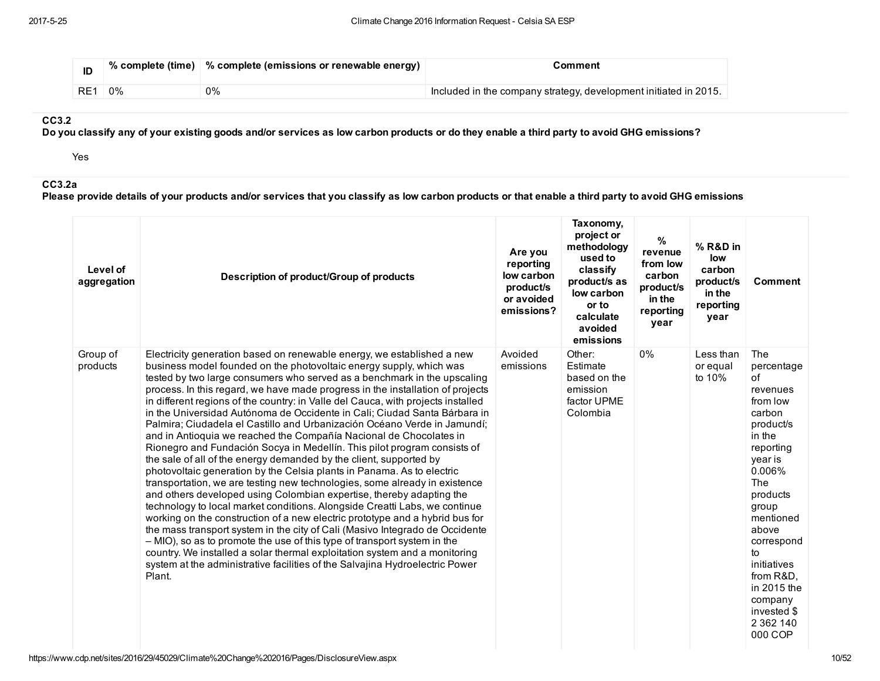| ID | % complete (time) | % complete (emissions or renewable energy) | Comment |
|---|---|---|---|
| RE1 | 0% | 0% | Included in the company strategy, development initiated in 2015. |

### CC3.2
**Do you classify any of your existing goods and/or services as low carbon products or do they enable a third party to avoid GHG emissions?**

Yes

### CC3.2a
**Please provide details of your products and/or services that you classify as low carbon products or that enable a third party to avoid GHG emissions**

| Level of aggregation | Description of product/Group of products | Are you reporting low carbon product/s or avoided emissions? | Taxonomy, project or methodology used to classify product/s as low carbon or to calculate avoided emissions | % revenue from low carbon product/s in the reporting year | % R&D in low carbon product/s in the reporting year | Comment |
|---|---|---|---|---|---|---|
| Group of products | Electricity generation based on renewable energy, we established a new business model founded on the photovoltaic energy supply, which was tested by two large consumers who served as a benchmark in the upscaling process. In this regard, we have made progress in the installation of projects in different regions of the country: in Valle del Cauca, with projects installed in the Universidad Autónoma de Occidente in Cali; Ciudad Santa Bárbara in Palmira; Ciudadela el Castillo and Urbanización Océano Verde in Jamundí; and in Antioquia we reached the Compañía Nacional de Chocolates in Rionegro and Fundación Socya in Medellín. This pilot program consists of the sale of all of the energy demanded by the client, supported by photovoltaic generation by the Celsia plants in Panama. As to electric transportation, we are testing new technologies, some already in existence and others developed using Colombian expertise, thereby adapting the technology to local market conditions. Alongside Creatti Labs, we continue working on the construction of a new electric prototype and a hybrid bus for the mass transport system in the city of Cali (Masivo Integrado de Occidente – MIO), so as to promote the use of this type of transport system in the country. We installed a solar thermal exploitation system and a monitoring system at the administrative facilities of the Salvajina Hydroelectric Power Plant. | Avoided emissions | Other: Estimate based on the emission factor UPME Colombia | 0% | Less than or equal to 10% | The percentage of revenues from low carbon product/s in the reporting year is 0.006% The products group mentioned above correspond to initiatives from R&D, in 2015 the company invested $ 2 362 140 000 COP |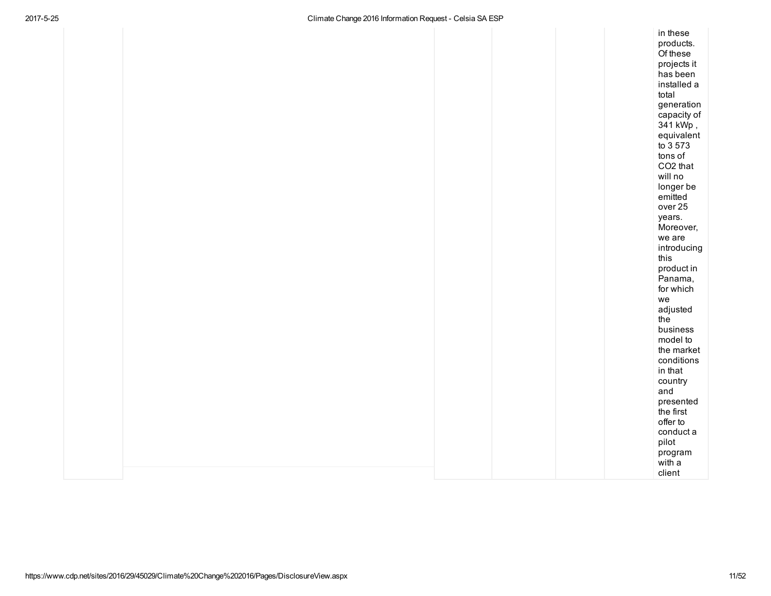|  |  |  |  |  |  | in these products. Of these projects it has been installed a total generation capacity of 341 kWp , equivalent to 3 573 tons of $CO_2$ that will no longer be emitted over 25 years. Moreover, we are introducing this product in Panama, for which we adjusted the business model to the market conditions in that country and presented the first offer to conduct a pilot program with a client |
|---|---|---|---|---|---|---|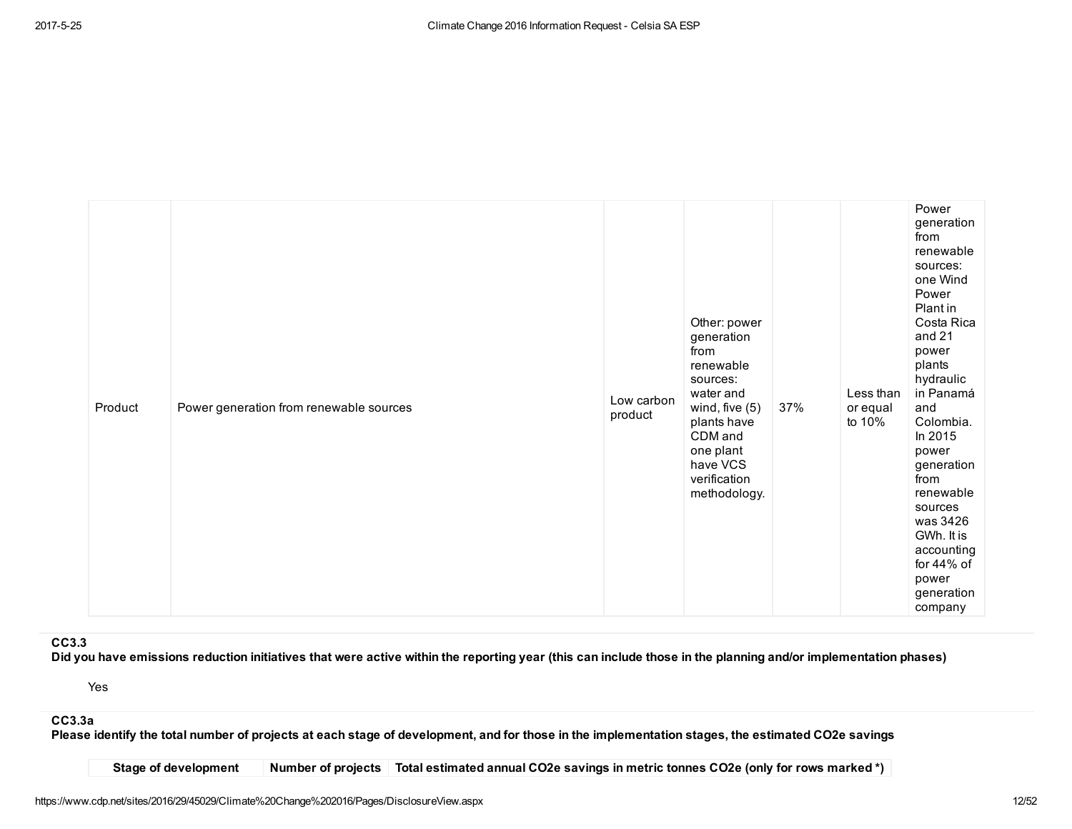| | | | | | | |
|---|---|---|---|---|---|---|
| Product | Power generation from renewable sources | Low carbon product | Other: power generation from renewable sources: water and wind, five (5) plants have CDM and one plant have VCS verification methodology. | 37% | Less than or equal to 10% | Power generation from renewable sources: one Wind Power Plant in Costa Rica and 21 power plants hydraulic in Panamá and Colombia. In 2015 power generation from renewable sources was 3426 GWh. It is accounting for 44% of power generation company |

**CC3.3**
**Did you have emissions reduction initiatives that were active within the reporting year (this can include those in the planning and/or implementation phases)**

Yes

**CC3.3a**
**Please identify the total number of projects at each stage of development, and for those in the implementation stages, the estimated CO2e savings**

| Stage of development | Number of projects | Total estimated annual CO2e savings in metric tonnes CO2e (only for rows marked *) |
|---|---|---|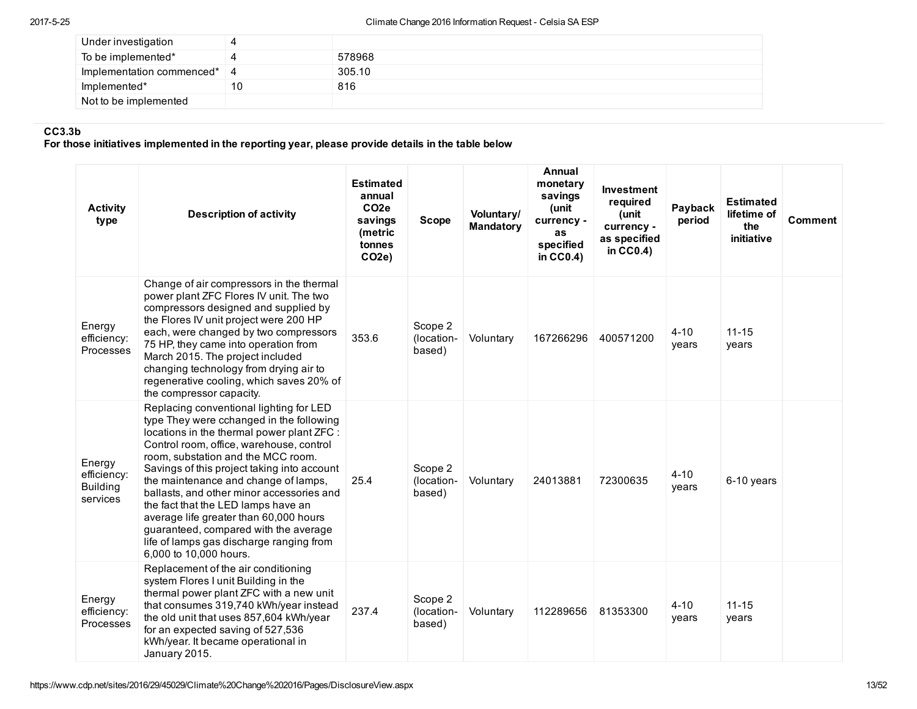| | | |
|---|---|---|
| Under investigation | 4 | |
| To be implemented* | 4 | 578968 |
| Implementation commenced* | 4 | 305.10 |
| Implemented* | 10 | 816 |
| Not to be implemented | | |

**CC3.3b**

**For those initiatives implemented in the reporting year, please provide details in the table below**

| Activity type | Description of activity | Estimated annual CO2e savings (metric tonnes CO2e) | Scope | Voluntary/ Mandatory | Annual monetary savings (unit currency - as specified in CC0.4) | Investment required (unit currency - as specified in CC0.4) | Payback period | Estimated lifetime of the initiative | Comment |
|---|---|---|---|---|---|---|---|---|---|
| Energy efficiency: Processes | Change of air compressors in the thermal power plant ZFC Flores IV unit. The two compressors designed and supplied by the Flores IV unit project were 200 HP each, were changed by two compressors 75 HP, they came into operation from March 2015. The project included changing technology from drying air to regenerative cooling, which saves 20% of the compressor capacity. | 353.6 | Scope 2 (location-based) | Voluntary | 167266296 | 400571200 | 4-10 years | 11-15 years | |
| Energy efficiency: Building services | Replacing conventional lighting for LED type They were cchanged in the following locations in the thermal power plant ZFC : Control room, office, warehouse, control room, substation and the MCC room. Savings of this project taking into account the maintenance and change of lamps, ballasts, and other minor accessories and the fact that the LED lamps have an average life greater than 60,000 hours guaranteed, compared with the average life of lamps gas discharge ranging from 6,000 to 10,000 hours. | 25.4 | Scope 2 (location-based) | Voluntary | 24013881 | 72300635 | 4-10 years | 6-10 years | |
| Energy efficiency: Processes | Replacement of the air conditioning system Flores I unit Building in the thermal power plant ZFC with a new unit that consumes 319,740 kWh/year instead the old unit that uses 857,604 kWh/year for an expected saving of 527,536 kWh/year. It became operational in January 2015. | 237.4 | Scope 2 (location-based) | Voluntary | 112289656 | 81353300 | 4-10 years | 11-15 years | |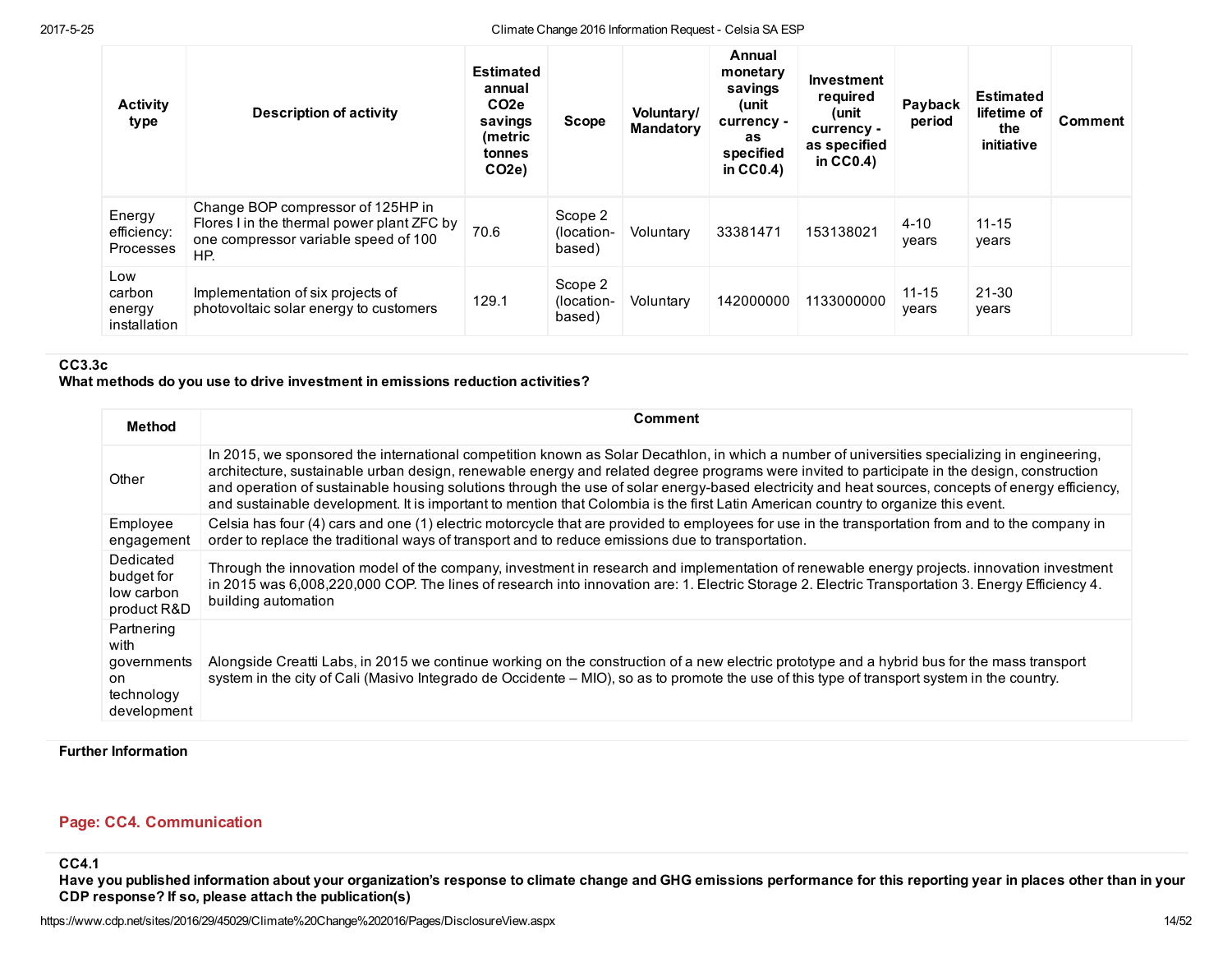| Activity type | Description of activity | Estimated annual CO2e savings (metric tonnes CO2e) | Scope | Voluntary/ Mandatory | Annual monetary savings (unit currency - as specified in CC0.4) | Investment required (unit currency - as specified in CC0.4) | Payback period | Estimated lifetime of the initiative | Comment |
|---|---|---|---|---|---|---|---|---|---|
| Energy efficiency: Processes | Change BOP compressor of 125HP in Flores I in the thermal power plant ZFC by one compressor variable speed of 100 HP. | 70.6 | Scope 2 (location-based) | Voluntary | 33381471 | 153138021 | 4-10 years | 11-15 years | |
| Low carbon energy installation | Implementation of six projects of photovoltaic solar energy to customers | 129.1 | Scope 2 (location-based) | Voluntary | 142000000 | 1133000000 | 11-15 years | 21-30 years | |

**CC3.3c**
**What methods do you use to drive investment in emissions reduction activities?**

| Method | Comment |
|---|---|
| Other | In 2015, we sponsored the international competition known as Solar Decathlon, in which a number of universities specializing in engineering, architecture, sustainable urban design, renewable energy and related degree programs were invited to participate in the design, construction and operation of sustainable housing solutions through the use of solar energy-based electricity and heat sources, concepts of energy efficiency, and sustainable development. It is important to mention that Colombia is the first Latin American country to organize this event. |
| Employee engagement | Celsia has four (4) cars and one (1) electric motorcycle that are provided to employees for use in the transportation from and to the company in order to replace the traditional ways of transport and to reduce emissions due to transportation. |
| Dedicated budget for low carbon product R&D | Through the innovation model of the company, investment in research and implementation of renewable energy projects. innovation investment in 2015 was 6,008,220,000 COP. The lines of research into innovation are: 1. Electric Storage 2. Electric Transportation 3. Energy Efficiency 4. building automation |
| Partnering with governments on technology development | Alongside Creatti Labs, in 2015 we continue working on the construction of a new electric prototype and a hybrid bus for the mass transport system in the city of Cali (Masivo Integrado de Occidente – MIO), so as to promote the use of this type of transport system in the country. |

**Further Information**

## Page: CC4. Communication

**CC4.1**
**Have you published information about your organization's response to climate change and GHG emissions performance for this reporting year in places other than in your CDP response? If so, please attach the publication(s)**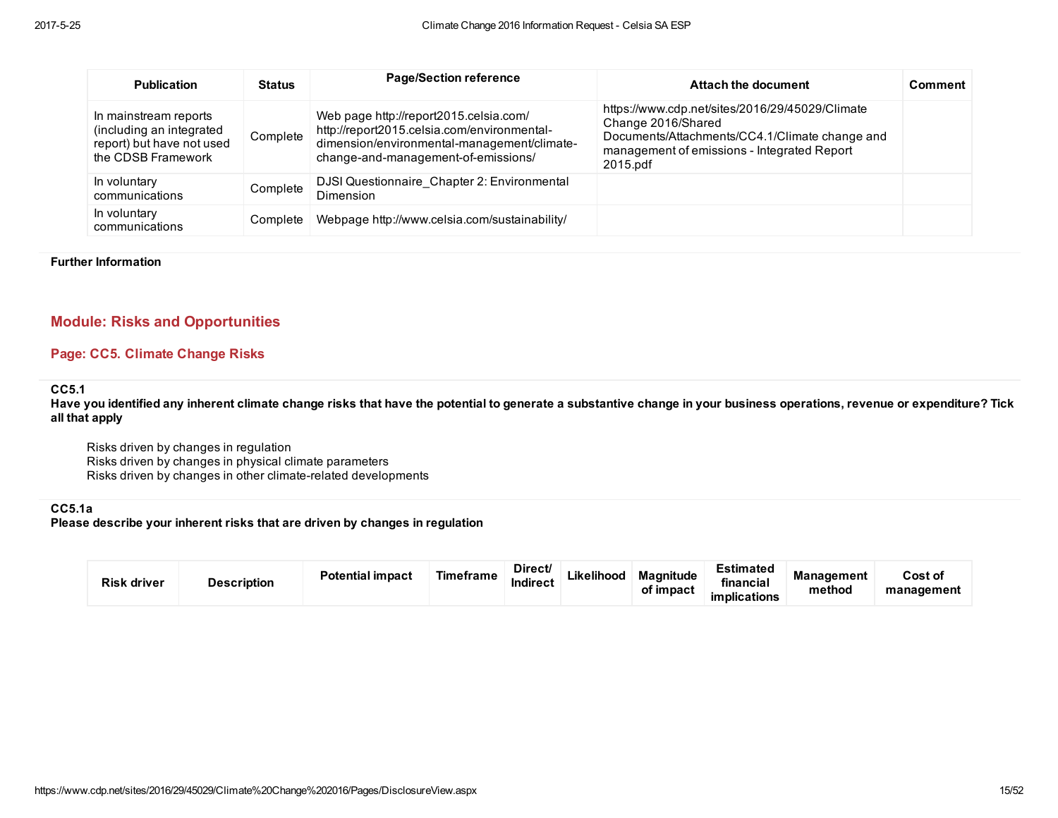| Publication | Status | Page/Section reference | Attach the document | Comment |
|---|---|---|---|---|
| In mainstream reports (including an integrated report) but have not used the CDSB Framework | Complete | Web page http://report2015.celsia.com/ http://report2015.celsia.com/environmental-dimension/environmental-management/climate-change-and-management-of-emissions/ | https://www.cdp.net/sites/2016/29/45029/Climate Change 2016/Shared Documents/Attachments/CC4.1/Climate change and management of emissions - Integrated Report 2015.pdf | |
| In voluntary communications | Complete | DJSI Questionnaire_Chapter 2: Environmental Dimension | | |
| In voluntary communications | Complete | Webpage http://www.celsia.com/sustainability/ | | |

**Further Information**

## Module: Risks and Opportunities

### Page: CC5. Climate Change Risks

**CC5.1**
**Have you identified any inherent climate change risks that have the potential to generate a substantive change in your business operations, revenue or expenditure? Tick all that apply**

Risks driven by changes in regulation
Risks driven by changes in physical climate parameters
Risks driven by changes in other climate-related developments

**CC5.1a**
**Please describe your inherent risks that are driven by changes in regulation**

| Risk driver | Description | Potential impact | Timeframe | Direct/ Indirect | Likelihood | Magnitude of impact | Estimated financial implications | Management method | Cost of management |
|---|---|---|---|---|---|---|---|---|---|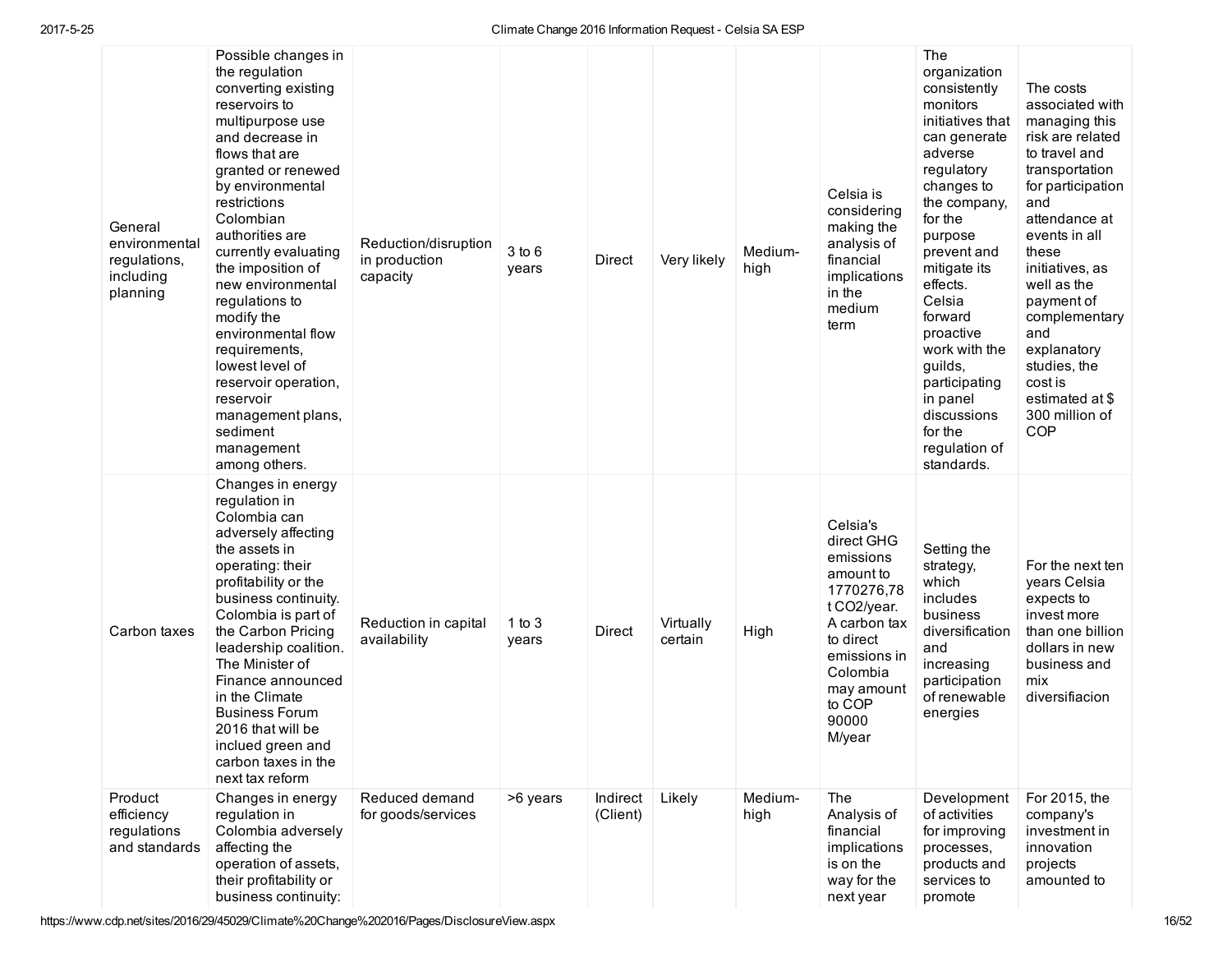| | | | | | | | | | |
|---|---|---|---|---|---|---|---|---|---|
| General environmental regulations, including planning | Possible changes in the regulation converting existing reservoirs to multipurpose use and decrease in flows that are granted or renewed by environmental restrictions Colombian authorities are currently evaluating the imposition of new environmental regulations to modify the environmental flow requirements, lowest level of reservoir operation, reservoir management plans, sediment management among others. | Reduction/disruption in production capacity | 3 to 6 years | Direct | Very likely | Medium-high | Celsia is considering making the analysis of financial implications in the medium term | The organization consistently monitors initiatives that can generate adverse regulatory changes to the company, for the purpose prevent and mitigate its effects. Celsia forward proactive work with the guilds, participating in panel discussions for the regulation of standards. | The costs associated with managing this risk are related to travel and transportation for participation and attendance at events in all these initiatives, as well as the payment of complementary and explanatory studies, the cost is estimated at $ 300 million of COP |
| Carbon taxes | Changes in energy regulation in Colombia can adversely affecting the assets in operating: their profitability or the business continuity. Colombia is part of the Carbon Pricing leadership coalition. The Minister of Finance announced in the Climate Business Forum 2016 that will be inclued green and carbon taxes in the next tax reform | Reduction in capital availability | 1 to 3 years | Direct | Virtually certain | High | Celsia's direct GHG emissions amount to 1770276,78 t CO2/year. A carbon tax to direct emissions in Colombia may amount to COP 90000 M/year | Setting the strategy, which includes business diversification and increasing participation of renewable energies | For the next ten years Celsia expects to invest more than one billion dollars in new business and mix diversifiacion |
| Product efficiency regulations and standards | Changes in energy regulation in Colombia adversely affecting the operation of assets, their profitability or business continuity: | Reduced demand for goods/services | >6 years | Indirect (Client) | Likely | Medium-high | The Analysis of financial implications is on the way for the next year | Development of activities for improving processes, products and services to promote | For 2015, the company's investment in innovation projects amounted to |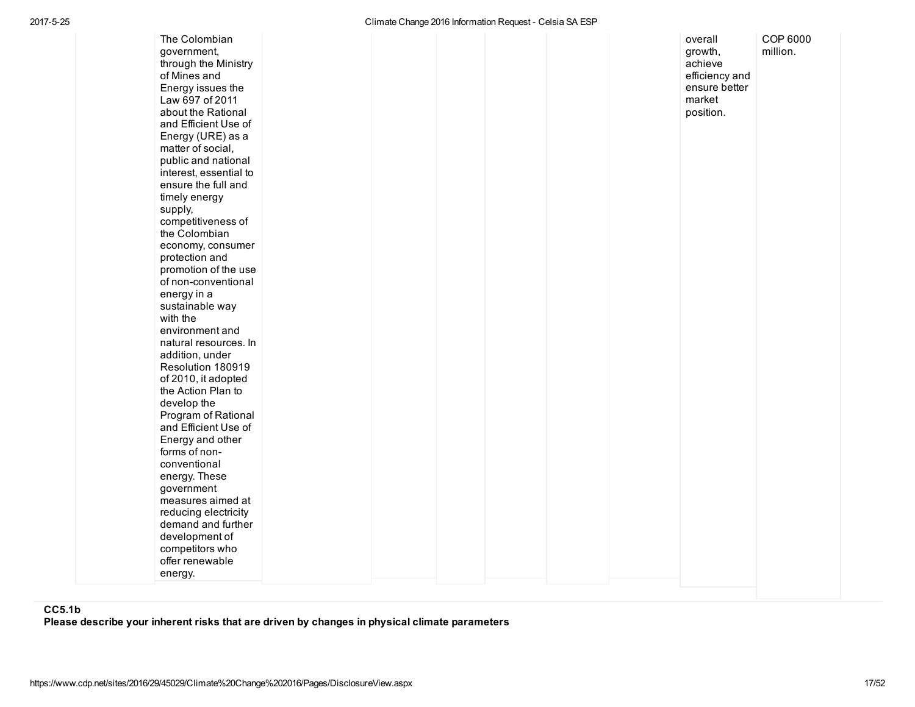| | | | | | | | | | |
|---|---|---|---|---|---|---|---|---|---|
| | The Colombian government, through the Ministry of Mines and Energy issues the Law 697 of 2011 about the Rational and Efficient Use of Energy (URE) as a matter of social, public and national interest, essential to ensure the full and timely energy supply, competitiveness of the Colombian economy, consumer protection and promotion of the use of non-conventional energy in a sustainable way with the environment and natural resources. In addition, under Resolution 180919 of 2010, it adopted the Action Plan to develop the Program of Rational and Efficient Use of Energy and other forms of non-conventional energy. These government measures aimed at reducing electricity demand and further development of competitors who offer renewable energy. | | | | | | | overall growth, achieve efficiency and ensure better market position. | COP 6000 million. |

**CC5.1b**
**Please describe your inherent risks that are driven by changes in physical climate parameters**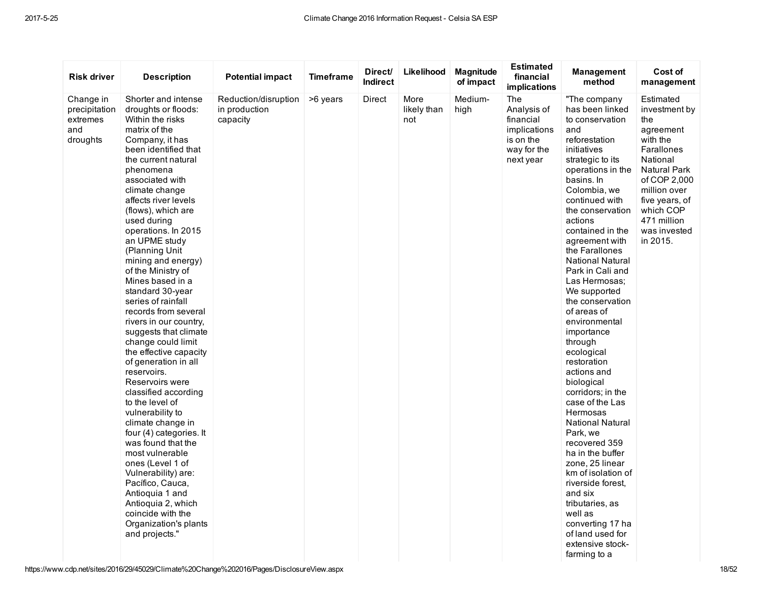| Risk driver | Description | Potential impact | Timeframe | Direct/ Indirect | Likelihood | Magnitude of impact | Estimated financial implications | Management method | Cost of management |
|---|---|---|---|---|---|---|---|---|---|
| Change in precipitation extremes and droughts | Shorter and intense droughts or floods: Within the risks matrix of the Company, it has been identified that the current natural phenomena associated with climate change affects river levels (flows), which are used during operations. In 2015 an UPME study (Planning Unit mining and energy) of the Ministry of Mines based in a standard 30-year series of rainfall records from several rivers in our country, suggests that climate change could limit the effective capacity of generation in all reservoirs. Reservoirs were classified according to the level of vulnerability to climate change in four (4) categories. It was found that the most vulnerable ones (Level 1 of Vulnerability) are: Pacífico, Cauca, Antioquia 1 and Antioquia 2, which coincide with the Organization's plants and projects." | Reduction/disruption in production capacity | >6 years | Direct | More likely than not | Medium-high | The Analysis of financial implications is on the way for the next year | "The company has been linked to conservation and reforestation initiatives strategic to its operations in the basins. In Colombia, we continued with the conservation actions contained in the agreement with the Farallones National Natural Park in Cali and Las Hermosas; We supported the conservation of areas of environmental importance through ecological restoration actions and biological corridors; in the case of the Las Hermosas National Natural Park, we recovered 359 ha in the buffer zone, 25 linear km of isolation of riverside forest, and six tributaries, as well as converting 17 ha of land used for extensive stock-farming to a | Estimated investment by the agreement with the Farallones National Natural Park of COP 2,000 million over five years, of which COP 471 million was invested in 2015. |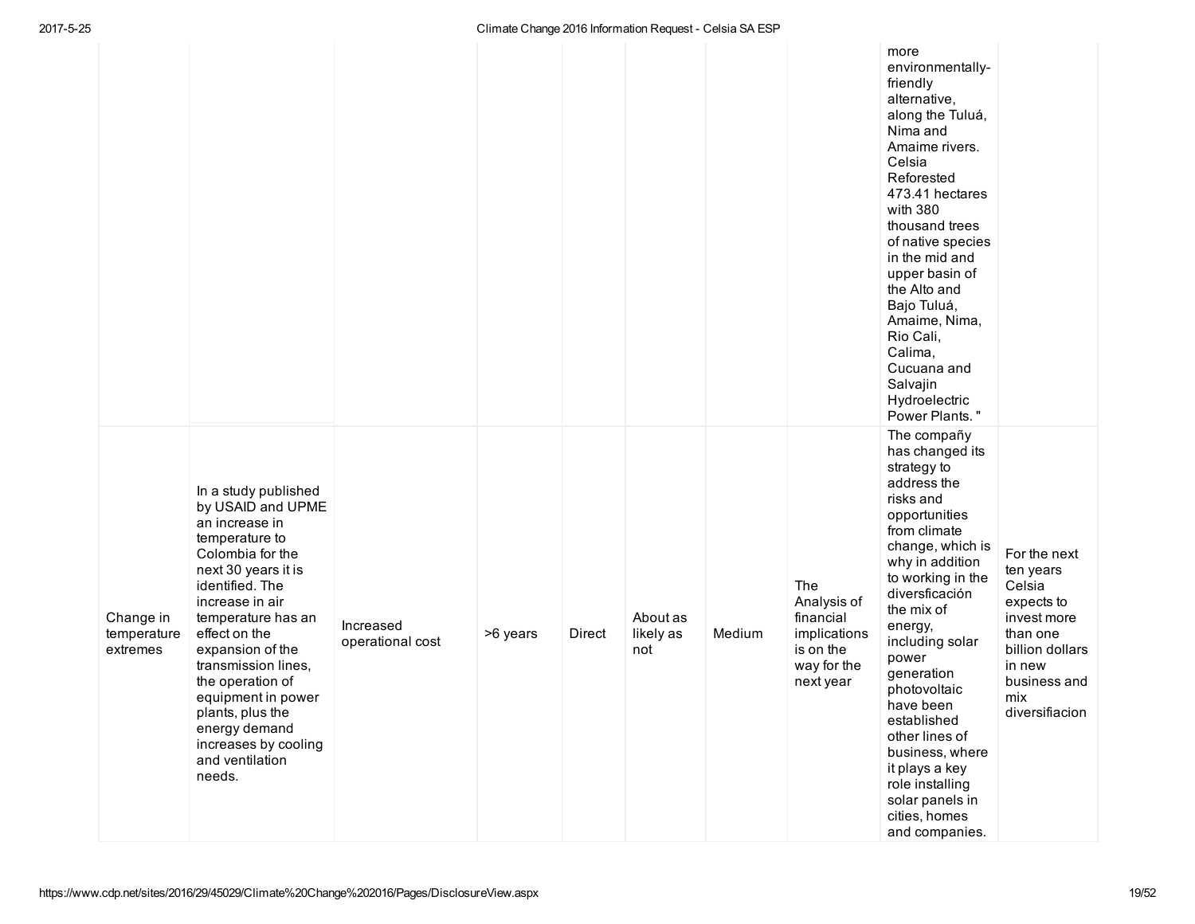| | | | | | | | | | |
|---|---|---|---|---|---|---|---|---|---|
| | | | | | | | | more environmentally-friendly alternative, along the Tuluá, Nima and Amaime rivers. Celsia Reforested 473.41 hectares with 380 thousand trees of native species in the mid and upper basin of the Alto and Bajo Tuluá, Amaime, Nima, Rio Cali, Calima, Cucuana and Salvajin Hydroelectric Power Plants. " | |
| Change in temperature extremes | In a study published by USAID and UPME an increase in temperature to Colombia for the next 30 years it is identified. The increase in air temperature has an effect on the expansion of the transmission lines, the operation of equipment in power plants, plus the energy demand increases by cooling and ventilation needs. | Increased operational cost | >6 years | Direct | About as likely as not | Medium | The Analysis of financial implications is on the way for the next year | The compañy has changed its strategy to address the risks and opportunities from climate change, which is why in addition to working in the diversficación the mix of energy, including solar power generation photovoltaic have been established other lines of business, where it plays a key role installing solar panels in cities, homes and companies. | For the next ten years Celsia expects to invest more than one billion dollars in new business and mix diversifiacion |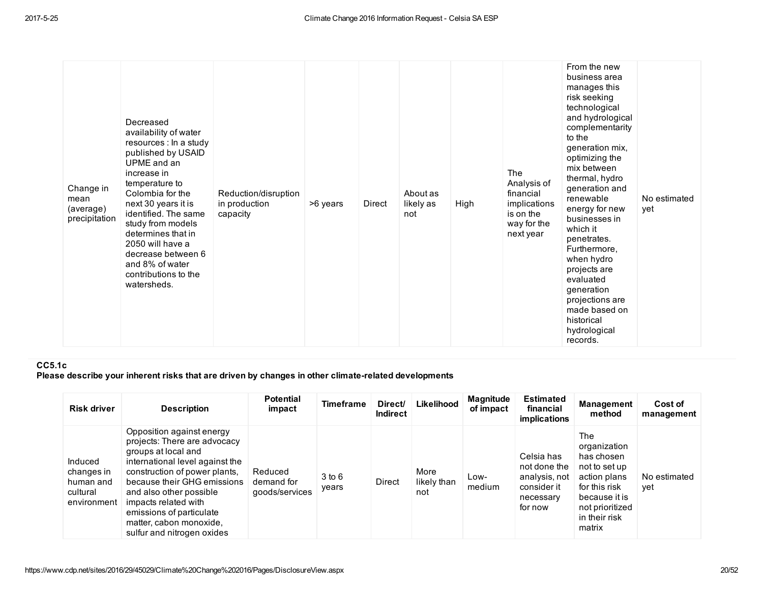| | | | | | | | | | |
|---|---|---|---|---|---|---|---|---|---|
| Change in mean (average) precipitation | Decreased availability of water resources : In a study published by USAID UPME and an increase in temperature to Colombia for the next 30 years it is identified. The same study from models determines that in 2050 will have a decrease between 6 and 8% of water contributions to the watersheds. | Reduction/disruption in production capacity | >6 years | Direct | About as likely as not | High | The Analysis of financial implications is on the way for the next year | From the new business area manages this risk seeking technological and hydrological complementarity to the generation mix, optimizing the mix between thermal, hydro generation and renewable energy for new businesses in which it penetrates. Furthermore, when hydro projects are evaluated generation projections are made based on historical hydrological records. | No estimated yet |

**CC5.1c**

**Please describe your inherent risks that are driven by changes in other climate-related developments**

| Risk driver | Description | Potential impact | Timeframe | Direct/ Indirect | Likelihood | Magnitude of impact | Estimated financial implications | Management method | Cost of management |
|---|---|---|---|---|---|---|---|---|---|
| Induced changes in human and cultural environment | Opposition against energy projects: There are advocacy groups at local and international level against the construction of power plants, because their GHG emissions and also other possible impacts related with emissions of particulate matter, cabon monoxide, sulfur and nitrogen oxides | Reduced demand for goods/services | 3 to 6 years | Direct | More likely than not | Low-medium | Celsia has not done the analysis, not consider it necessary for now | The organization has chosen not to set up action plans for this risk because it is not prioritized in their risk matrix | No estimated yet |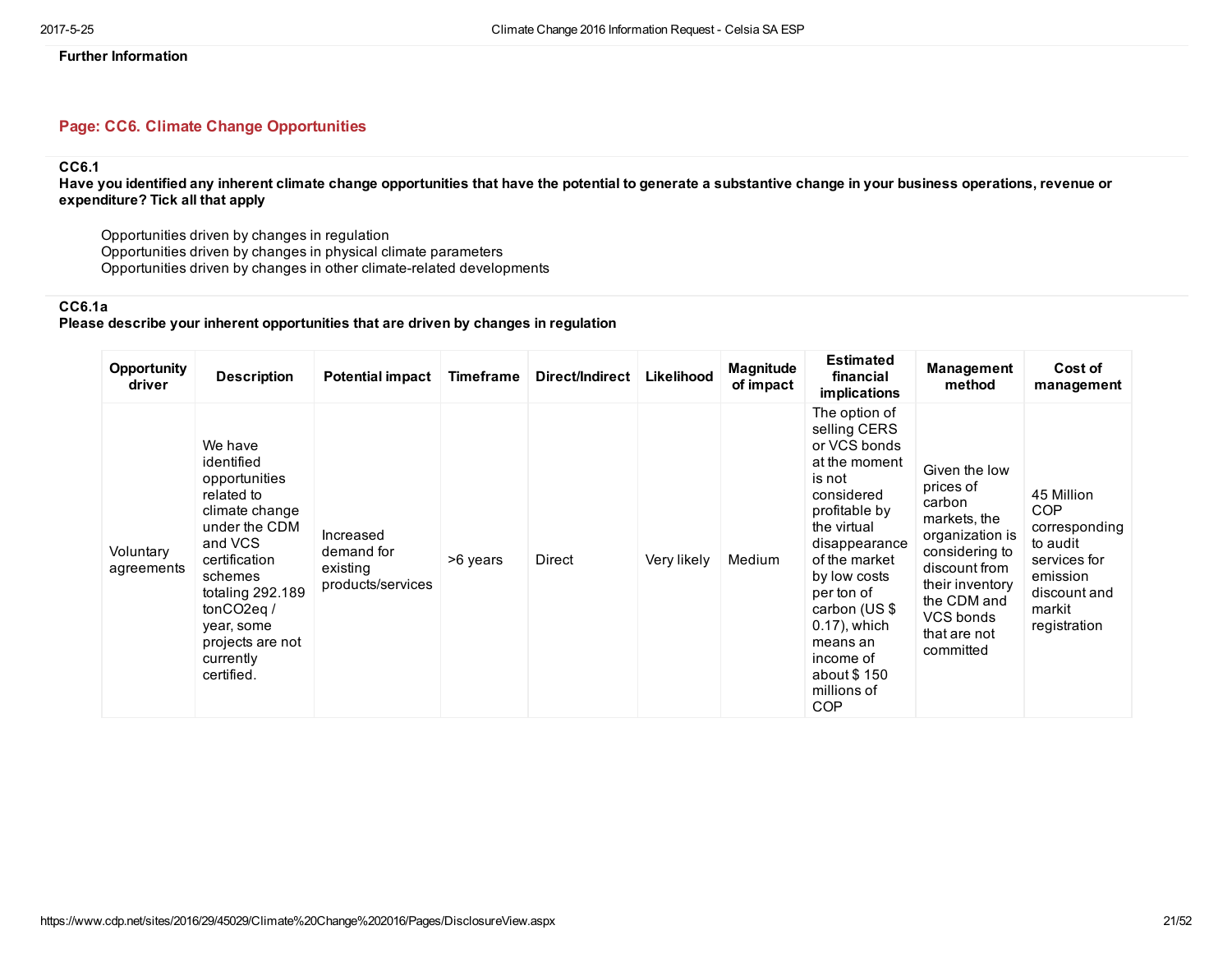**Further Information**

## Page: CC6. Climate Change Opportunities

### CC6.1

**Have you identified any inherent climate change opportunities that have the potential to generate a substantive change in your business operations, revenue or expenditure? Tick all that apply**

Opportunities driven by changes in regulation
Opportunities driven by changes in physical climate parameters
Opportunities driven by changes in other climate-related developments

### CC6.1a

**Please describe your inherent opportunities that are driven by changes in regulation**

| Opportunity driver | Description | Potential impact | Timeframe | Direct/Indirect | Likelihood | Magnitude of impact | Estimated financial implications | Management method | Cost of management |
|---|---|---|---|---|---|---|---|---|---|
| Voluntary agreements | We have identified opportunities related to climate change under the CDM and VCS certification schemes totaling 292.189 tonCO2eq / year, some projects are not currently certified. | Increased demand for existing products/services | >6 years | Direct | Very likely | Medium | The option of selling CERS or VCS bonds at the moment is not considered profitable by the virtual disappearance of the market by low costs per ton of carbon (US $ 0.17), which means an income of about $ 150 millions of COP | Given the low prices of carbon markets, the organization is considering to discount from their inventory the CDM and VCS bonds that are not committed | 45 Million COP corresponding to audit services for emission discount and markit registration |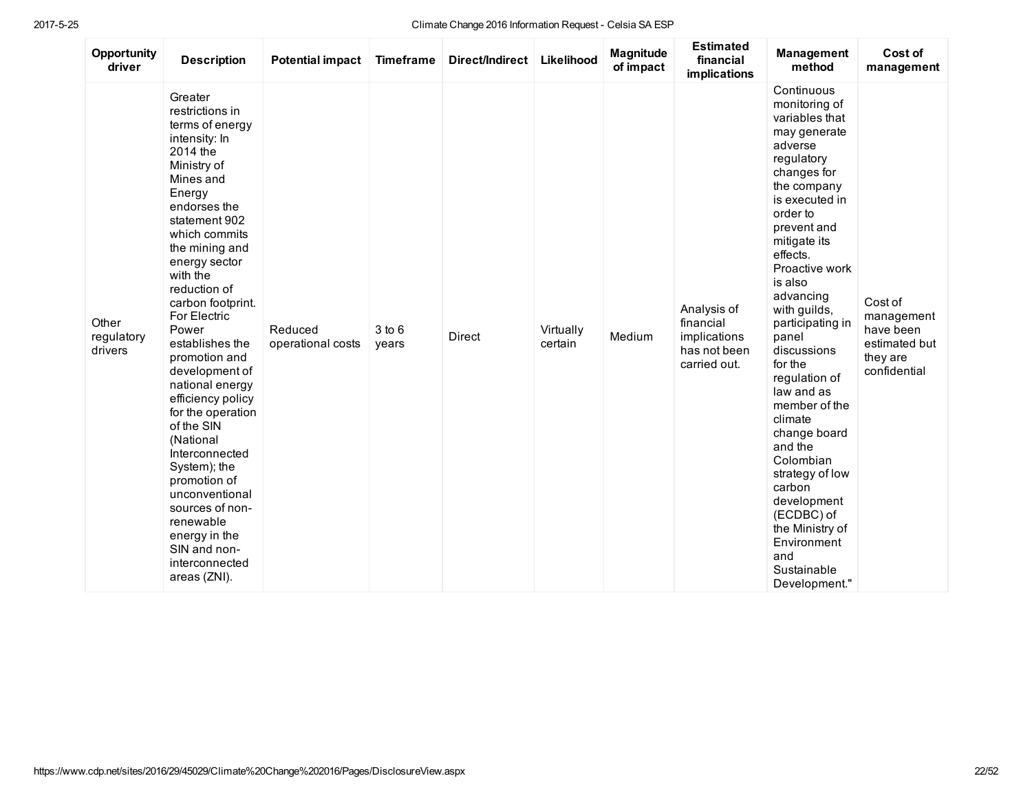| Opportunity driver | Description | Potential impact | Timeframe | Direct/Indirect | Likelihood | Magnitude of impact | Estimated financial implications | Management method | Cost of management |
|---|---|---|---|---|---|---|---|---|---|
| Other regulatory drivers | Greater restrictions in terms of energy intensity: In 2014 the Ministry of Mines and Energy endorses the statement 902 which commits the mining and energy sector with the reduction of carbon footprint. For Electric Power establishes the promotion and development of national energy efficiency policy for the operation of the SIN (National Interconnected System); the promotion of unconventional sources of non-renewable energy in the SIN and non-interconnected areas (ZNI). | Reduced operational costs | 3 to 6 years | Direct | Virtually certain | Medium | Analysis of financial implications has not been carried out. | Continuous monitoring of variables that may generate adverse regulatory changes for the company is executed in order to prevent and mitigate its effects. Proactive work is also advancing with guilds, participating in panel discussions for the regulation of law and as member of the climate change board and the Colombian strategy of low carbon development (ECDBC) of the Ministry of Environment and Sustainable Development." | Cost of management have been estimated but they are confidential |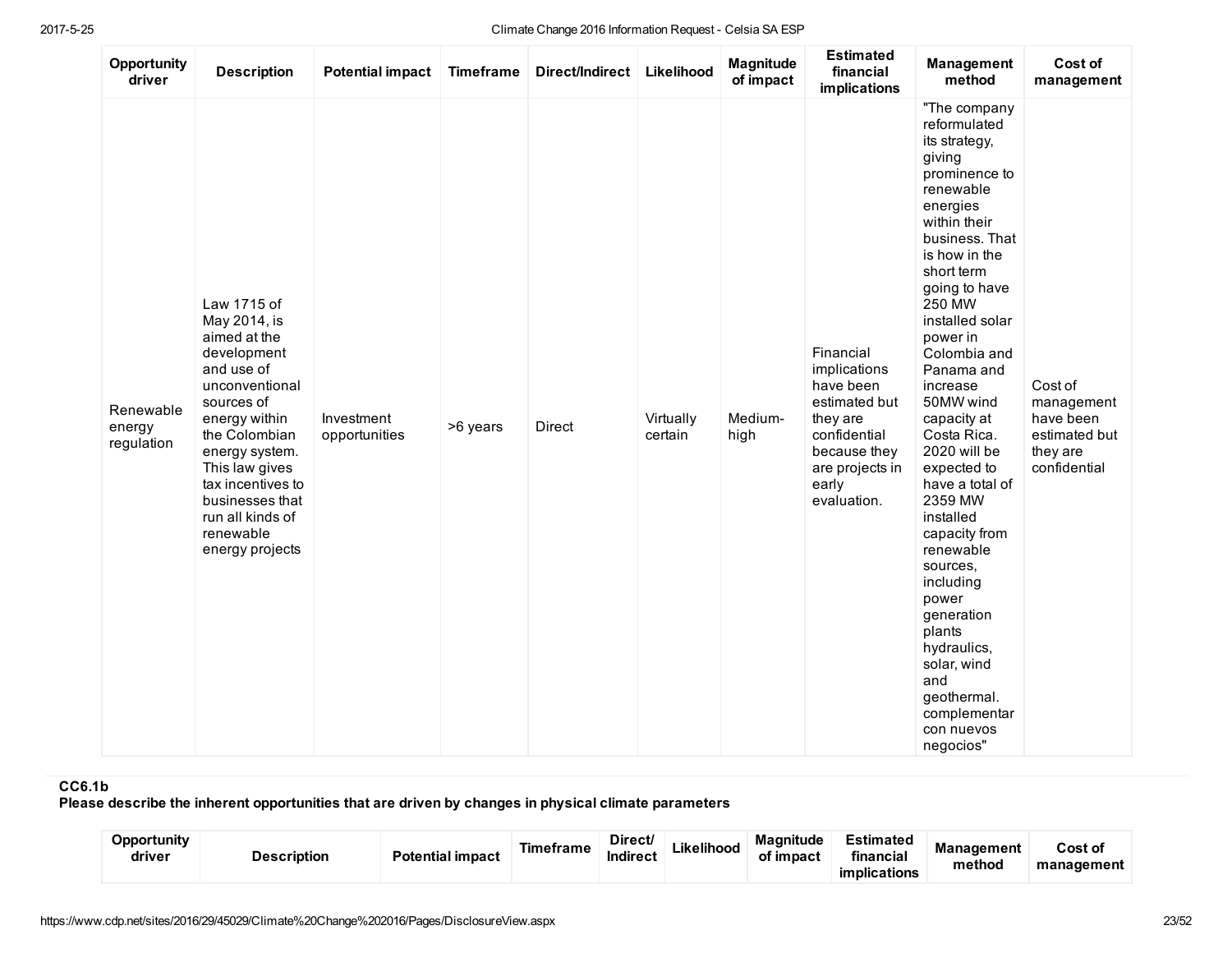| Opportunity driver | Description | Potential impact | Timeframe | Direct/Indirect | Likelihood | Magnitude of impact | Estimated financial implications | Management method | Cost of management |
|---|---|---|---|---|---|---|---|---|---|
| Renewable energy regulation | Law 1715 of May 2014, is aimed at the development and use of unconventional sources of energy within the Colombian energy system. This law gives tax incentives to businesses that run all kinds of renewable energy projects | Investment opportunities | >6 years | Direct | Virtually certain | Medium-high | Financial implications have been estimated but they are confidential because they are projects in early evaluation. | "The company reformulated its strategy, giving prominence to renewable energies within their business. That is how in the short term going to have 250 MW installed solar power in Colombia and Panama and increase 50MW wind capacity at Costa Rica. 2020 will be expected to have a total of 2359 MW installed capacity from renewable sources, including power generation plants hydraulics, solar, wind and geothermal. complementar con nuevos negocios" | Cost of management have been estimated but they are confidential |

**CC6.1b**
**Please describe the inherent opportunities that are driven by changes in physical climate parameters**

| Opportunity driver | Description | Potential impact | Timeframe | Direct/ Indirect | Likelihood | Magnitude of impact | Estimated financial implications | Management method | Cost of management |
|---|---|---|---|---|---|---|---|---|---|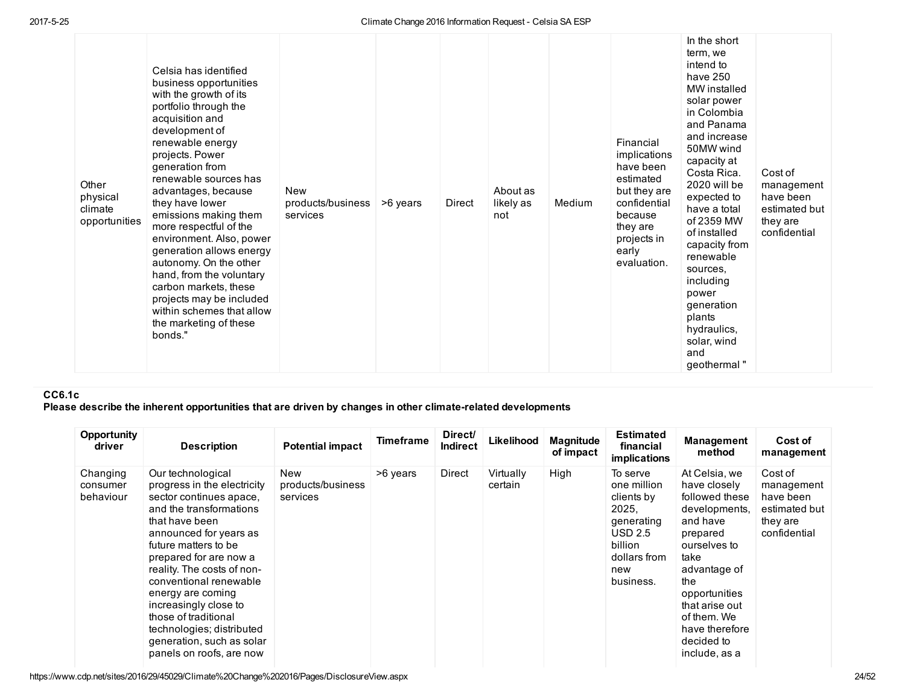| | | | | | | | | | |
|---|---|---|---|---|---|---|---|---|---|
| Other physical climate opportunities | Celsia has identified business opportunities with the growth of its portfolio through the acquisition and development of renewable energy projects. Power generation from renewable sources has advantages, because they have lower emissions making them more respectful of the environment. Also, power generation allows energy autonomy. On the other hand, from the voluntary carbon markets, these projects may be included within schemes that allow the marketing of these bonds." | New products/business services | >6 years | Direct | About as likely as not | Medium | Financial implications have been estimated but they are confidential because they are projects in early evaluation. | In the short term, we intend to have 250 MW installed solar power in Colombia and Panama and increase 50MW wind capacity at Costa Rica. 2020 will be expected to have a total of 2359 MW of installed capacity from renewable sources, including power generation plants hydraulics, solar, wind and geothermal " | Cost of management have been estimated but they are confidential |

**CC6.1c**

**Please describe the inherent opportunities that are driven by changes in other climate-related developments**

| Opportunity driver | Description | Potential impact | Timeframe | Direct/ Indirect | Likelihood | Magnitude of impact | Estimated financial implications | Management method | Cost of management |
|---|---|---|---|---|---|---|---|---|---|
| Changing consumer behaviour | Our technological progress in the electricity sector continues apace, and the transformations that have been announced for years as future matters to be prepared for are now a reality. The costs of non-conventional renewable energy are coming increasingly close to those of traditional technologies; distributed generation, such as solar panels on roofs, are now | New products/business services | >6 years | Direct | Virtually certain | High | To serve one million clients by 2025, generating USD 2.5 billion dollars from new business. | At Celsia, we have closely followed these developments, and have prepared ourselves to take advantage of the opportunities that arise out of them. We have therefore decided to include, as a | Cost of management have been estimated but they are confidential |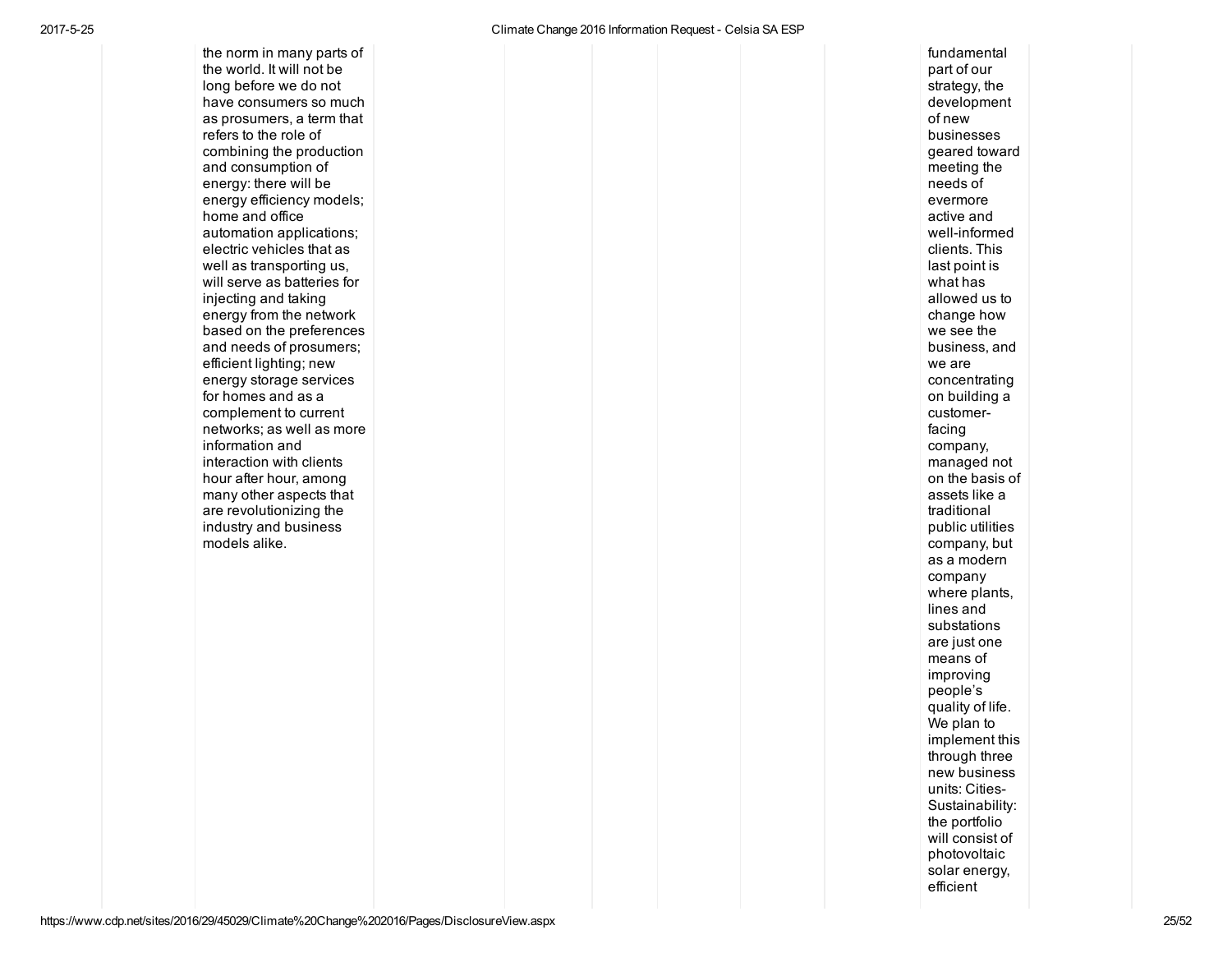| | | | | | | | | | |
|---|---|---|---|---|---|---|---|---|---|
| | the norm in many parts of the world. It will not be long before we do not have consumers so much as prosumers, a term that refers to the role of combining the production and consumption of energy: there will be energy efficiency models; home and office automation applications; electric vehicles that as well as transporting us, will serve as batteries for injecting and taking energy from the network based on the preferences and needs of prosumers; efficient lighting; new energy storage services for homes and as a complement to current networks; as well as more information and interaction with clients hour after hour, among many other aspects that are revolutionizing the industry and business models alike. | | | | | | fundamental part of our strategy, the development of new businesses geared toward meeting the needs of evermore active and well-informed clients. This last point is what has allowed us to change how we see the business, and we are concentrating on building a customer-facing company, managed not on the basis of assets like a traditional public utilities company, but as a modern company where plants, lines and substations are just one means of improving people's quality of life. We plan to implement this through three new business units: Cities-Sustainability: the portfolio will consist of photovoltaic solar energy, efficient | | |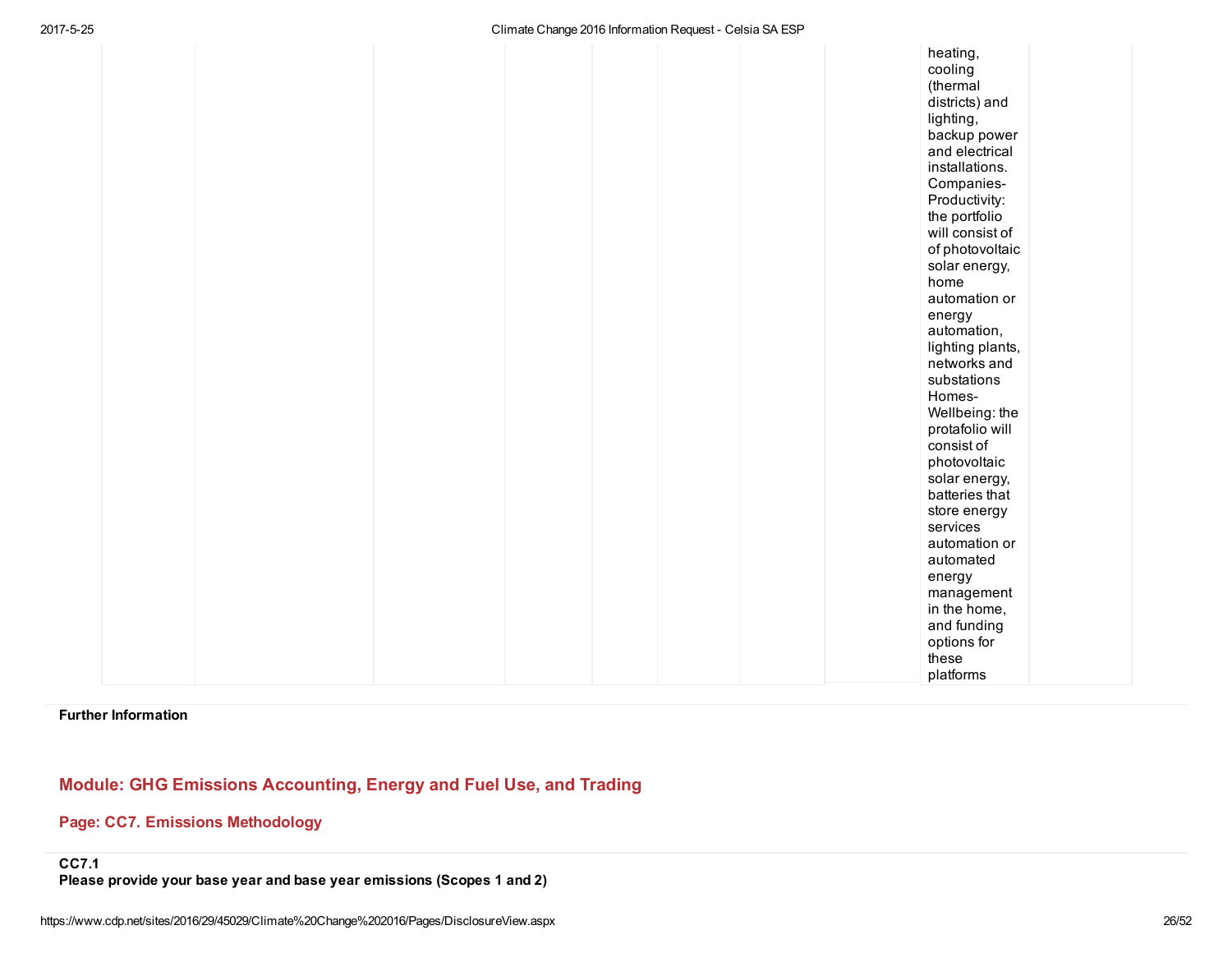| | | | | | | | | | |
|---|---|---|---|---|---|---|---|---|---|
| | | | | | | | | heating, cooling (thermal districts) and lighting, backup power and electrical installations. Companies- Productivity: the portfolio will consist of of photovoltaic solar energy, home automation or energy automation, lighting plants, networks and substations Homes- Wellbeing: the protafolio will consist of photovoltaic solar energy, batteries that store energy services automation or automated energy management in the home, and funding options for these platforms | |

**Further Information**

## Module: GHG Emissions Accounting, Energy and Fuel Use, and Trading

### Page: CC7. Emissions Methodology

**CC7.1**
**Please provide your base year and base year emissions (Scopes 1 and 2)**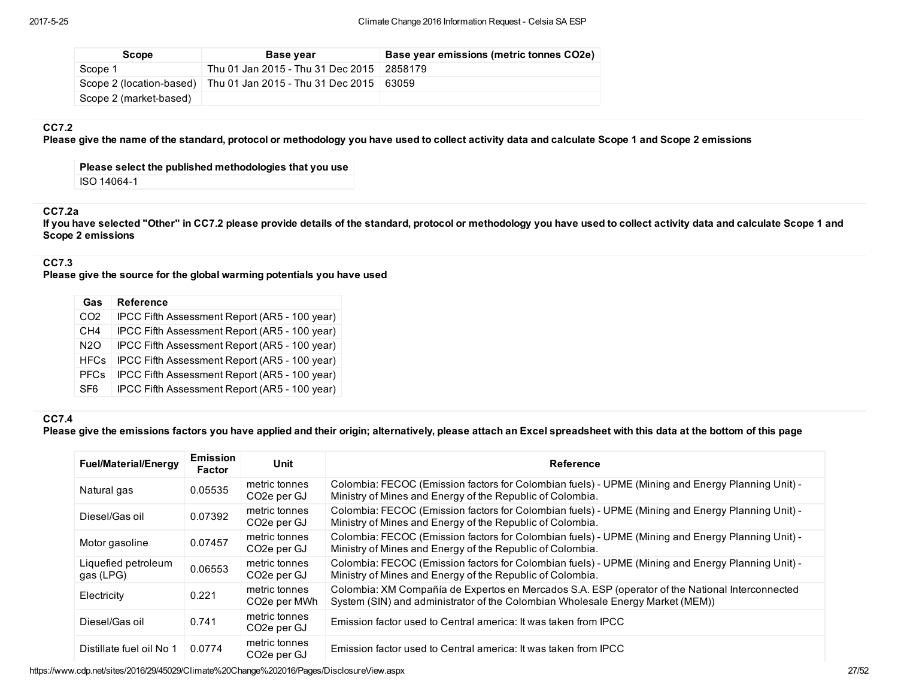| Scope | Base year | Base year emissions (metric tonnes CO2e) |
|---|---|---|
| Scope 1 | Thu 01 Jan 2015 - Thu 31 Dec 2015 | 2858179 |
| Scope 2 (location-based) | Thu 01 Jan 2015 - Thu 31 Dec 2015 | 63059 |
| Scope 2 (market-based) | | |

**CC7.2**

**Please give the name of the standard, protocol or methodology you have used to collect activity data and calculate Scope 1 and Scope 2 emissions**

| Please select the published methodologies that you use |
|---|
| ISO 14064-1 |

**CC7.2a**

**If you have selected "Other" in CC7.2 please provide details of the standard, protocol or methodology you have used to collect activity data and calculate Scope 1 and Scope 2 emissions**

**CC7.3**

**Please give the source for the global warming potentials you have used**

| Gas | Reference |
|---|---|
| CO2 | IPCC Fifth Assessment Report (AR5 - 100 year) |
| CH4 | IPCC Fifth Assessment Report (AR5 - 100 year) |
| N2O | IPCC Fifth Assessment Report (AR5 - 100 year) |
| HFCs | IPCC Fifth Assessment Report (AR5 - 100 year) |
| PFCs | IPCC Fifth Assessment Report (AR5 - 100 year) |
| SF6 | IPCC Fifth Assessment Report (AR5 - 100 year) |

**CC7.4**

**Please give the emissions factors you have applied and their origin; alternatively, please attach an Excel spreadsheet with this data at the bottom of this page**

| Fuel/Material/Energy | Emission Factor | Unit | Reference |
|---|---|---|---|
| Natural gas | 0.05535 | metric tonnes CO2e per GJ | Colombia: FECOC (Emission factors for Colombian fuels) - UPME (Mining and Energy Planning Unit) - Ministry of Mines and Energy of the Republic of Colombia. |
| Diesel/Gas oil | 0.07392 | metric tonnes CO2e per GJ | Colombia: FECOC (Emission factors for Colombian fuels) - UPME (Mining and Energy Planning Unit) - Ministry of Mines and Energy of the Republic of Colombia. |
| Motor gasoline | 0.07457 | metric tonnes CO2e per GJ | Colombia: FECOC (Emission factors for Colombian fuels) - UPME (Mining and Energy Planning Unit) - Ministry of Mines and Energy of the Republic of Colombia. |
| Liquefied petroleum gas (LPG) | 0.06553 | metric tonnes CO2e per GJ | Colombia: FECOC (Emission factors for Colombian fuels) - UPME (Mining and Energy Planning Unit) - Ministry of Mines and Energy of the Republic of Colombia. |
| Electricity | 0.221 | metric tonnes CO2e per MWh | Colombia: XM Compañía de Expertos en Mercados S.A. ESP (operator of the National Interconnected System (SIN) and administrator of the Colombian Wholesale Energy Market (MEM)) |
| Diesel/Gas oil | 0.741 | metric tonnes CO2e per GJ | Emission factor used to Central america: It was taken from IPCC |
| Distillate fuel oil No 1 | 0.0774 | metric tonnes CO2e per GJ | Emission factor used to Central america: It was taken from IPCC |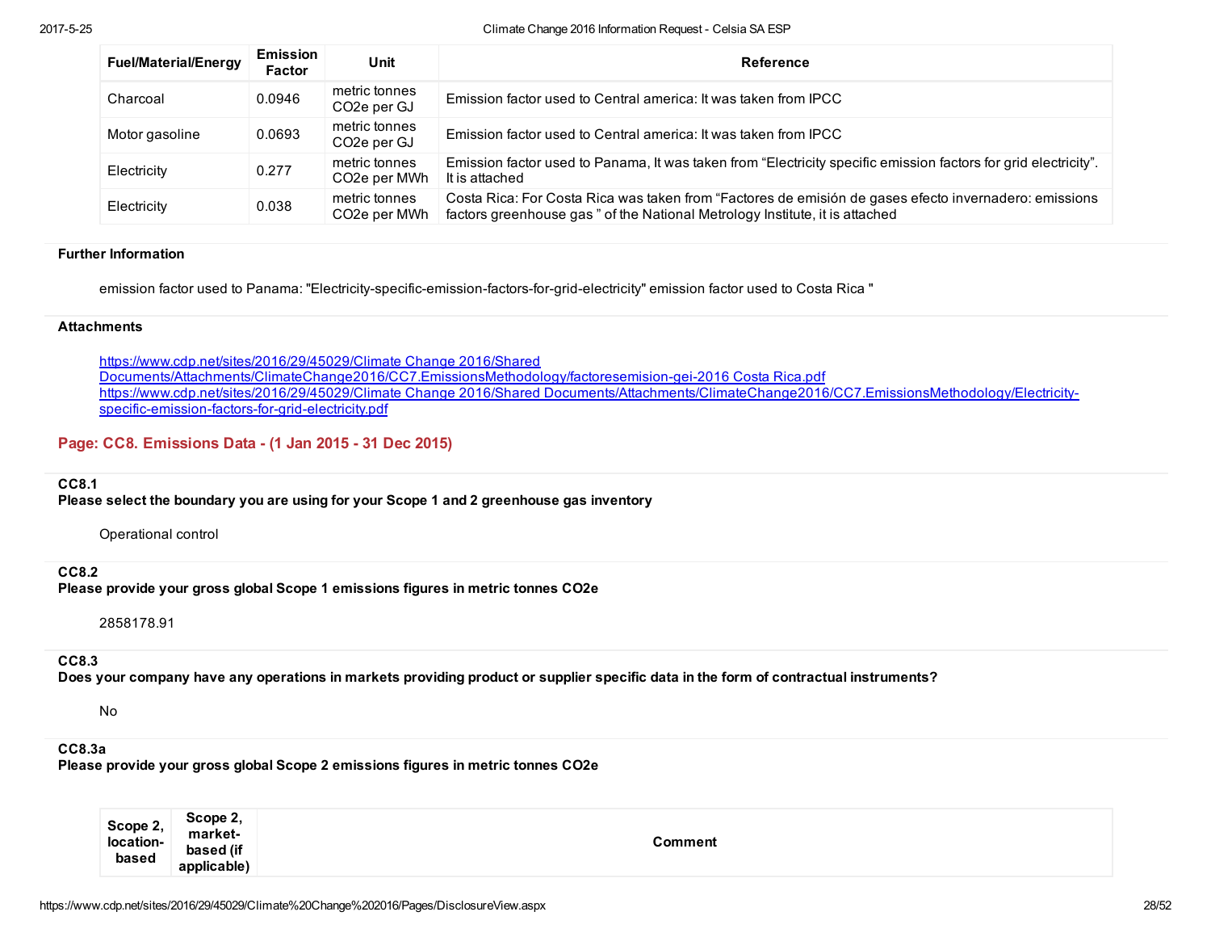| Fuel/Material/Energy | Emission Factor | Unit | Reference |
|---|---|---|---|
| Charcoal | 0.0946 | metric tonnes CO2e per GJ | Emission factor used to Central america: It was taken from IPCC |
| Motor gasoline | 0.0693 | metric tonnes CO2e per GJ | Emission factor used to Central america: It was taken from IPCC |
| Electricity | 0.277 | metric tonnes CO2e per MWh | Emission factor used to Panama, It was taken from “Electricity specific emission factors for grid electricity”. It is attached |
| Electricity | 0.038 | metric tonnes CO2e per MWh | Costa Rica: For Costa Rica was taken from “Factores de emisión de gases efecto invernadero: emissions factors greenhouse gas ” of the National Metrology Institute, it is attached |

**Further Information**

emission factor used to Panama: "Electricity-specific-emission-factors-for-grid-electricity" emission factor used to Costa Rica "

**Attachments**

https://www.cdp.net/sites/2016/29/45029/Climate Change 2016/Shared Documents/Attachments/ClimateChange2016/CC7.EmissionsMethodology/factoresemision-gei-2016 Costa Rica.pdf
https://www.cdp.net/sites/2016/29/45029/Climate Change 2016/Shared Documents/Attachments/ClimateChange2016/CC7.EmissionsMethodology/Electricity-specific-emission-factors-for-grid-electricity.pdf

## Page: CC8. Emissions Data - (1 Jan 2015 - 31 Dec 2015)

**CC8.1**
**Please select the boundary you are using for your Scope 1 and 2 greenhouse gas inventory**

Operational control

**CC8.2**
**Please provide your gross global Scope 1 emissions figures in metric tonnes CO2e**

2858178.91

**CC8.3**
**Does your company have any operations in markets providing product or supplier specific data in the form of contractual instruments?**

No

**CC8.3a**
**Please provide your gross global Scope 2 emissions figures in metric tonnes CO2e**

| Scope 2, location-based | Scope 2, market-based (if applicable) | Comment |
|---|---|---|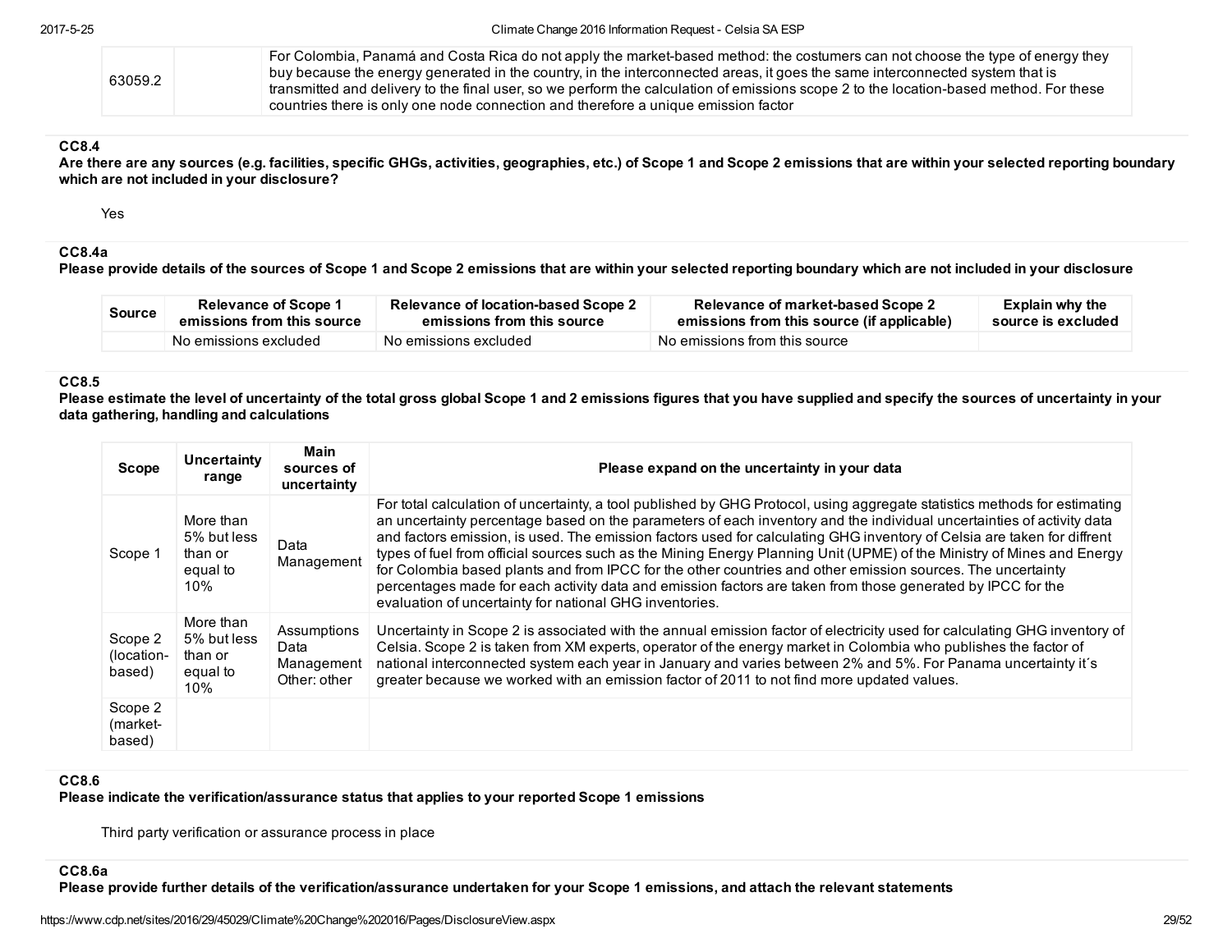| 63059.2 | | For Colombia, Panamá and Costa Rica do not apply the market-based method: the costumers can not choose the type of energy they buy because the energy generated in the country, in the interconnected areas, it goes the same interconnected system that is transmitted and delivery to the final user, so we perform the calculation of emissions scope 2 to the location-based method. For these countries there is only one node connection and therefore a unique emission factor |
|---|---|---|

### CC8.4

**Are there are any sources (e.g. facilities, specific GHGs, activities, geographies, etc.) of Scope 1 and Scope 2 emissions that are within your selected reporting boundary which are not included in your disclosure?**

Yes

### CC8.4a

**Please provide details of the sources of Scope 1 and Scope 2 emissions that are within your selected reporting boundary which are not included in your disclosure**

| Source | Relevance of Scope 1 emissions from this source | Relevance of location-based Scope 2 emissions from this source | Relevance of market-based Scope 2 emissions from this source (if applicable) | Explain why the source is excluded |
|---|---|---|---|---|
| | No emissions excluded | No emissions excluded | No emissions from this source | |

### CC8.5

**Please estimate the level of uncertainty of the total gross global Scope 1 and 2 emissions figures that you have supplied and specify the sources of uncertainty in your data gathering, handling and calculations**

| Scope | Uncertainty range | Main sources of uncertainty | Please expand on the uncertainty in your data |
|---|---|---|---|
| Scope 1 | More than 5% but less than or equal to 10% | Data Management | For total calculation of uncertainty, a tool published by GHG Protocol, using aggregate statistics methods for estimating an uncertainty percentage based on the parameters of each inventory and the individual uncertainties of activity data and factors emission, is used. The emission factors used for calculating GHG inventory of Celsia are taken for diffrent types of fuel from official sources such as the Mining Energy Planning Unit (UPME) of the Ministry of Mines and Energy for Colombia based plants and from IPCC for the other countries and other emission sources. The uncertainty percentages made for each activity data and emission factors are taken from those generated by IPCC for the evaluation of uncertainty for national GHG inventories. |
| Scope 2 (location-based) | More than 5% but less than or equal to 10% | Assumptions Data Management Other: other | Uncertainty in Scope 2 is associated with the annual emission factor of electricity used for calculating GHG inventory of Celsia. Scope 2 is taken from XM experts, operator of the energy market in Colombia who publishes the factor of national interconnected system each year in January and varies between 2% and 5%. For Panama uncertainty it´s greater because we worked with an emission factor of 2011 to not find more updated values. |
| Scope 2 (market-based) | | | |

### CC8.6

**Please indicate the verification/assurance status that applies to your reported Scope 1 emissions**

Third party verification or assurance process in place

### CC8.6a

**Please provide further details of the verification/assurance undertaken for your Scope 1 emissions, and attach the relevant statements**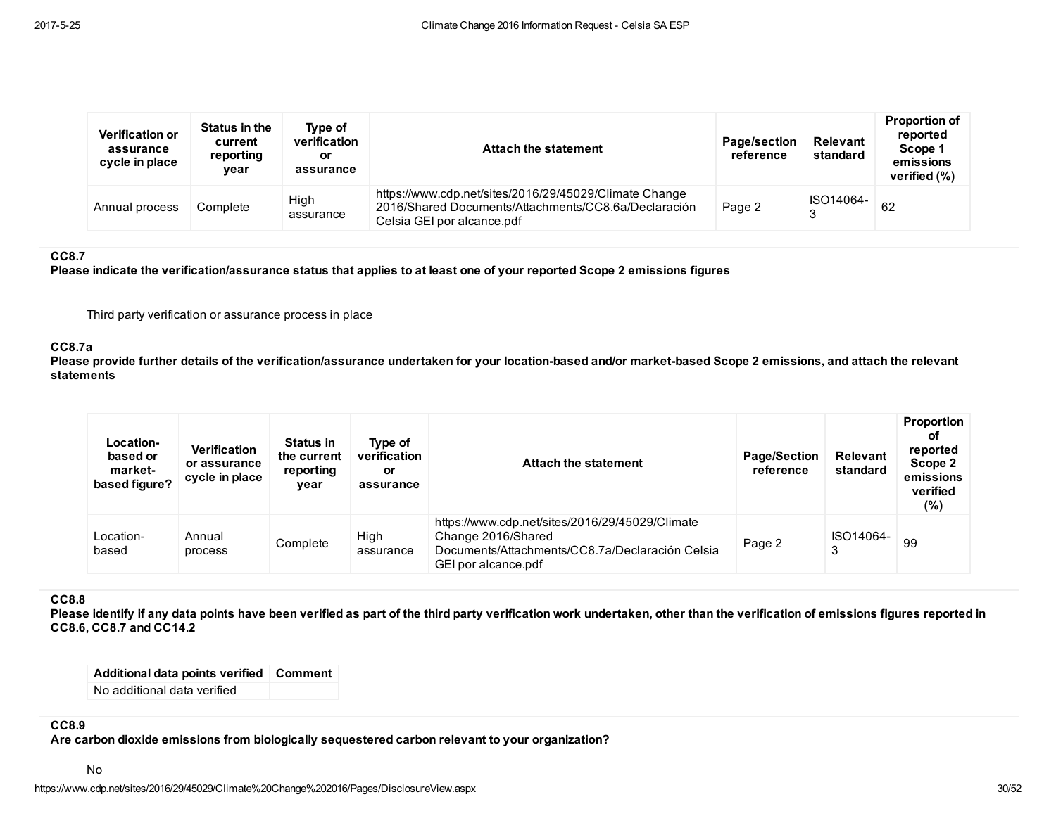| Verification or assurance cycle in place | Status in the current reporting year | Type of verification or assurance | Attach the statement | Page/section reference | Relevant standard | Proportion of reported Scope 1 emissions verified (%) |
|---|---|---|---|---|---|---|
| Annual process | Complete | High assurance | https://www.cdp.net/sites/2016/29/45029/Climate Change 2016/Shared Documents/Attachments/CC8.6a/Declaración Celsia GEI por alcance.pdf | Page 2 | ISO14064-3 | 62 |

**CC8.7**
**Please indicate the verification/assurance status that applies to at least one of your reported Scope 2 emissions figures**

Third party verification or assurance process in place

**CC8.7a**
**Please provide further details of the verification/assurance undertaken for your location-based and/or market-based Scope 2 emissions, and attach the relevant statements**

| Location-based or market-based figure? | Verification or assurance cycle in place | Status in the current reporting year | Type of verification or assurance | Attach the statement | Page/Section reference | Relevant standard | Proportion of reported Scope 2 emissions verified (%) |
|---|---|---|---|---|---|---|---|
| Location-based | Annual process | Complete | High assurance | https://www.cdp.net/sites/2016/29/45029/Climate Change 2016/Shared Documents/Attachments/CC8.7a/Declaración Celsia GEI por alcance.pdf | Page 2 | ISO14064-3 | 99 |

**CC8.8**
**Please identify if any data points have been verified as part of the third party verification work undertaken, other than the verification of emissions figures reported in CC8.6, CC8.7 and CC14.2**

| Additional data points verified | Comment |
|---|---|
| No additional data verified | |

**CC8.9**
**Are carbon dioxide emissions from biologically sequestered carbon relevant to your organization?**

No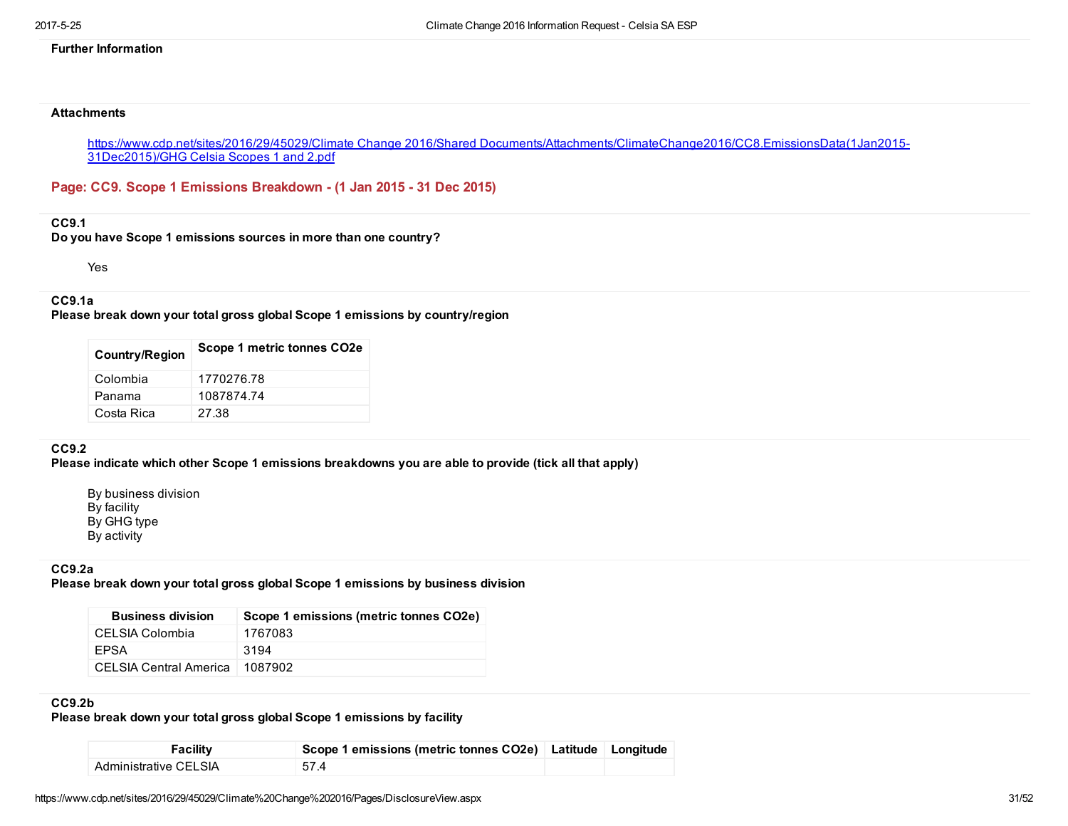**Further Information**

**Attachments**

https://www.cdp.net/sites/2016/29/45029/Climate Change 2016/Shared Documents/Attachments/ClimateChange2016/CC8.EmissionsData(1Jan2015-31Dec2015)/GHG Celsia Scopes 1 and 2.pdf

## Page: CC9. Scope 1 Emissions Breakdown - (1 Jan 2015 - 31 Dec 2015)

**CC9.1**
**Do you have Scope 1 emissions sources in more than one country?**

Yes

**CC9.1a**
**Please break down your total gross global Scope 1 emissions by country/region**

| Country/Region | Scope 1 metric tonnes CO2e |
|---|---|
| Colombia | 1770276.78 |
| Panama | 1087874.74 |
| Costa Rica | 27.38 |

**CC9.2**
**Please indicate which other Scope 1 emissions breakdowns you are able to provide (tick all that apply)**

By business division
By facility
By GHG type
By activity

**CC9.2a**
**Please break down your total gross global Scope 1 emissions by business division**

| Business division | Scope 1 emissions (metric tonnes CO2e) |
|---|---|
| CELSIA Colombia | 1767083 |
| EPSA | 3194 |
| CELSIA Central America | 1087902 |

**CC9.2b**
**Please break down your total gross global Scope 1 emissions by facility**

| Facility | Scope 1 emissions (metric tonnes CO2e) | Latitude | Longitude |
|---|---|---|---|
| Administrative CELSIA | 57.4 | | |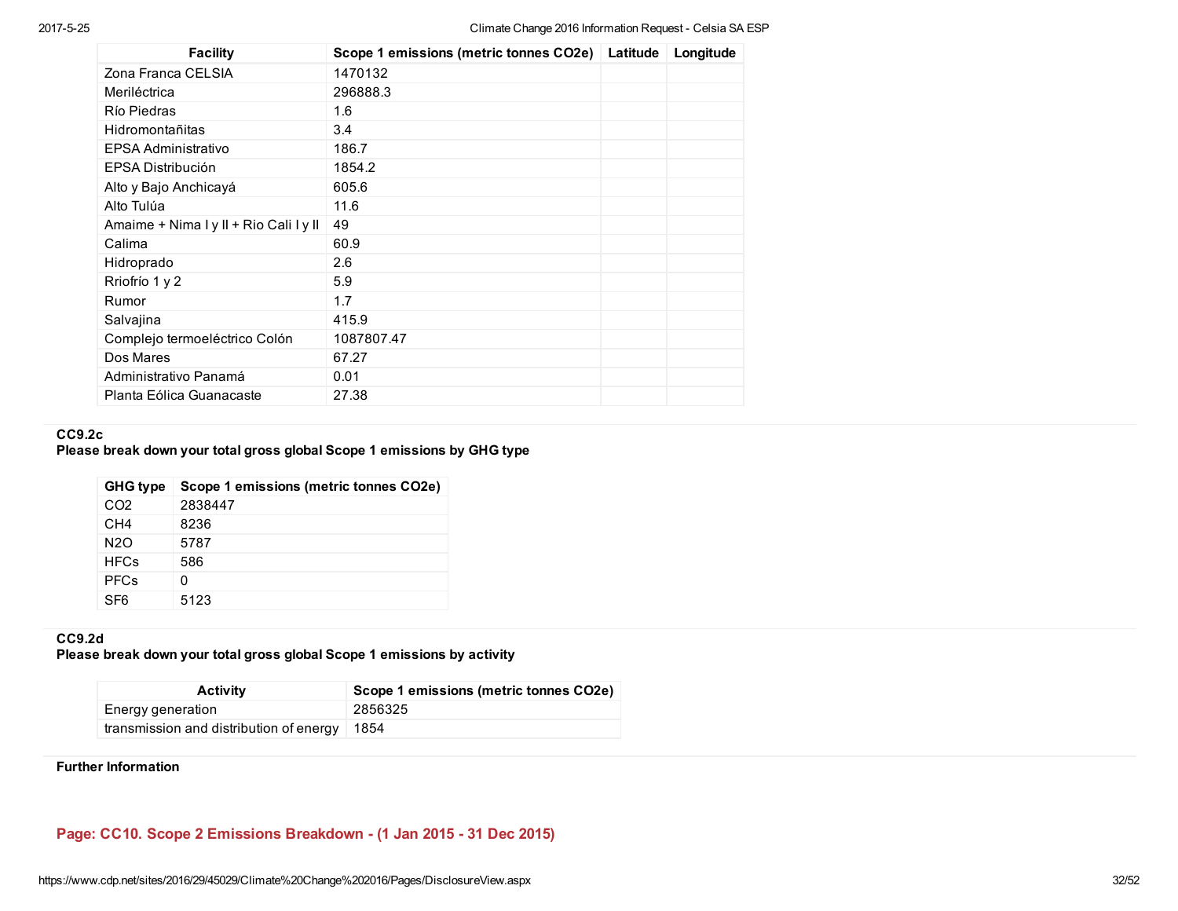| Facility | Scope 1 emissions (metric tonnes CO2e) | Latitude | Longitude |
|---|---|---|---|
| Zona Franca CELSIA | 1470132 | | |
| Meriléctrica | 296888.3 | | |
| Río Piedras | 1.6 | | |
| Hidromontañitas | 3.4 | | |
| EPSA Administrativo | 186.7 | | |
| EPSA Distribución | 1854.2 | | |
| Alto y Bajo Anchicayá | 605.6 | | |
| Alto Tulúa | 11.6 | | |
| Amaime + Nima I y II + Rio Cali I y II | 49 | | |
| Calima | 60.9 | | |
| Hidroprado | 2.6 | | |
| Rriofrío 1 y 2 | 5.9 | | |
| Rumor | 1.7 | | |
| Salvajina | 415.9 | | |
| Complejo termoeléctrico Colón | 1087807.47 | | |
| Dos Mares | 67.27 | | |
| Administrativo Panamá | 0.01 | | |
| Planta Eólica Guanacaste | 27.38 | | |

**CC9.2c**

**Please break down your total gross global Scope 1 emissions by GHG type**

| GHG type | Scope 1 emissions (metric tonnes CO2e) |
|---|---|
| CO2 | 2838447 |
| CH4 | 8236 |
| N2O | 5787 |
| HFCs | 586 |
| PFCs | 0 |
| SF6 | 5123 |

**CC9.2d**

**Please break down your total gross global Scope 1 emissions by activity**

| Activity | Scope 1 emissions (metric tonnes CO2e) |
|---|---|
| Energy generation | 2856325 |
| transmission and distribution of energy | 1854 |

**Further Information**

## Page: CC10. Scope 2 Emissions Breakdown - (1 Jan 2015 - 31 Dec 2015)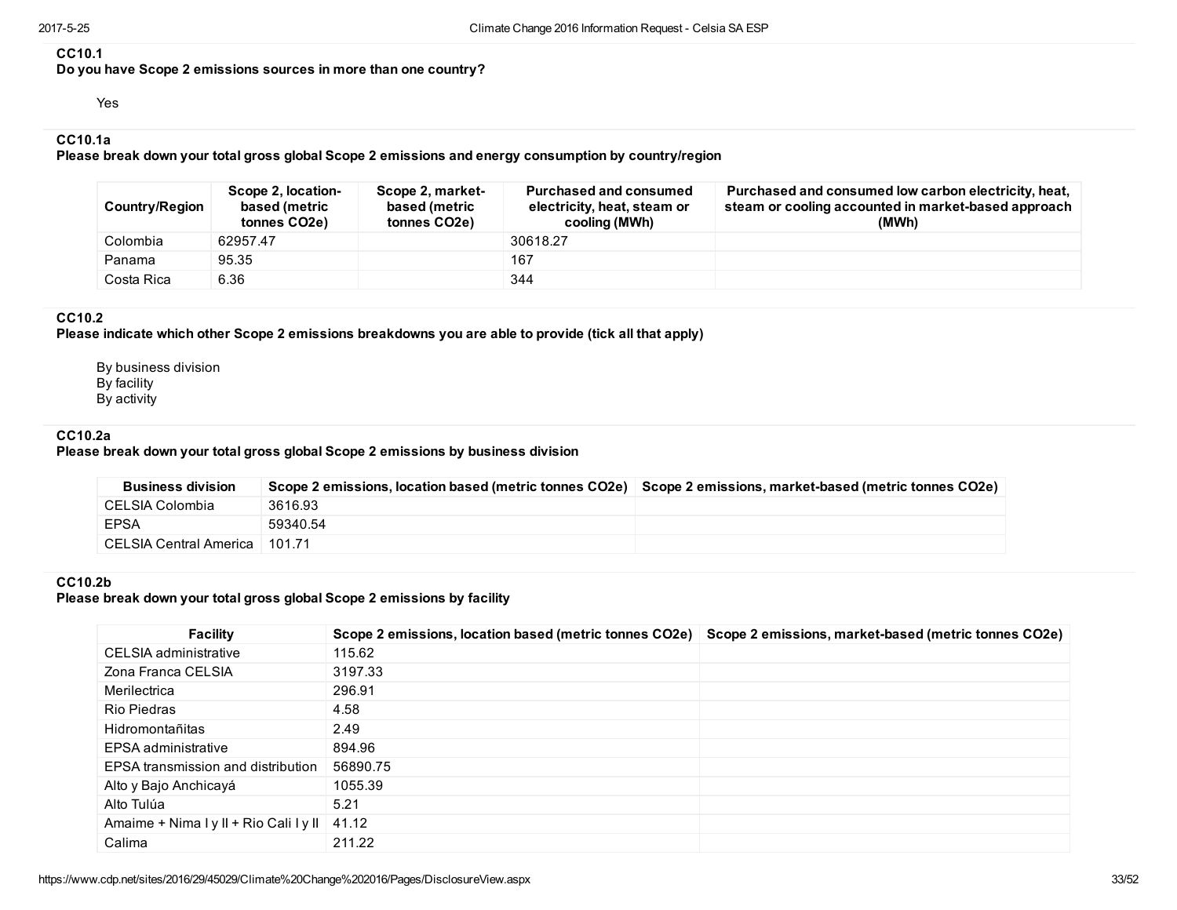### CC10.1
**Do you have Scope 2 emissions sources in more than one country?**

Yes

### CC10.1a
**Please break down your total gross global Scope 2 emissions and energy consumption by country/region**

| Country/Region | Scope 2, location-based (metric tonnes CO2e) | Scope 2, market-based (metric tonnes CO2e) | Purchased and consumed electricity, heat, steam or cooling (MWh) | Purchased and consumed low carbon electricity, heat, steam or cooling accounted in market-based approach (MWh) |
|---|---|---|---|---|
| Colombia | 62957.47 | | 30618.27 | |
| Panama | 95.35 | | 167 | |
| Costa Rica | 6.36 | | 344 | |

### CC10.2
**Please indicate which other Scope 2 emissions breakdowns you are able to provide (tick all that apply)**

By business division
By facility
By activity

### CC10.2a
**Please break down your total gross global Scope 2 emissions by business division**

| Business division | Scope 2 emissions, location based (metric tonnes CO2e) | Scope 2 emissions, market-based (metric tonnes CO2e) |
|---|---|---|
| CELSIA Colombia | 3616.93 | |
| EPSA | 59340.54 | |
| CELSIA Central America | 101.71 | |

### CC10.2b
**Please break down your total gross global Scope 2 emissions by facility**

| Facility | Scope 2 emissions, location based (metric tonnes CO2e) | Scope 2 emissions, market-based (metric tonnes CO2e) |
|---|---|---|
| CELSIA administrative | 115.62 | |
| Zona Franca CELSIA | 3197.33 | |
| Merilectrica | 296.91 | |
| Rio Piedras | 4.58 | |
| Hidromontañitas | 2.49 | |
| EPSA administrative | 894.96 | |
| EPSA transmission and distribution | 56890.75 | |
| Alto y Bajo Anchicayá | 1055.39 | |
| Alto Tulúa | 5.21 | |
| Amaime + Nima I y II + Rio Cali I y II | 41.12 | |
| Calima | 211.22 | |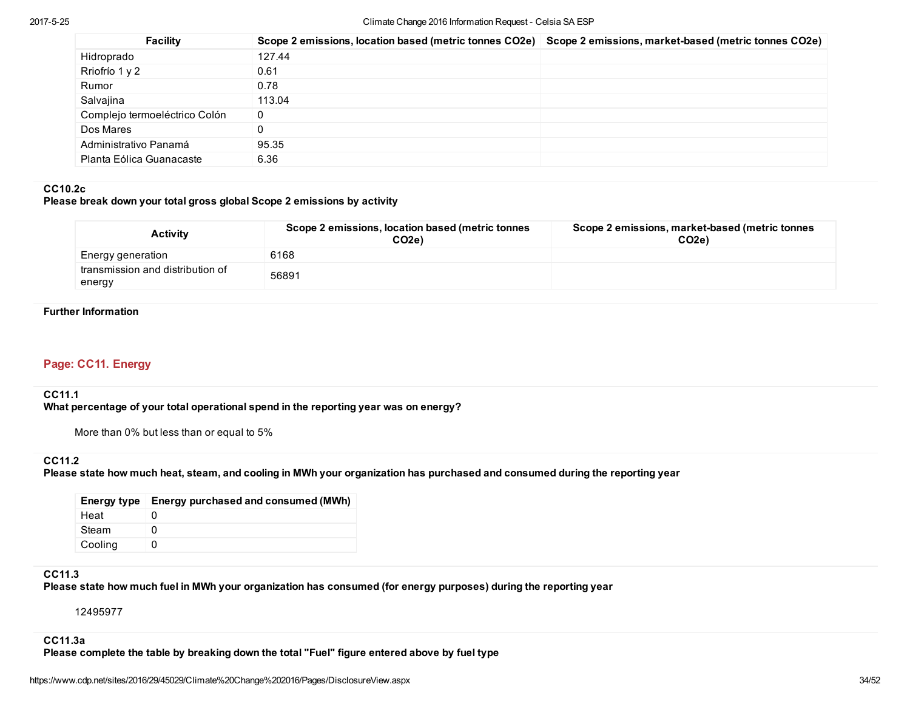| Facility | Scope 2 emissions, location based (metric tonnes CO2e) | Scope 2 emissions, market-based (metric tonnes CO2e) |
|---|---|---|
| Hidroprado | 127.44 | |
| Rriofrío 1 y 2 | 0.61 | |
| Rumor | 0.78 | |
| Salvajina | 113.04 | |
| Complejo termoeléctrico Colón | 0 | |
| Dos Mares | 0 | |
| Administrativo Panamá | 95.35 | |
| Planta Eólica Guanacaste | 6.36 | |

**CC10.2c**
**Please break down your total gross global Scope 2 emissions by activity**

| Activity | Scope 2 emissions, location based (metric tonnes CO2e) | Scope 2 emissions, market-based (metric tonnes CO2e) |
|---|---|---|
| Energy generation | 6168 | |
| transmission and distribution of energy | 56891 | |

**Further Information**

## Page: CC11. Energy

**CC11.1**
**What percentage of your total operational spend in the reporting year was on energy?**

More than 0% but less than or equal to 5%

**CC11.2**
**Please state how much heat, steam, and cooling in MWh your organization has purchased and consumed during the reporting year**

| Energy type | Energy purchased and consumed (MWh) |
|---|---|
| Heat | 0 |
| Steam | 0 |
| Cooling | 0 |

**CC11.3**
**Please state how much fuel in MWh your organization has consumed (for energy purposes) during the reporting year**

12495977

**CC11.3a**
**Please complete the table by breaking down the total "Fuel" figure entered above by fuel type**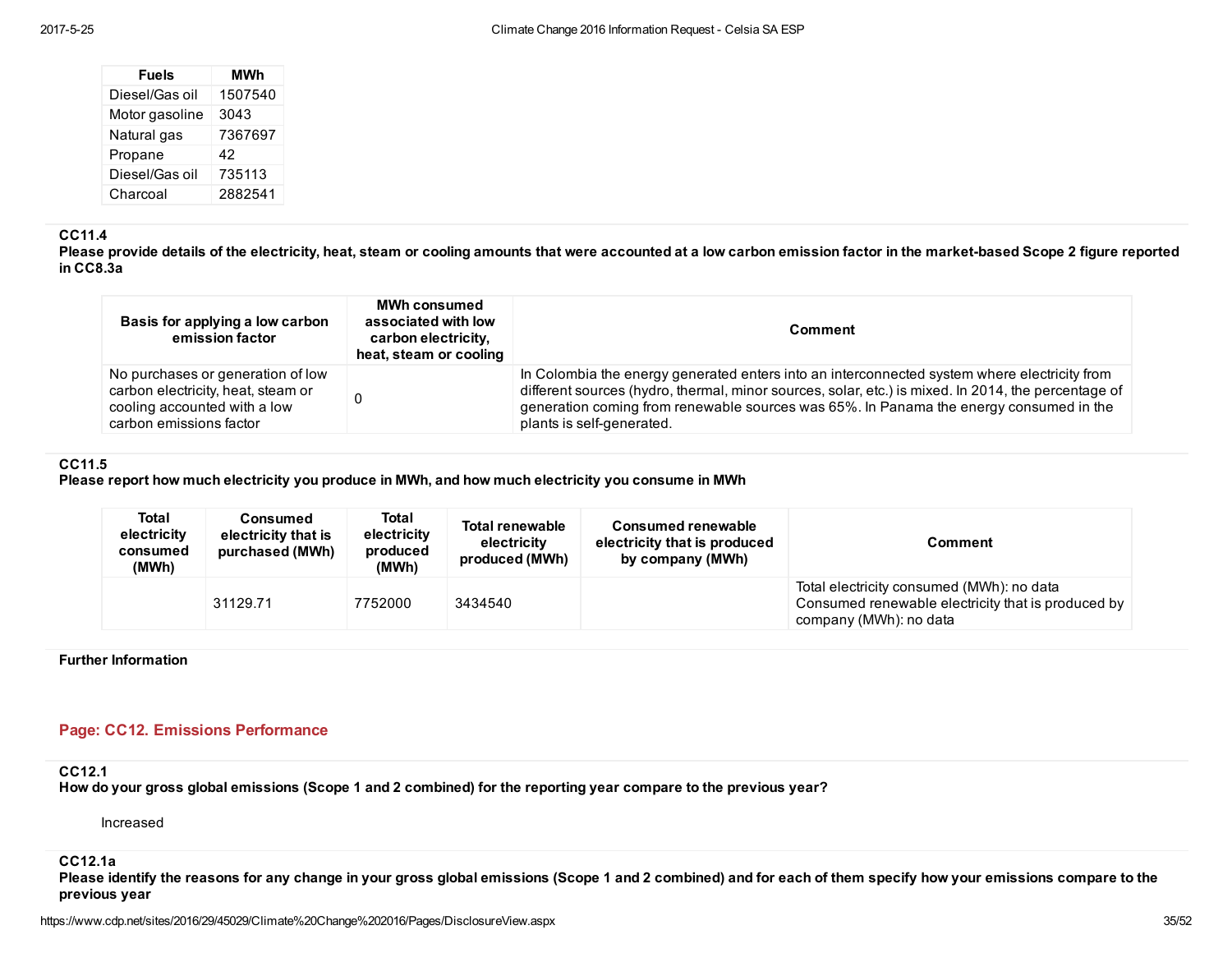| Fuels | MWh |
|---|---|
| Diesel/Gas oil | 1507540 |
| Motor gasoline | 3043 |
| Natural gas | 7367697 |
| Propane | 42 |
| Diesel/Gas oil | 735113 |
| Charcoal | 2882541 |

**CC11.4**

**Please provide details of the electricity, heat, steam or cooling amounts that were accounted at a low carbon emission factor in the market-based Scope 2 figure reported in CC8.3a**

| Basis for applying a low carbon emission factor | MWh consumed associated with low carbon electricity, heat, steam or cooling | Comment |
|---|---|---|
| No purchases or generation of low carbon electricity, heat, steam or cooling accounted with a low carbon emissions factor | 0 | In Colombia the energy generated enters into an interconnected system where electricity from different sources (hydro, thermal, minor sources, solar, etc.) is mixed. In 2014, the percentage of generation coming from renewable sources was 65%. In Panama the energy consumed in the plants is self-generated. |

**CC11.5**

**Please report how much electricity you produce in MWh, and how much electricity you consume in MWh**

| Total electricity consumed (MWh) | Consumed electricity that is purchased (MWh) | Total electricity produced (MWh) | Total renewable electricity produced (MWh) | Consumed renewable electricity that is produced by company (MWh) | Comment |
|---|---|---|---|---|---|
| | 31129.71 | 7752000 | 3434540 | | Total electricity consumed (MWh): no data Consumed renewable electricity that is produced by company (MWh): no data |

**Further Information**

## Page: CC12. Emissions Performance

**CC12.1**

**How do your gross global emissions (Scope 1 and 2 combined) for the reporting year compare to the previous year?**

Increased

**CC12.1a**

**Please identify the reasons for any change in your gross global emissions (Scope 1 and 2 combined) and for each of them specify how your emissions compare to the previous year**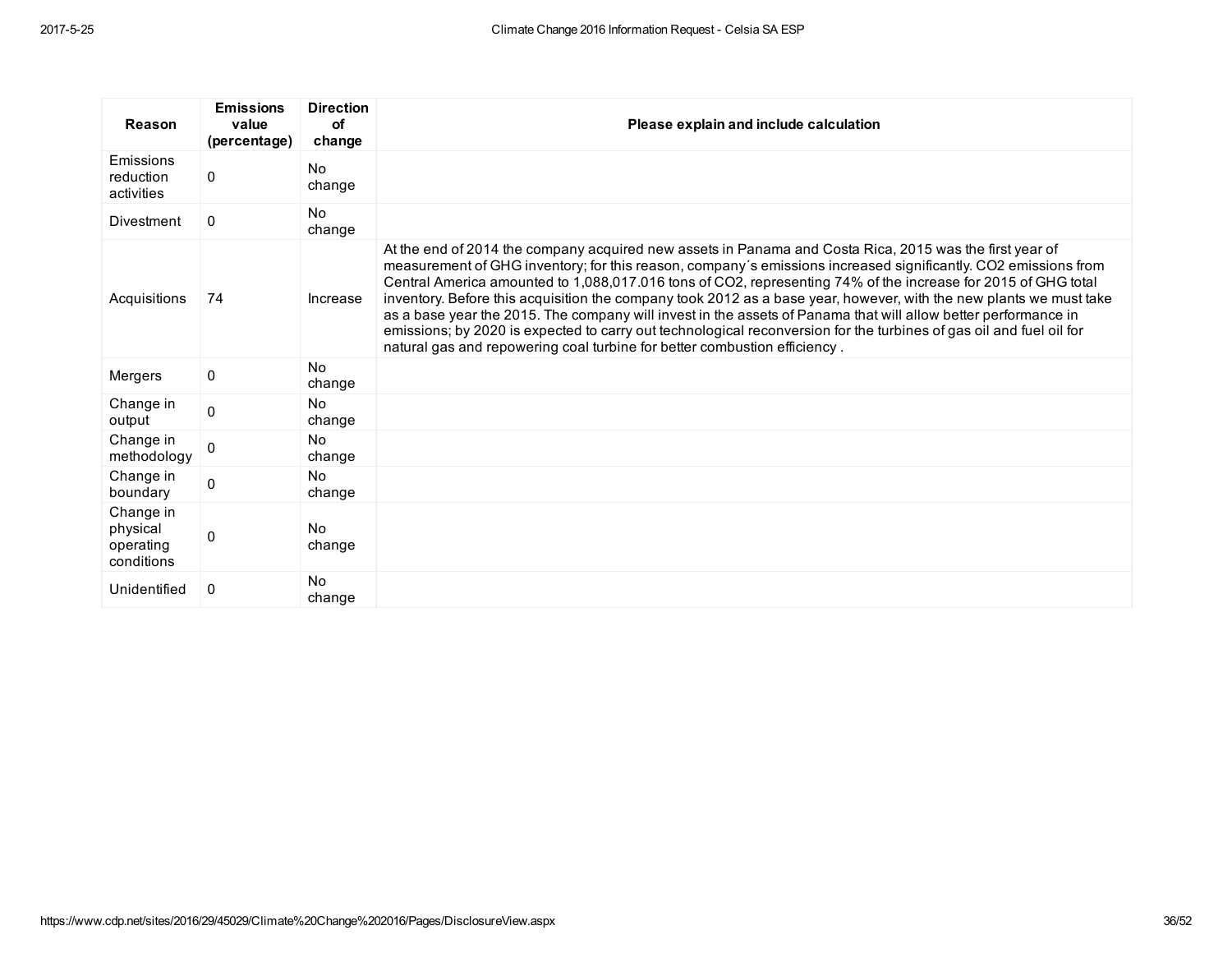| Reason | Emissions value (percentage) | Direction of change | Please explain and include calculation |
|---|---|---|---|
| Emissions reduction activities | 0 | No change | |
| Divestment | 0 | No change | |
| Acquisitions | 74 | Increase | At the end of 2014 the company acquired new assets in Panama and Costa Rica, 2015 was the first year of measurement of GHG inventory; for this reason, company´s emissions increased significantly. CO2 emissions from Central America amounted to 1,088,017.016 tons of CO2, representing 74% of the increase for 2015 of GHG total inventory. Before this acquisition the company took 2012 as a base year, however, with the new plants we must take as a base year the 2015. The company will invest in the assets of Panama that will allow better performance in emissions; by 2020 is expected to carry out technological reconversion for the turbines of gas oil and fuel oil for natural gas and repowering coal turbine for better combustion efficiency . |
| Mergers | 0 | No change | |
| Change in output | 0 | No change | |
| Change in methodology | 0 | No change | |
| Change in boundary | 0 | No change | |
| Change in physical operating conditions | 0 | No change | |
| Unidentified | 0 | No change | |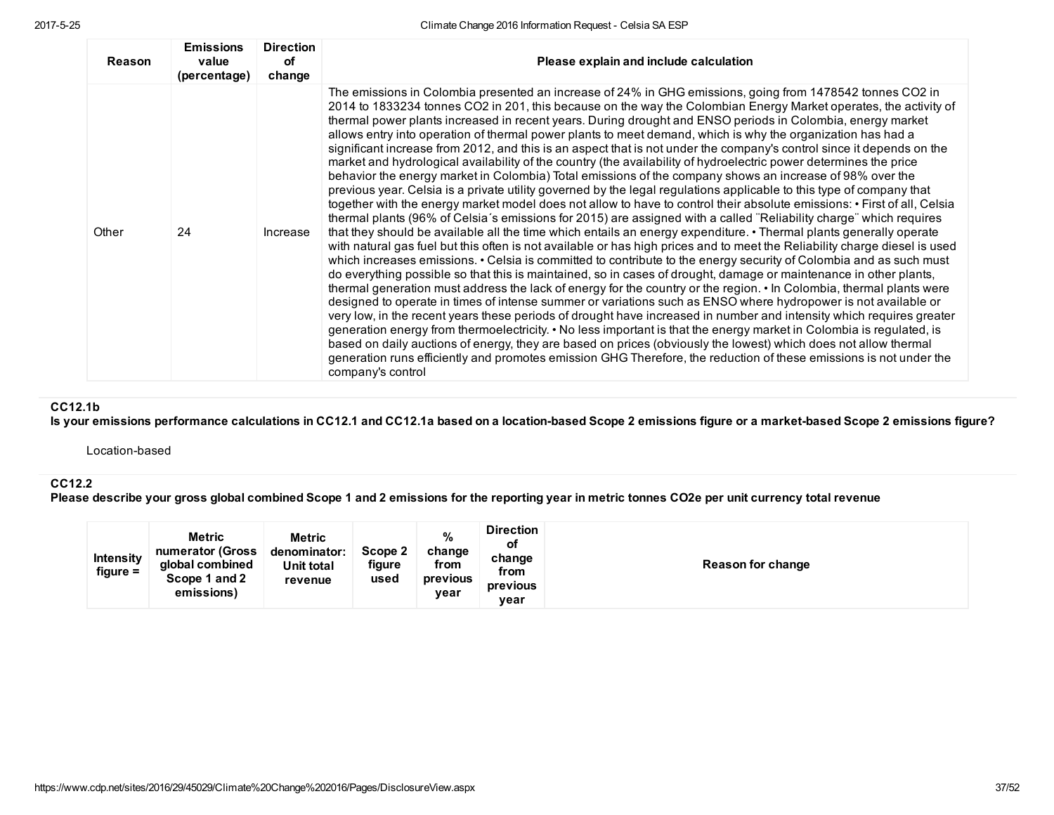| Reason | Emissions value (percentage) | Direction of change | Please explain and include calculation |
|---|---|---|---|
| Other | 24 | Increase | The emissions in Colombia presented an increase of 24% in GHG emissions, going from 1478542 tonnes CO2 in 2014 to 1833234 tonnes CO2 in 201, this because on the way the Colombian Energy Market operates, the activity of thermal power plants increased in recent years. During drought and ENSO periods in Colombia, energy market allows entry into operation of thermal power plants to meet demand, which is why the organization has had a significant increase from 2012, and this is an aspect that is not under the company's control since it depends on the market and hydrological availability of the country (the availability of hydroelectric power determines the price behavior the energy market in Colombia) Total emissions of the company shows an increase of 98% over the previous year. Celsia is a private utility governed by the legal regulations applicable to this type of company that together with the energy market model does not allow to have to control their absolute emissions: • First of all, Celsia thermal plants (96% of Celsia´s emissions for 2015) are assigned with a called ¨Reliability charge¨ which requires that they should be available all the time which entails an energy expenditure. • Thermal plants generally operate with natural gas fuel but this often is not available or has high prices and to meet the Reliability charge diesel is used which increases emissions. • Celsia is committed to contribute to the energy security of Colombia and as such must do everything possible so that this is maintained, so in cases of drought, damage or maintenance in other plants, thermal generation must address the lack of energy for the country or the region. • In Colombia, thermal plants were designed to operate in times of intense summer or variations such as ENSO where hydropower is not available or very low, in the recent years these periods of drought have increased in number and intensity which requires greater generation energy from thermoelectricity. • No less important is that the energy market in Colombia is regulated, is based on daily auctions of energy, they are based on prices (obviously the lowest) which does not allow thermal generation runs efficiently and promotes emission GHG Therefore, the reduction of these emissions is not under the company's control |

### CC12.1b

**Is your emissions performance calculations in CC12.1 and CC12.1a based on a location-based Scope 2 emissions figure or a market-based Scope 2 emissions figure?**

Location-based

### CC12.2

**Please describe your gross global combined Scope 1 and 2 emissions for the reporting year in metric tonnes CO2e per unit currency total revenue**

| Intensity figure = | Metric numerator (Gross global combined Scope 1 and 2 emissions) | Metric denominator: Unit total revenue | Scope 2 figure used | % change from previous year | Direction of change from previous year | Reason for change |
|---|---|---|---|---|---|---|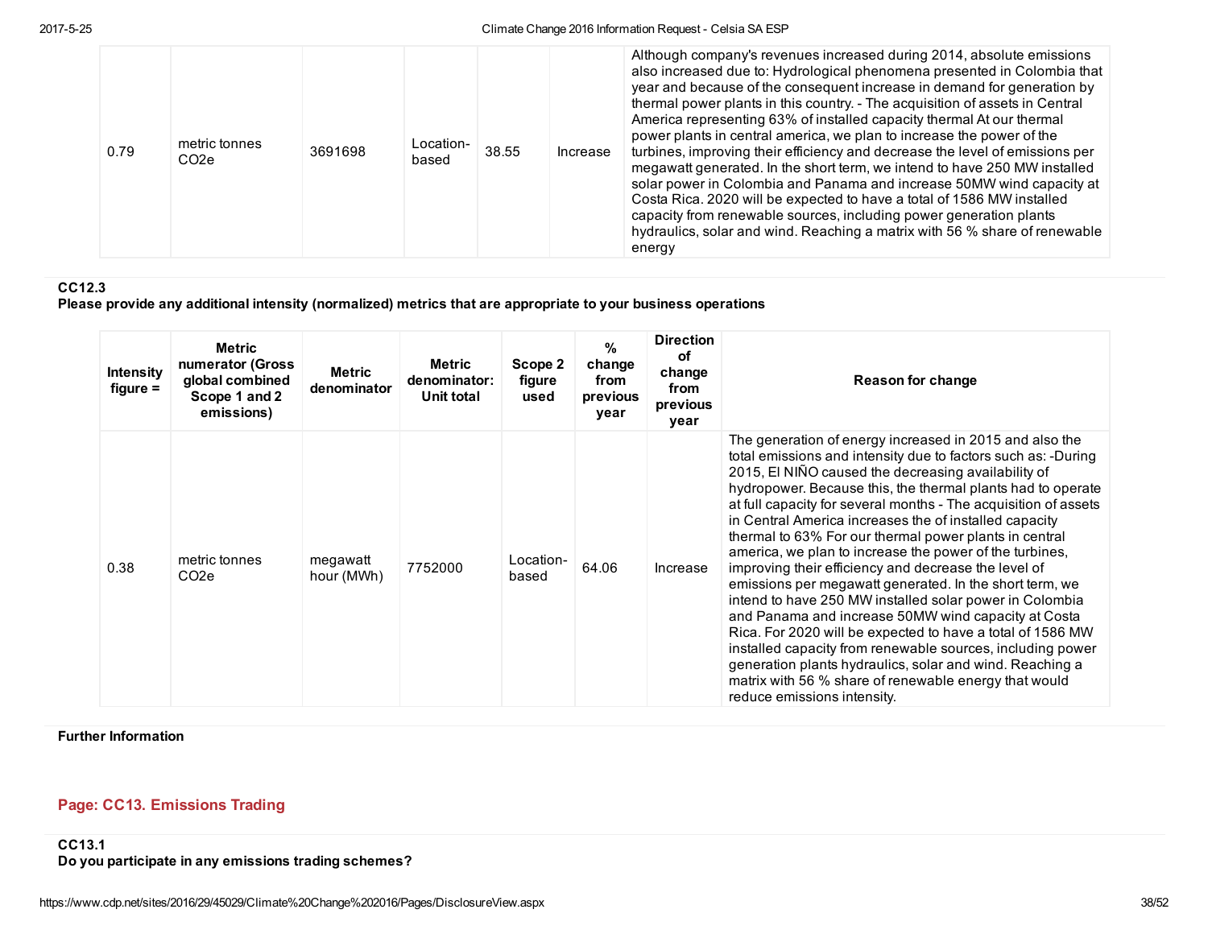| | | | | | | |
|---|---|---|---|---|---|---|
| 0.79 | metric tonnes CO2e | 3691698 | Location-based | 38.55 | Increase | Although company's revenues increased during 2014, absolute emissions also increased due to: Hydrological phenomena presented in Colombia that year and because of the consequent increase in demand for generation by thermal power plants in this country. - The acquisition of assets in Central America representing 63% of installed capacity thermal At our thermal power plants in central america, we plan to increase the power of the turbines, improving their efficiency and decrease the level of emissions per megawatt generated. In the short term, we intend to have 250 MW installed solar power in Colombia and Panama and increase 50MW wind capacity at Costa Rica. 2020 will be expected to have a total of 1586 MW installed capacity from renewable sources, including power generation plants hydraulics, solar and wind. Reaching a matrix with 56 % share of renewable energy |

**CC12.3**

**Please provide any additional intensity (normalized) metrics that are appropriate to your business operations**

| Intensity figure = | Metric numerator (Gross global combined Scope 1 and 2 emissions) | Metric denominator | Metric denominator: Unit total | Scope 2 figure used | % change from previous year | Direction of change from previous year | Reason for change |
|---|---|---|---|---|---|---|---|
| 0.38 | metric tonnes CO2e | megawatt hour (MWh) | 7752000 | Location-based | 64.06 | Increase | The generation of energy increased in 2015 and also the total emissions and intensity due to factors such as: -During 2015, El NIÑO caused the decreasing availability of hydropower. Because this, the thermal plants had to operate at full capacity for several months - The acquisition of assets in Central America increases the of installed capacity thermal to 63% For our thermal power plants in central america, we plan to increase the power of the turbines, improving their efficiency and decrease the level of emissions per megawatt generated. In the short term, we intend to have 250 MW installed solar power in Colombia and Panama and increase 50MW wind capacity at Costa Rica. For 2020 will be expected to have a total of 1586 MW installed capacity from renewable sources, including power generation plants hydraulics, solar and wind. Reaching a matrix with 56 % share of renewable energy that would reduce emissions intensity. |

**Further Information**

## Page: CC13. Emissions Trading

**CC13.1**

**Do you participate in any emissions trading schemes?**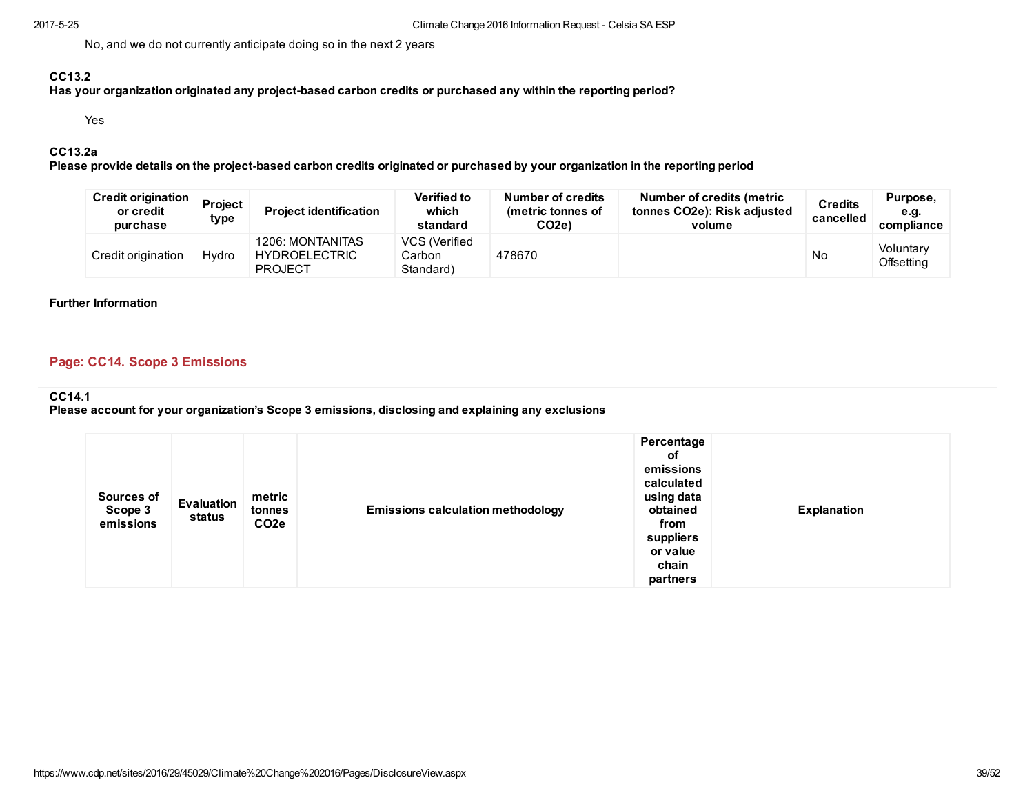No, and we do not currently anticipate doing so in the next 2 years

**CC13.2**
**Has your organization originated any project-based carbon credits or purchased any within the reporting period?**

Yes

**CC13.2a**
**Please provide details on the project-based carbon credits originated or purchased by your organization in the reporting period**

| Credit origination or credit purchase | Project type | Project identification | Verified to which standard | Number of credits (metric tonnes of CO2e) | Number of credits (metric tonnes CO2e): Risk adjusted volume | Credits cancelled | Purpose, e.g. compliance |
|---|---|---|---|---|---|---|---|
| Credit origination | Hydro | 1206: MONTANITAS HYDROELECTRIC PROJECT | VCS (Verified Carbon Standard) | 478670 | | No | Voluntary Offsetting |

**Further Information**

## Page: CC14. Scope 3 Emissions

**CC14.1**
**Please account for your organization's Scope 3 emissions, disclosing and explaining any exclusions**

| Sources of Scope 3 emissions | Evaluation status | metric tonnes CO2e | Emissions calculation methodology | Percentage of emissions calculated using data obtained from suppliers or value chain partners | Explanation |
|---|---|---|---|---|---|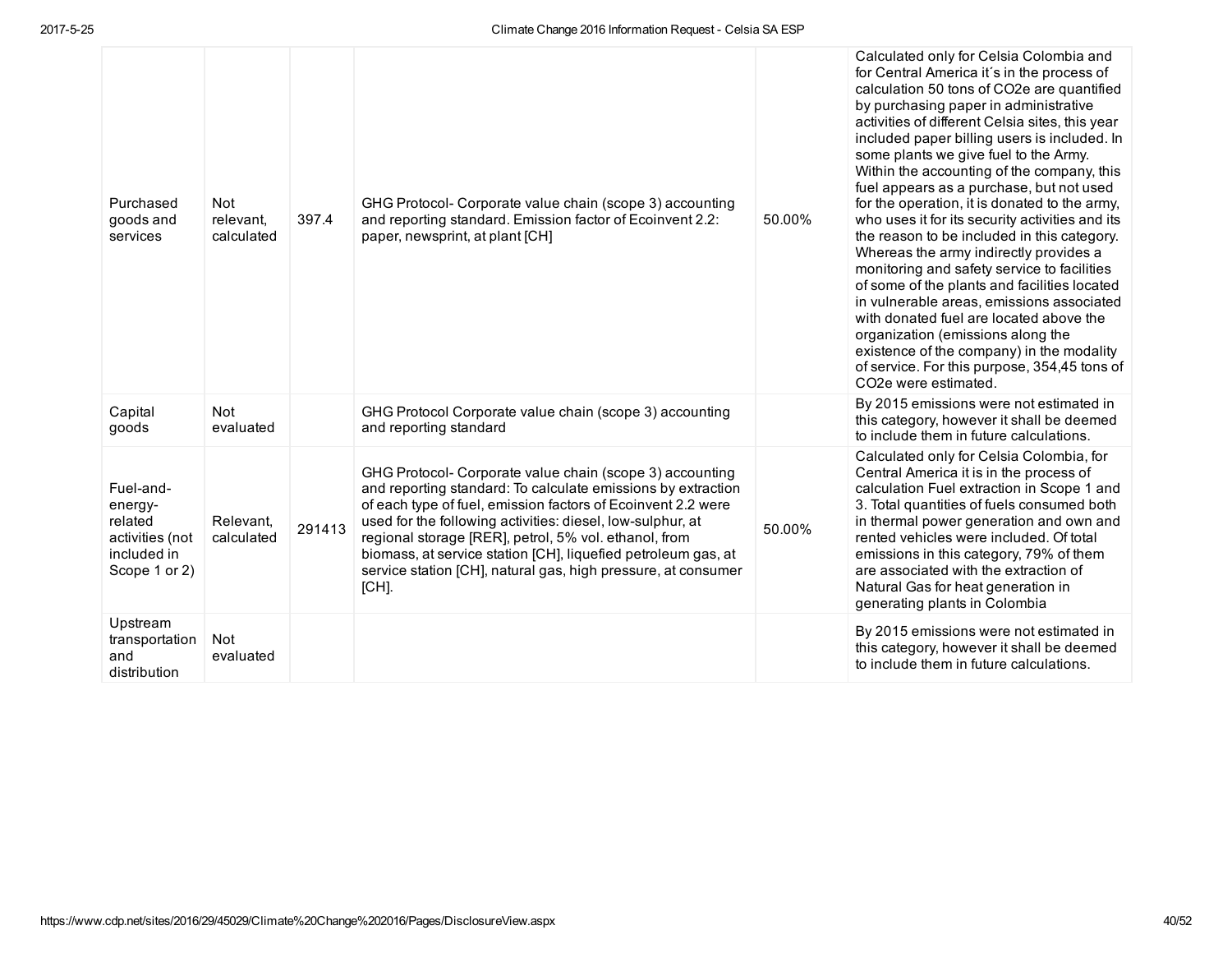| | | | | | |
|---|---|---|---|---|---|
| Purchased goods and services | Not relevant, calculated | 397.4 | GHG Protocol- Corporate value chain (scope 3) accounting and reporting standard. Emission factor of Ecoinvent 2.2: paper, newsprint, at plant [CH] | 50.00% | Calculated only for Celsia Colombia and for Central America it´s in the process of calculation 50 tons of CO2e are quantified by purchasing paper in administrative activities of different Celsia sites, this year included paper billing users is included. In some plants we give fuel to the Army. Within the accounting of the company, this fuel appears as a purchase, but not used for the operation, it is donated to the army, who uses it for its security activities and its the reason to be included in this category. Whereas the army indirectly provides a monitoring and safety service to facilities of some of the plants and facilities located in vulnerable areas, emissions associated with donated fuel are located above the organization (emissions along the existence of the company) in the modality of service. For this purpose, 354,45 tons of CO2e were estimated. |
| Capital goods | Not evaluated | | GHG Protocol Corporate value chain (scope 3) accounting and reporting standard | | By 2015 emissions were not estimated in this category, however it shall be deemed to include them in future calculations. |
| Fuel-and-energy-related activities (not included in Scope 1 or 2) | Relevant, calculated | 291413 | GHG Protocol- Corporate value chain (scope 3) accounting and reporting standard: To calculate emissions by extraction of each type of fuel, emission factors of Ecoinvent 2.2 were used for the following activities: diesel, low-sulphur, at regional storage [RER], petrol, 5% vol. ethanol, from biomass, at service station [CH], liquefied petroleum gas, at service station [CH], natural gas, high pressure, at consumer [CH]. | 50.00% | Calculated only for Celsia Colombia, for Central America it is in the process of calculation Fuel extraction in Scope 1 and 3. Total quantities of fuels consumed both in thermal power generation and own and rented vehicles were included. Of total emissions in this category, 79% of them are associated with the extraction of Natural Gas for heat generation in generating plants in Colombia |
| Upstream transportation and distribution | Not evaluated | | | | By 2015 emissions were not estimated in this category, however it shall be deemed to include them in future calculations. |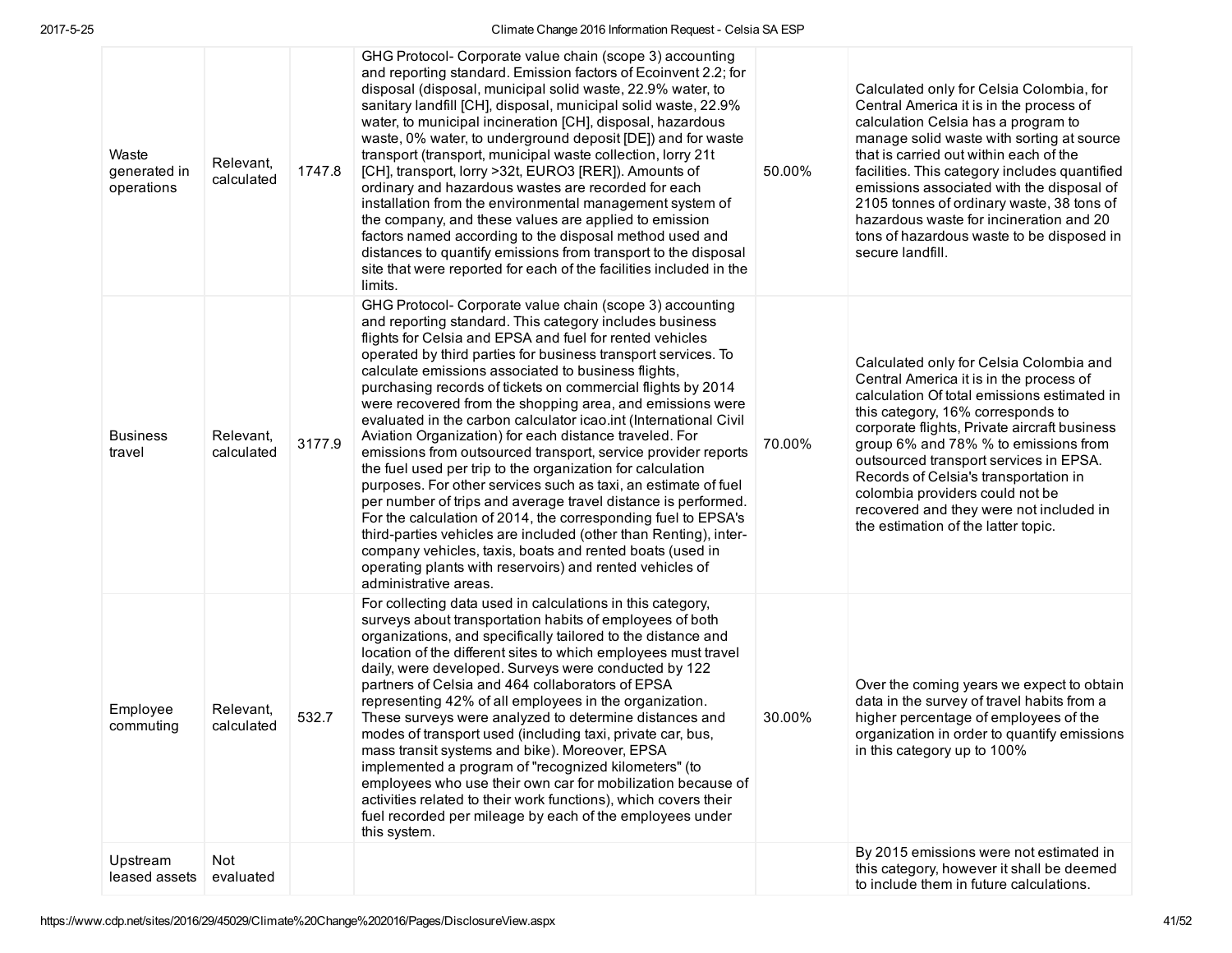| Waste generated in operations | Relevant, calculated | 1747.8 | GHG Protocol- Corporate value chain (scope 3) accounting and reporting standard. Emission factors of Ecoinvent 2.2; for disposal (disposal, municipal solid waste, 22.9% water, to sanitary landfill [CH], disposal, municipal solid waste, 22.9% water, to municipal incineration [CH], disposal, hazardous waste, 0% water, to underground deposit [DE]) and for waste transport (transport, municipal waste collection, lorry 21t [CH], transport, lorry >32t, EURO3 [RER]). Amounts of ordinary and hazardous wastes are recorded for each installation from the environmental management system of the company, and these values are applied to emission factors named according to the disposal method used and distances to quantify emissions from transport to the disposal site that were reported for each of the facilities included in the limits. | 50.00% | Calculated only for Celsia Colombia, for Central America it is in the process of calculation Celsia has a program to manage solid waste with sorting at source that is carried out within each of the facilities. This category includes quantified emissions associated with the disposal of 2105 tonnes of ordinary waste, 38 tons of hazardous waste for incineration and 20 tons of hazardous waste to be disposed in secure landfill. |
|---|---|---|---|---|---|
| Business travel | Relevant, calculated | 3177.9 | GHG Protocol- Corporate value chain (scope 3) accounting and reporting standard. This category includes business flights for Celsia and EPSA and fuel for rented vehicles operated by third parties for business transport services. To calculate emissions associated to business flights, purchasing records of tickets on commercial flights by 2014 were recovered from the shopping area, and emissions were evaluated in the carbon calculator icao.int (International Civil Aviation Organization) for each distance traveled. For emissions from outsourced transport, service provider reports the fuel used per trip to the organization for calculation purposes. For other services such as taxi, an estimate of fuel per number of trips and average travel distance is performed. For the calculation of 2014, the corresponding fuel to EPSA's third-parties vehicles are included (other than Renting), inter-company vehicles, taxis, boats and rented boats (used in operating plants with reservoirs) and rented vehicles of administrative areas. | 70.00% | Calculated only for Celsia Colombia and Central America it is in the process of calculation Of total emissions estimated in this category, 16% corresponds to corporate flights, Private aircraft business group 6% and 78% % to emissions from outsourced transport services in EPSA. Records of Celsia's transportation in colombia providers could not be recovered and they were not included in the estimation of the latter topic. |
| Employee commuting | Relevant, calculated | 532.7 | For collecting data used in calculations in this category, surveys about transportation habits of employees of both organizations, and specifically tailored to the distance and location of the different sites to which employees must travel daily, were developed. Surveys were conducted by 122 partners of Celsia and 464 collaborators of EPSA representing 42% of all employees in the organization. These surveys were analyzed to determine distances and modes of transport used (including taxi, private car, bus, mass transit systems and bike). Moreover, EPSA implemented a program of "recognized kilometers" (to employees who use their own car for mobilization because of activities related to their work functions), which covers their fuel recorded per mileage by each of the employees under this system. | 30.00% | Over the coming years we expect to obtain data in the survey of travel habits from a higher percentage of employees of the organization in order to quantify emissions in this category up to 100% |
| Upstream leased assets | Not evaluated | | | | By 2015 emissions were not estimated in this category, however it shall be deemed to include them in future calculations. |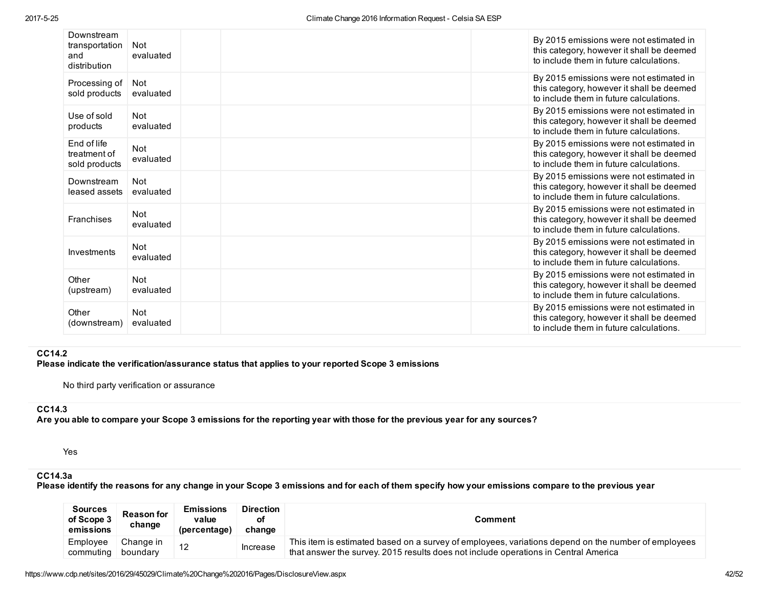| | | | | | |
|---|---|---|---|---|---|
| Downstream transportation and distribution | Not evaluated | | | | By 2015 emissions were not estimated in this category, however it shall be deemed to include them in future calculations. |
| Processing of sold products | Not evaluated | | | | By 2015 emissions were not estimated in this category, however it shall be deemed to include them in future calculations. |
| Use of sold products | Not evaluated | | | | By 2015 emissions were not estimated in this category, however it shall be deemed to include them in future calculations. |
| End of life treatment of sold products | Not evaluated | | | | By 2015 emissions were not estimated in this category, however it shall be deemed to include them in future calculations. |
| Downstream leased assets | Not evaluated | | | | By 2015 emissions were not estimated in this category, however it shall be deemed to include them in future calculations. |
| Franchises | Not evaluated | | | | By 2015 emissions were not estimated in this category, however it shall be deemed to include them in future calculations. |
| Investments | Not evaluated | | | | By 2015 emissions were not estimated in this category, however it shall be deemed to include them in future calculations. |
| Other (upstream) | Not evaluated | | | | By 2015 emissions were not estimated in this category, however it shall be deemed to include them in future calculations. |
| Other (downstream) | Not evaluated | | | | By 2015 emissions were not estimated in this category, however it shall be deemed to include them in future calculations. |

**CC14.2**
**Please indicate the verification/assurance status that applies to your reported Scope 3 emissions**

No third party verification or assurance

**CC14.3**
**Are you able to compare your Scope 3 emissions for the reporting year with those for the previous year for any sources?**

Yes

**CC14.3a**
**Please identify the reasons for any change in your Scope 3 emissions and for each of them specify how your emissions compare to the previous year**

| Sources of Scope 3 emissions | Reason for change | Emissions value (percentage) | Direction of change | Comment |
|---|---|---|---|---|
| Employee commuting | Change in boundary | 12 | Increase | This item is estimated based on a survey of employees, variations depend on the number of employees that answer the survey. 2015 results does not include operations in Central America |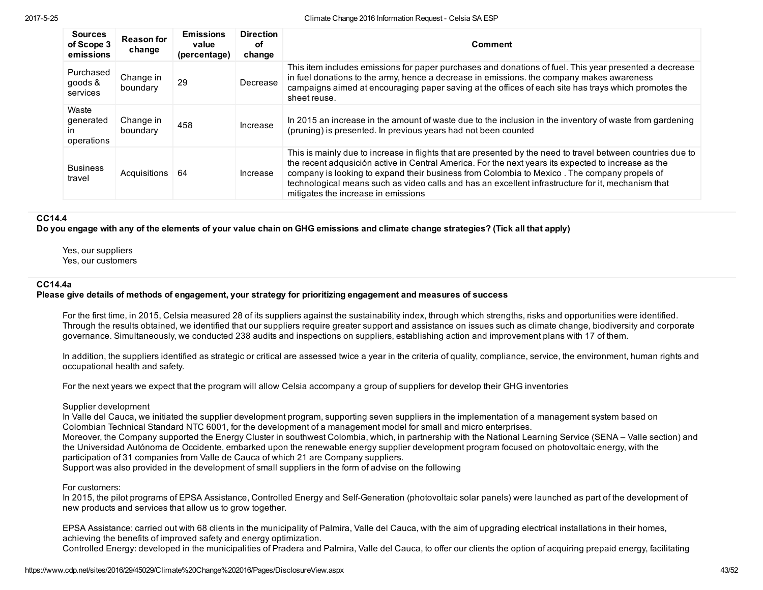| Sources of Scope 3 emissions | Reason for change | Emissions value (percentage) | Direction of change | Comment |
|---|---|---|---|---|
| Purchased goods & services | Change in boundary | 29 | Decrease | This item includes emissions for paper purchases and donations of fuel. This year presented a decrease in fuel donations to the army, hence a decrease in emissions. the company makes awareness campaigns aimed at encouraging paper saving at the offices of each site has trays which promotes the sheet reuse. |
| Waste generated in operations | Change in boundary | 458 | Increase | In 2015 an increase in the amount of waste due to the inclusion in the inventory of waste from gardening (pruning) is presented. In previous years had not been counted |
| Business travel | Acquisitions | 64 | Increase | This is mainly due to increase in flights that are presented by the need to travel between countries due to the recent adqusición active in Central America. For the next years its expected to increase as the company is looking to expand their business from Colombia to Mexico . The company propels of technological means such as video calls and has an excellent infrastructure for it, mechanism that mitigates the increase in emissions |

**CC14.4**
**Do you engage with any of the elements of your value chain on GHG emissions and climate change strategies? (Tick all that apply)**

Yes, our suppliers
Yes, our customers

**CC14.4a**
**Please give details of methods of engagement, your strategy for prioritizing engagement and measures of success**

For the first time, in 2015, Celsia measured 28 of its suppliers against the sustainability index, through which strengths, risks and opportunities were identified. Through the results obtained, we identified that our suppliers require greater support and assistance on issues such as climate change, biodiversity and corporate governance. Simultaneously, we conducted 238 audits and inspections on suppliers, establishing action and improvement plans with 17 of them.

In addition, the suppliers identified as strategic or critical are assessed twice a year in the criteria of quality, compliance, service, the environment, human rights and occupational health and safety.

For the next years we expect that the program will allow Celsia accompany a group of suppliers for develop their GHG inventories

Supplier development
In Valle del Cauca, we initiated the supplier development program, supporting seven suppliers in the implementation of a management system based on Colombian Technical Standard NTC 6001, for the development of a management model for small and micro enterprises.
Moreover, the Company supported the Energy Cluster in southwest Colombia, which, in partnership with the National Learning Service (SENA – Valle section) and the Universidad Autónoma de Occidente, embarked upon the renewable energy supplier development program focused on photovoltaic energy, with the participation of 31 companies from Valle de Cauca of which 21 are Company suppliers.
Support was also provided in the development of small suppliers in the form of advise on the following

For customers:
In 2015, the pilot programs of EPSA Assistance, Controlled Energy and Self-Generation (photovoltaic solar panels) were launched as part of the development of new products and services that allow us to grow together.

EPSA Assistance: carried out with 68 clients in the municipality of Palmira, Valle del Cauca, with the aim of upgrading electrical installations in their homes, achieving the benefits of improved safety and energy optimization.
Controlled Energy: developed in the municipalities of Pradera and Palmira, Valle del Cauca, to offer our clients the option of acquiring prepaid energy, facilitating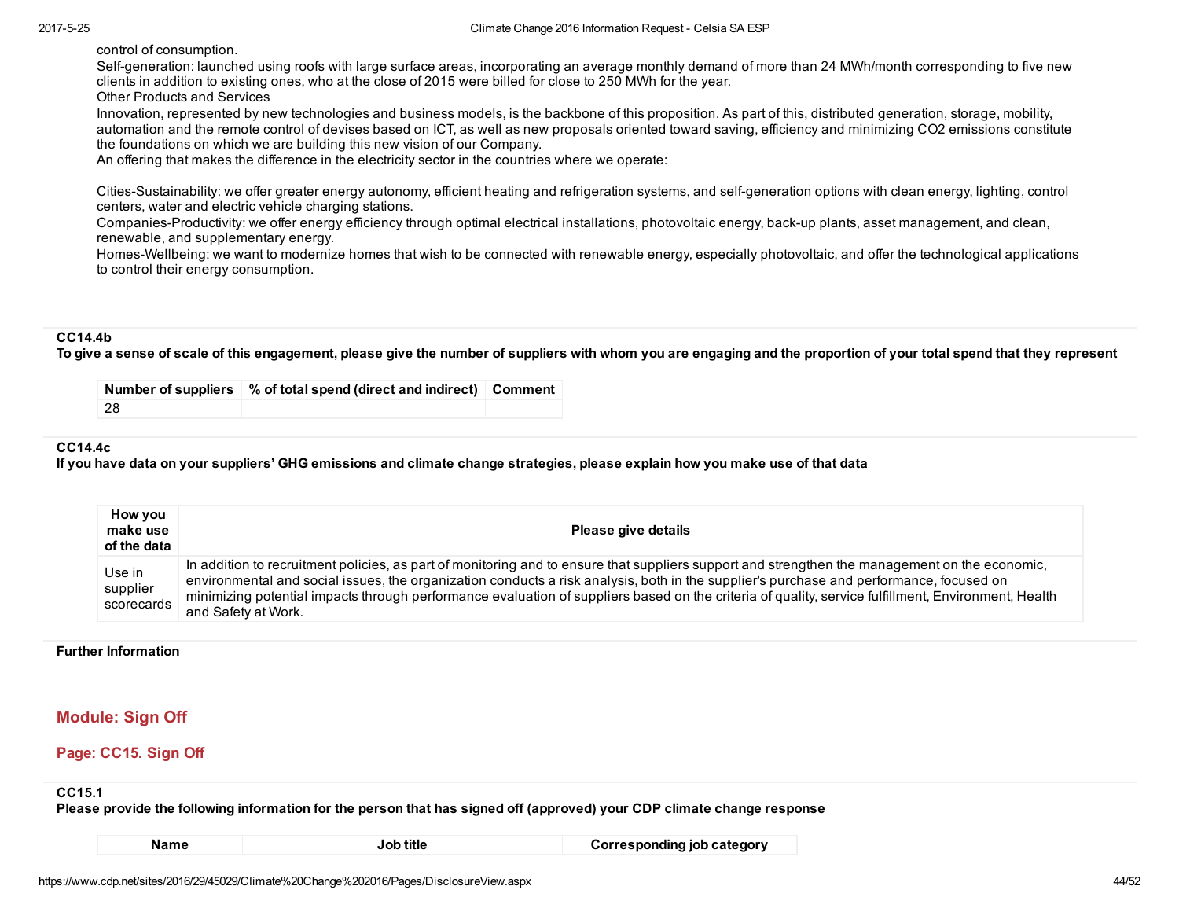control of consumption.
Self-generation: launched using roofs with large surface areas, incorporating an average monthly demand of more than 24 MWh/month corresponding to five new clients in addition to existing ones, who at the close of 2015 were billed for close to 250 MWh for the year.
Other Products and Services
Innovation, represented by new technologies and business models, is the backbone of this proposition. As part of this, distributed generation, storage, mobility, automation and the remote control of devises based on ICT, as well as new proposals oriented toward saving, efficiency and minimizing CO2 emissions constitute the foundations on which we are building this new vision of our Company.
An offering that makes the difference in the electricity sector in the countries where we operate:

Cities-Sustainability: we offer greater energy autonomy, efficient heating and refrigeration systems, and self-generation options with clean energy, lighting, control centers, water and electric vehicle charging stations.
Companies-Productivity: we offer energy efficiency through optimal electrical installations, photovoltaic energy, back-up plants, asset management, and clean, renewable, and supplementary energy.
Homes-Wellbeing: we want to modernize homes that wish to be connected with renewable energy, especially photovoltaic, and offer the technological applications to control their energy consumption.

**CC14.4b**
**To give a sense of scale of this engagement, please give the number of suppliers with whom you are engaging and the proportion of your total spend that they represent**

| Number of suppliers | % of total spend (direct and indirect) | Comment |
|---|---|---|
| 28 | | |

**CC14.4c**
**If you have data on your suppliers' GHG emissions and climate change strategies, please explain how you make use of that data**

| How you make use of the data | Please give details |
|---|---|
| Use in supplier scorecards | In addition to recruitment policies, as part of monitoring and to ensure that suppliers support and strengthen the management on the economic, environmental and social issues, the organization conducts a risk analysis, both in the supplier's purchase and performance, focused on minimizing potential impacts through performance evaluation of suppliers based on the criteria of quality, service fulfillment, Environment, Health and Safety at Work. |

**Further Information**

## Module: Sign Off

### Page: CC15. Sign Off

**CC15.1**
**Please provide the following information for the person that has signed off (approved) your CDP climate change response**

| Name | Job title | Corresponding job category |
|---|---|---|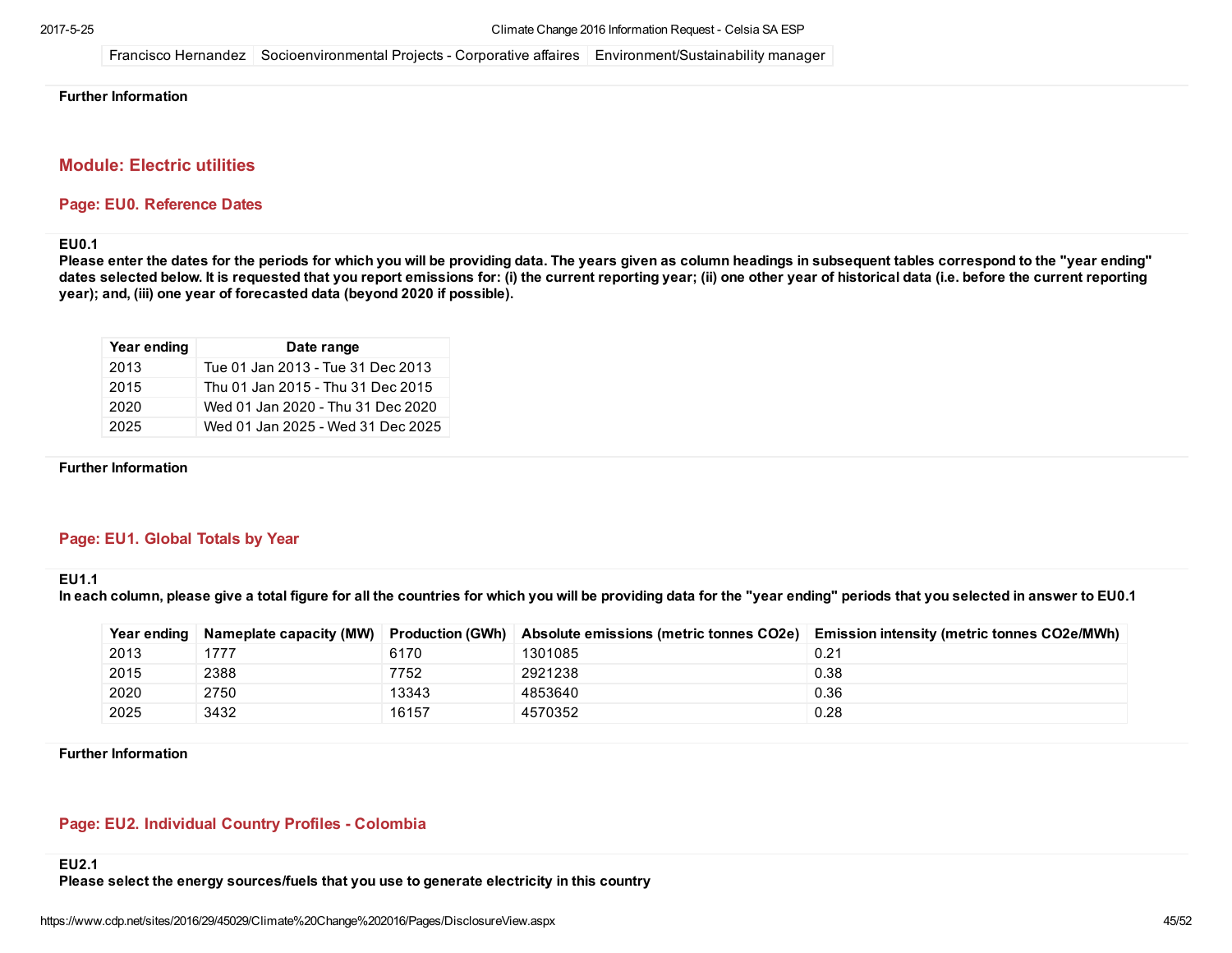| Francisco Hernandez | Socioenvironmental Projects - Corporative affaires | Environment/Sustainability manager |
|---|---|---|

**Further Information**

## Module: Electric utilities

### Page: EU0. Reference Dates

**EU0.1**

**Please enter the dates for the periods for which you will be providing data. The years given as column headings in subsequent tables correspond to the "year ending" dates selected below. It is requested that you report emissions for: (i) the current reporting year; (ii) one other year of historical data (i.e. before the current reporting year); and, (iii) one year of forecasted data (beyond 2020 if possible).**

| Year ending | Date range |
|---|---|
| 2013 | Tue 01 Jan 2013 - Tue 31 Dec 2013 |
| 2015 | Thu 01 Jan 2015 - Thu 31 Dec 2015 |
| 2020 | Wed 01 Jan 2020 - Thu 31 Dec 2020 |
| 2025 | Wed 01 Jan 2025 - Wed 31 Dec 2025 |

**Further Information**

### Page: EU1. Global Totals by Year

**EU1.1**

**In each column, please give a total figure for all the countries for which you will be providing data for the "year ending" periods that you selected in answer to EU0.1**

| Year ending | Nameplate capacity (MW) | Production (GWh) | Absolute emissions (metric tonnes CO2e) | Emission intensity (metric tonnes CO2e/MWh) |
|---|---|---|---|---|
| 2013 | 1777 | 6170 | 1301085 | 0.21 |
| 2015 | 2388 | 7752 | 2921238 | 0.38 |
| 2020 | 2750 | 13343 | 4853640 | 0.36 |
| 2025 | 3432 | 16157 | 4570352 | 0.28 |

**Further Information**

### Page: EU2. Individual Country Profiles - Colombia

**EU2.1**

**Please select the energy sources/fuels that you use to generate electricity in this country**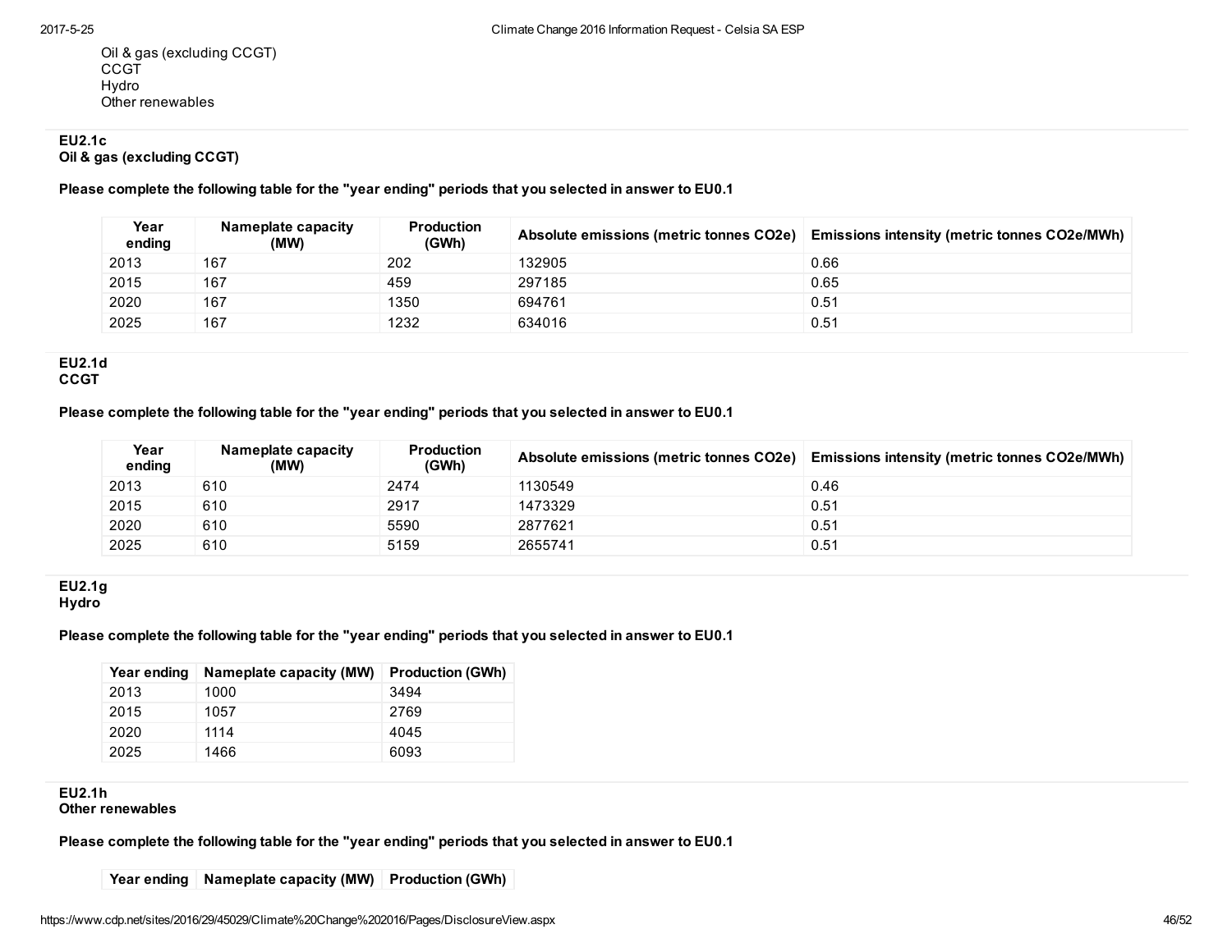Oil & gas (excluding CCGT)
CCGT
Hydro
Other renewables

**EU2.1c**
**Oil & gas (excluding CCGT)**

**Please complete the following table for the "year ending" periods that you selected in answer to EU0.1**

| Year ending | Nameplate capacity (MW) | Production (GWh) | Absolute emissions (metric tonnes CO2e) | Emissions intensity (metric tonnes CO2e/MWh) |
|---|---|---|---|---|
| 2013 | 167 | 202 | 132905 | 0.66 |
| 2015 | 167 | 459 | 297185 | 0.65 |
| 2020 | 167 | 1350 | 694761 | 0.51 |
| 2025 | 167 | 1232 | 634016 | 0.51 |

**EU2.1d**
**CCGT**

**Please complete the following table for the "year ending" periods that you selected in answer to EU0.1**

| Year ending | Nameplate capacity (MW) | Production (GWh) | Absolute emissions (metric tonnes CO2e) | Emissions intensity (metric tonnes CO2e/MWh) |
|---|---|---|---|---|
| 2013 | 610 | 2474 | 1130549 | 0.46 |
| 2015 | 610 | 2917 | 1473329 | 0.51 |
| 2020 | 610 | 5590 | 2877621 | 0.51 |
| 2025 | 610 | 5159 | 2655741 | 0.51 |

**EU2.1g**
**Hydro**

**Please complete the following table for the "year ending" periods that you selected in answer to EU0.1**

| Year ending | Nameplate capacity (MW) | Production (GWh) |
|---|---|---|
| 2013 | 1000 | 3494 |
| 2015 | 1057 | 2769 |
| 2020 | 1114 | 4045 |
| 2025 | 1466 | 6093 |

**EU2.1h**
**Other renewables**

**Please complete the following table for the "year ending" periods that you selected in answer to EU0.1**

| Year ending | Nameplate capacity (MW) | Production (GWh) |
|---|---|---|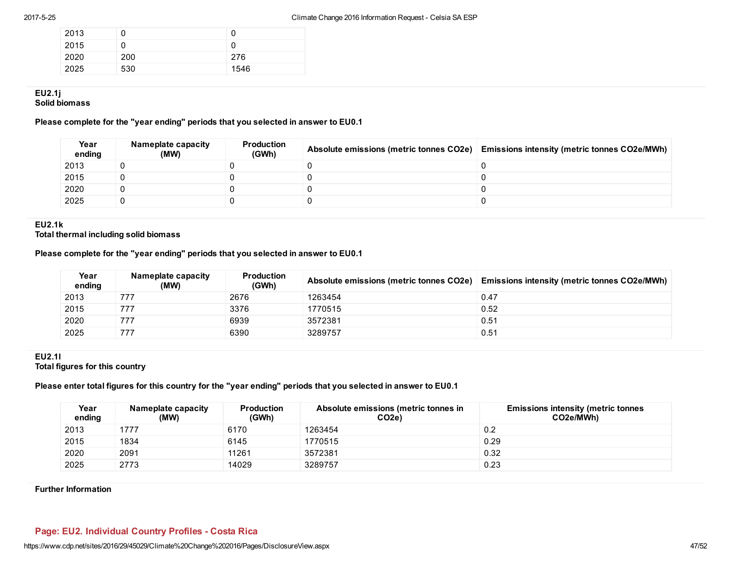| | | |
|---|---|---|
| 2013 | 0 | 0 |
| 2015 | 0 | 0 |
| 2020 | 200 | 276 |
| 2025 | 530 | 1546 |

**EU2.1j**
**Solid biomass**

**Please complete for the "year ending" periods that you selected in answer to EU0.1**

| Year ending | Nameplate capacity (MW) | Production (GWh) | Absolute emissions (metric tonnes CO2e) | Emissions intensity (metric tonnes CO2e/MWh) |
|---|---|---|---|---|
| 2013 | 0 | 0 | 0 | 0 |
| 2015 | 0 | 0 | 0 | 0 |
| 2020 | 0 | 0 | 0 | 0 |
| 2025 | 0 | 0 | 0 | 0 |

**EU2.1k**
**Total thermal including solid biomass**

**Please complete for the "year ending" periods that you selected in answer to EU0.1**

| Year ending | Nameplate capacity (MW) | Production (GWh) | Absolute emissions (metric tonnes CO2e) | Emissions intensity (metric tonnes CO2e/MWh) |
|---|---|---|---|---|
| 2013 | 777 | 2676 | 1263454 | 0.47 |
| 2015 | 777 | 3376 | 1770515 | 0.52 |
| 2020 | 777 | 6939 | 3572381 | 0.51 |
| 2025 | 777 | 6390 | 3289757 | 0.51 |

**EU2.1l**
**Total figures for this country**

**Please enter total figures for this country for the "year ending" periods that you selected in answer to EU0.1**

| Year ending | Nameplate capacity (MW) | Production (GWh) | Absolute emissions (metric tonnes in CO2e) | Emissions intensity (metric tonnes CO2e/MWh) |
|---|---|---|---|---|
| 2013 | 1777 | 6170 | 1263454 | 0.2 |
| 2015 | 1834 | 6145 | 1770515 | 0.29 |
| 2020 | 2091 | 11261 | 3572381 | 0.32 |
| 2025 | 2773 | 14029 | 3289757 | 0.23 |

**Further Information**

## Page: EU2. Individual Country Profiles - Costa Rica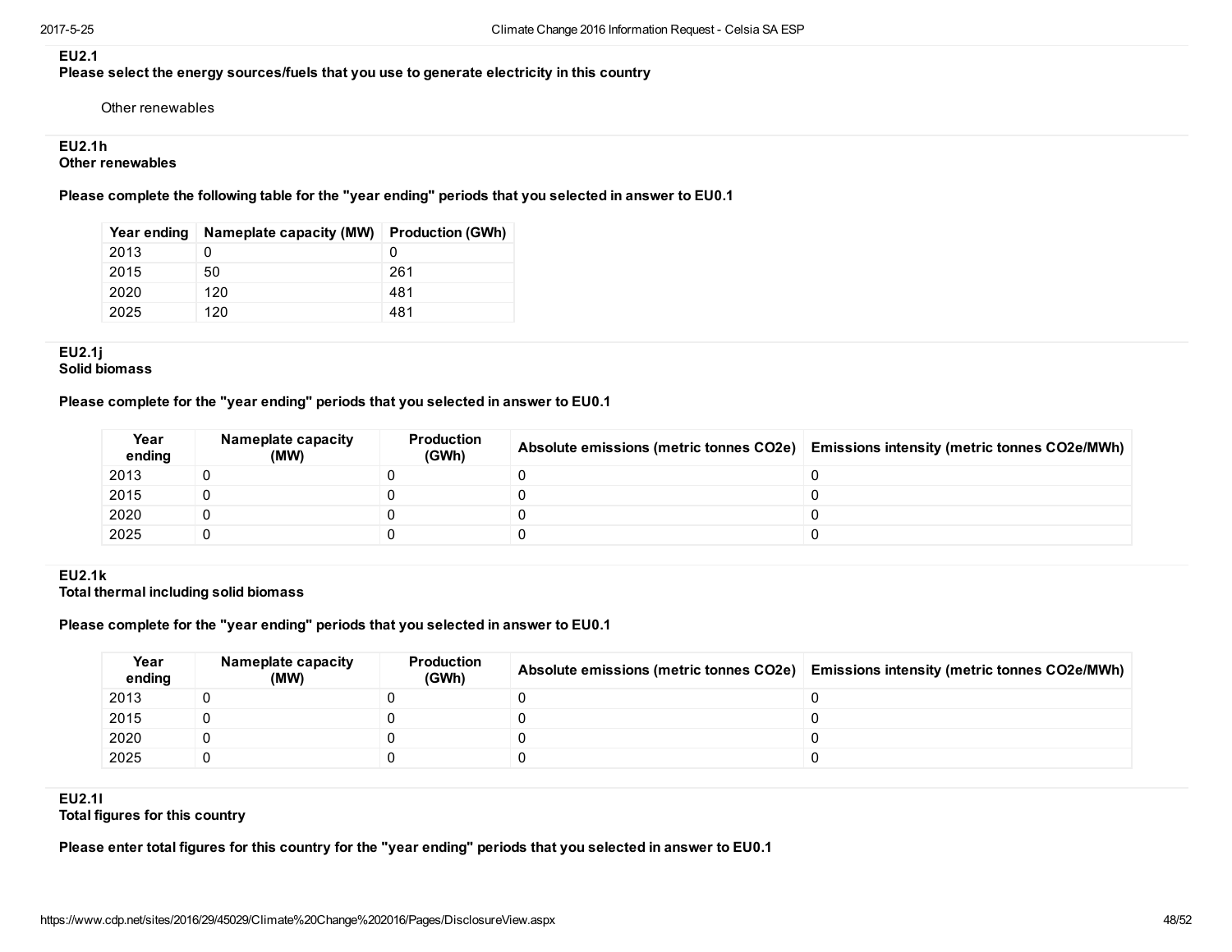**EU2.1**

**Please select the energy sources/fuels that you use to generate electricity in this country**

Other renewables

**EU2.1h**

**Other renewables**

**Please complete the following table for the "year ending" periods that you selected in answer to EU0.1**

| Year ending | Nameplate capacity (MW) | Production (GWh) |
|---|---|---|
| 2013 | 0 | 0 |
| 2015 | 50 | 261 |
| 2020 | 120 | 481 |
| 2025 | 120 | 481 |

**EU2.1j**

**Solid biomass**

**Please complete for the "year ending" periods that you selected in answer to EU0.1**

| Year ending | Nameplate capacity (MW) | Production (GWh) | Absolute emissions (metric tonnes CO2e) | Emissions intensity (metric tonnes CO2e/MWh) |
|---|---|---|---|---|
| 2013 | 0 | 0 | 0 | 0 |
| 2015 | 0 | 0 | 0 | 0 |
| 2020 | 0 | 0 | 0 | 0 |
| 2025 | 0 | 0 | 0 | 0 |

**EU2.1k**

**Total thermal including solid biomass**

**Please complete for the "year ending" periods that you selected in answer to EU0.1**

| Year ending | Nameplate capacity (MW) | Production (GWh) | Absolute emissions (metric tonnes CO2e) | Emissions intensity (metric tonnes CO2e/MWh) |
|---|---|---|---|---|
| 2013 | 0 | 0 | 0 | 0 |
| 2015 | 0 | 0 | 0 | 0 |
| 2020 | 0 | 0 | 0 | 0 |
| 2025 | 0 | 0 | 0 | 0 |

**EU2.1l**

**Total figures for this country**

**Please enter total figures for this country for the "year ending" periods that you selected in answer to EU0.1**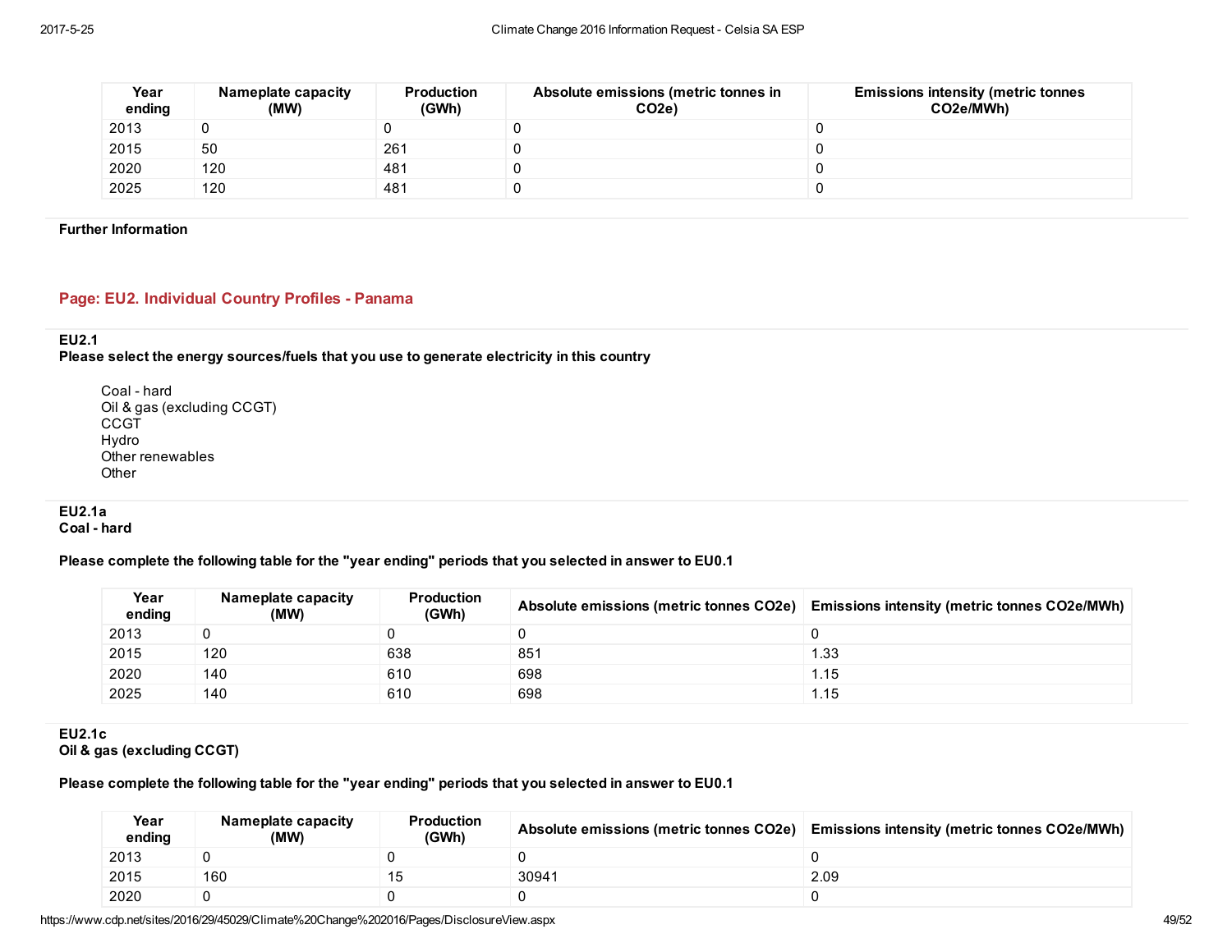| Year ending | Nameplate capacity (MW) | Production (GWh) | Absolute emissions (metric tonnes in CO2e) | Emissions intensity (metric tonnes CO2e/MWh) |
|---|---|---|---|---|
| 2013 | 0 | 0 | 0 | 0 |
| 2015 | 50 | 261 | 0 | 0 |
| 2020 | 120 | 481 | 0 | 0 |
| 2025 | 120 | 481 | 0 | 0 |

**Further Information**

## Page: EU2. Individual Country Profiles - Panama

**EU2.1**
**Please select the energy sources/fuels that you use to generate electricity in this country**

Coal - hard
Oil & gas (excluding CCGT)
CCGT
Hydro
Other renewables
Other

**EU2.1a**
**Coal - hard**

**Please complete the following table for the "year ending" periods that you selected in answer to EU0.1**

| Year ending | Nameplate capacity (MW) | Production (GWh) | Absolute emissions (metric tonnes CO2e) | Emissions intensity (metric tonnes CO2e/MWh) |
|---|---|---|---|---|
| 2013 | 0 | 0 | 0 | 0 |
| 2015 | 120 | 638 | 851 | 1.33 |
| 2020 | 140 | 610 | 698 | 1.15 |
| 2025 | 140 | 610 | 698 | 1.15 |

**EU2.1c**
**Oil & gas (excluding CCGT)**

**Please complete the following table for the "year ending" periods that you selected in answer to EU0.1**

| Year ending | Nameplate capacity (MW) | Production (GWh) | Absolute emissions (metric tonnes CO2e) | Emissions intensity (metric tonnes CO2e/MWh) |
|---|---|---|---|---|
| 2013 | 0 | 0 | 0 | 0 |
| 2015 | 160 | 15 | 30941 | 2.09 |
| 2020 | 0 | 0 | 0 | 0 |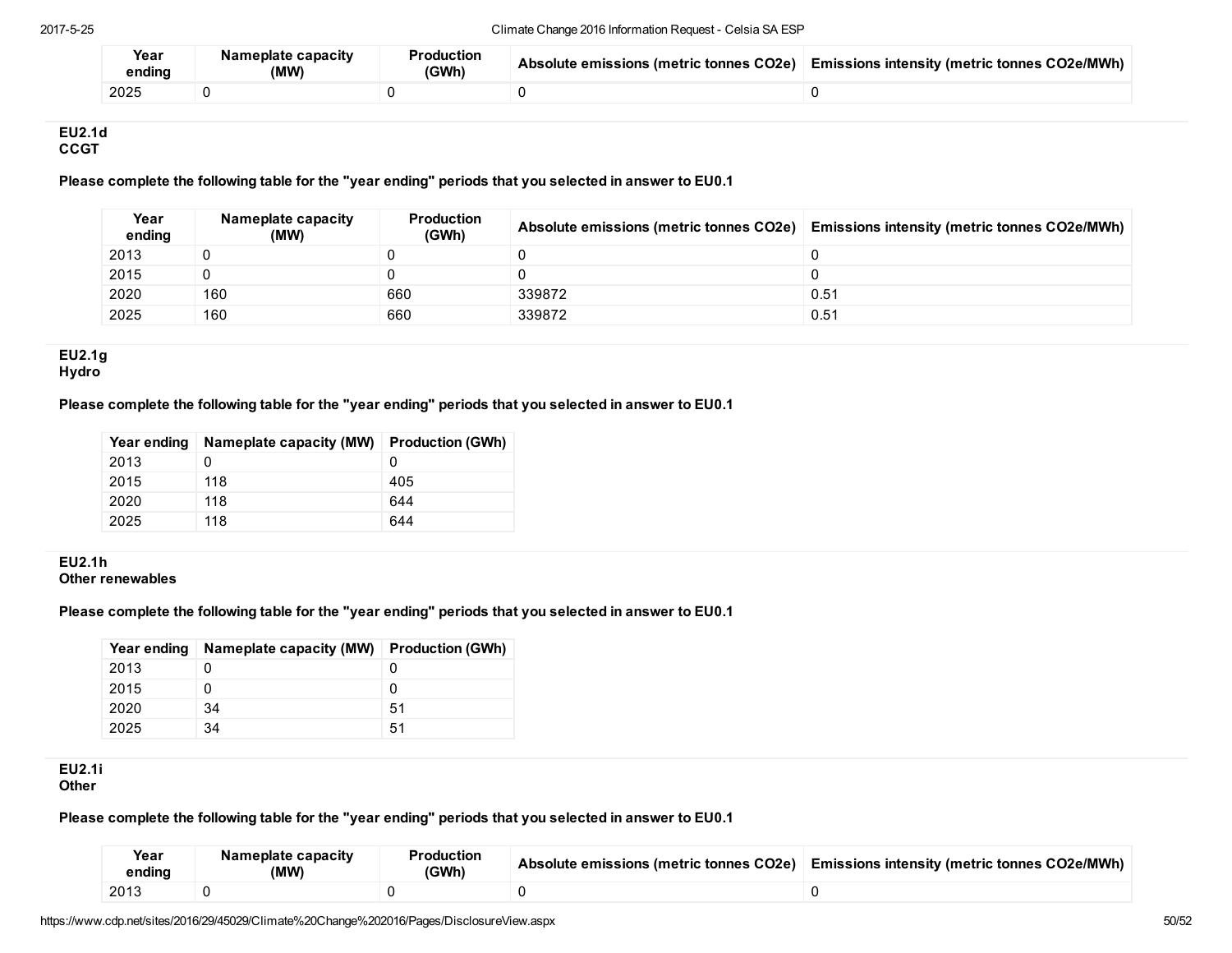| Year ending | Nameplate capacity (MW) | Production (GWh) | Absolute emissions (metric tonnes CO2e) | Emissions intensity (metric tonnes CO2e/MWh) |
|---|---|---|---|---|
| 2025 | 0 | 0 | 0 | 0 |

**EU2.1d**
**CCGT**

**Please complete the following table for the "year ending" periods that you selected in answer to EU0.1**

| Year ending | Nameplate capacity (MW) | Production (GWh) | Absolute emissions (metric tonnes CO2e) | Emissions intensity (metric tonnes CO2e/MWh) |
|---|---|---|---|---|
| 2013 | 0 | 0 | 0 | 0 |
| 2015 | 0 | 0 | 0 | 0 |
| 2020 | 160 | 660 | 339872 | 0.51 |
| 2025 | 160 | 660 | 339872 | 0.51 |

**EU2.1g**
**Hydro**

**Please complete the following table for the "year ending" periods that you selected in answer to EU0.1**

| Year ending | Nameplate capacity (MW) | Production (GWh) |
|---|---|---|
| 2013 | 0 | 0 |
| 2015 | 118 | 405 |
| 2020 | 118 | 644 |
| 2025 | 118 | 644 |

**EU2.1h**
**Other renewables**

**Please complete the following table for the "year ending" periods that you selected in answer to EU0.1**

| Year ending | Nameplate capacity (MW) | Production (GWh) |
|---|---|---|
| 2013 | 0 | 0 |
| 2015 | 0 | 0 |
| 2020 | 34 | 51 |
| 2025 | 34 | 51 |

**EU2.1i**
**Other**

**Please complete the following table for the "year ending" periods that you selected in answer to EU0.1**

| Year ending | Nameplate capacity (MW) | Production (GWh) | Absolute emissions (metric tonnes CO2e) | Emissions intensity (metric tonnes CO2e/MWh) |
|---|---|---|---|---|
| 2013 | 0 | 0 | 0 | 0 |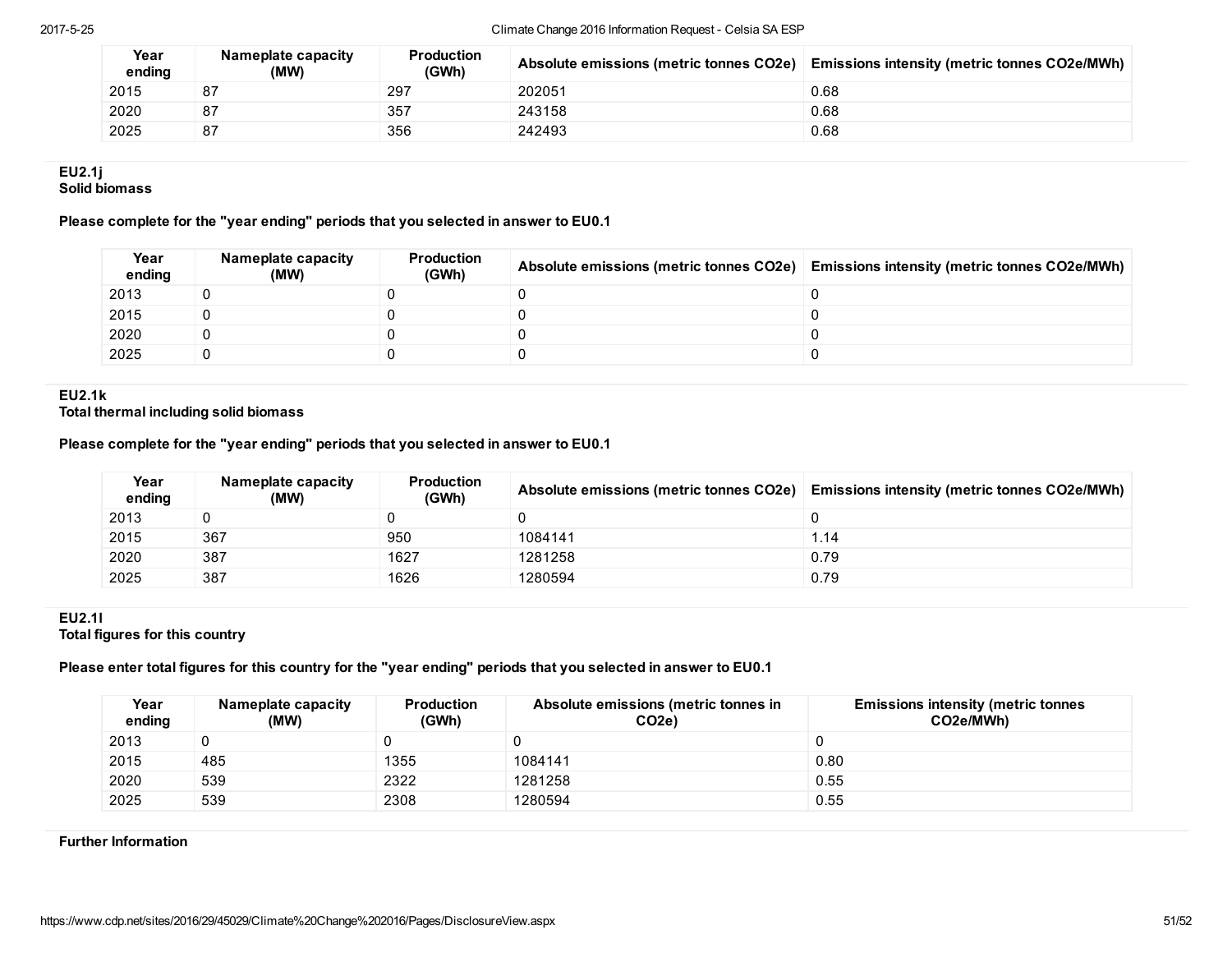| Year ending | Nameplate capacity (MW) | Production (GWh) | Absolute emissions (metric tonnes CO2e) | Emissions intensity (metric tonnes CO2e/MWh) |
|---|---|---|---|---|
| 2015 | 87 | 297 | 202051 | 0.68 |
| 2020 | 87 | 357 | 243158 | 0.68 |
| 2025 | 87 | 356 | 242493 | 0.68 |

**EU2.1j**
**Solid biomass**

**Please complete for the "year ending" periods that you selected in answer to EU0.1**

| Year ending | Nameplate capacity (MW) | Production (GWh) | Absolute emissions (metric tonnes CO2e) | Emissions intensity (metric tonnes CO2e/MWh) |
|---|---|---|---|---|
| 2013 | 0 | 0 | 0 | 0 |
| 2015 | 0 | 0 | 0 | 0 |
| 2020 | 0 | 0 | 0 | 0 |
| 2025 | 0 | 0 | 0 | 0 |

**EU2.1k**
**Total thermal including solid biomass**

**Please complete for the "year ending" periods that you selected in answer to EU0.1**

| Year ending | Nameplate capacity (MW) | Production (GWh) | Absolute emissions (metric tonnes CO2e) | Emissions intensity (metric tonnes CO2e/MWh) |
|---|---|---|---|---|
| 2013 | 0 | 0 | 0 | 0 |
| 2015 | 367 | 950 | 1084141 | 1.14 |
| 2020 | 387 | 1627 | 1281258 | 0.79 |
| 2025 | 387 | 1626 | 1280594 | 0.79 |

**EU2.1l**
**Total figures for this country**

**Please enter total figures for this country for the "year ending" periods that you selected in answer to EU0.1**

| Year ending | Nameplate capacity (MW) | Production (GWh) | Absolute emissions (metric tonnes in CO2e) | Emissions intensity (metric tonnes CO2e/MWh) |
|---|---|---|---|---|
| 2013 | 0 | 0 | 0 | 0 |
| 2015 | 485 | 1355 | 1084141 | 0.80 |
| 2020 | 539 | 2322 | 1281258 | 0.55 |
| 2025 | 539 | 2308 | 1280594 | 0.55 |

**Further Information**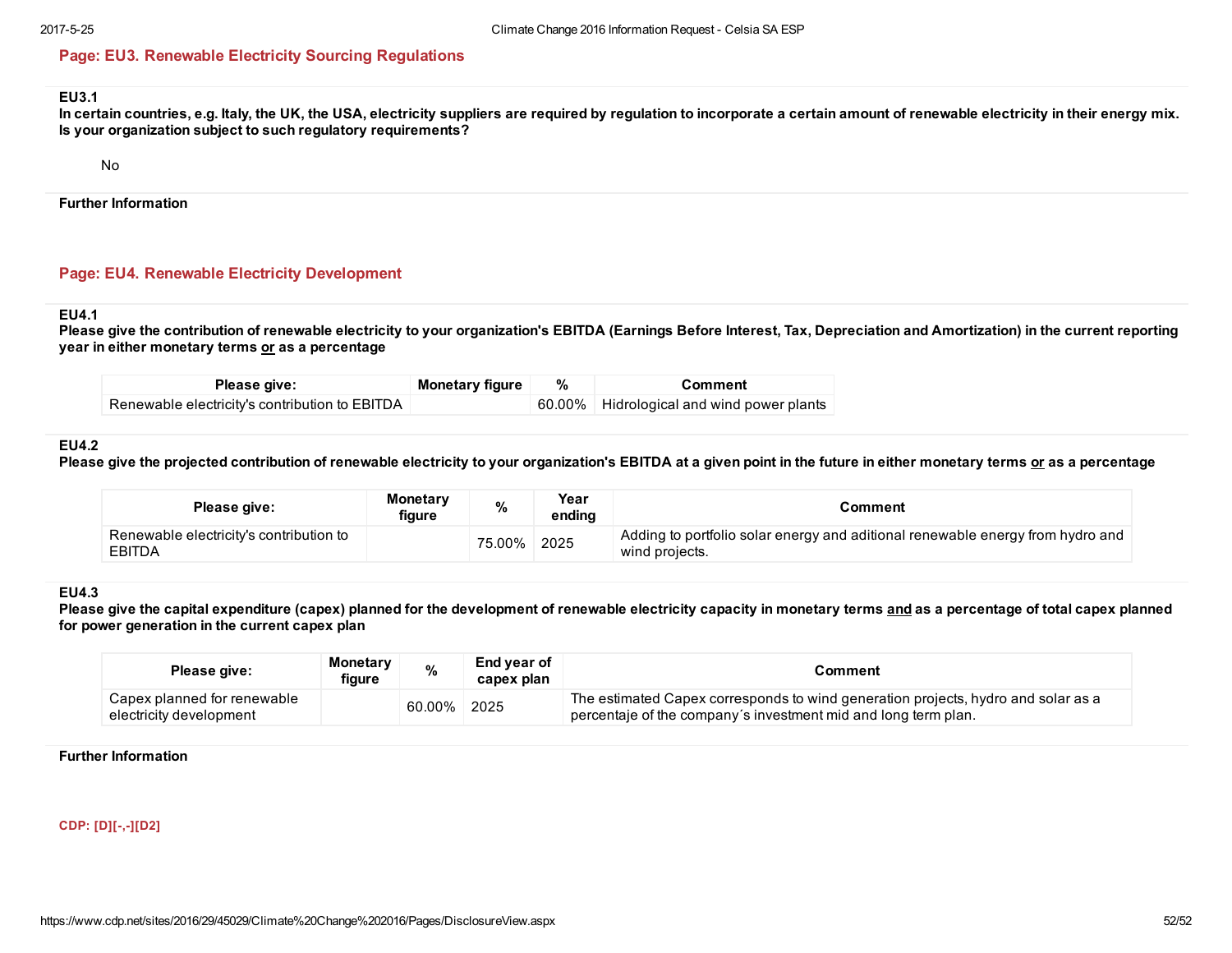## Page: EU3. Renewable Electricity Sourcing Regulations

**EU3.1**

**In certain countries, e.g. Italy, the UK, the USA, electricity suppliers are required by regulation to incorporate a certain amount of renewable electricity in their energy mix. Is your organization subject to such regulatory requirements?**

No

**Further Information**

## Page: EU4. Renewable Electricity Development

**EU4.1**

**Please give the contribution of renewable electricity to your organization's EBITDA (Earnings Before Interest, Tax, Depreciation and Amortization) in the current reporting year in either monetary terms or as a percentage**

| Please give: | Monetary figure | % | Comment |
|---|---|---|---|
| Renewable electricity's contribution to EBITDA | | 60.00% | Hidrological and wind power plants |

**EU4.2**

**Please give the projected contribution of renewable electricity to your organization's EBITDA at a given point in the future in either monetary terms or as a percentage**

| Please give: | Monetary figure | % | Year ending | Comment |
|---|---|---|---|---|
| Renewable electricity's contribution to EBITDA | | 75.00% | 2025 | Adding to portfolio solar energy and aditional renewable energy from hydro and wind projects. |

**EU4.3**

**Please give the capital expenditure (capex) planned for the development of renewable electricity capacity in monetary terms and as a percentage of total capex planned for power generation in the current capex plan**

| Please give: | Monetary figure | % | End year of capex plan | Comment |
|---|---|---|---|---|
| Capex planned for renewable electricity development | | 60.00% | 2025 | The estimated Capex corresponds to wind generation projects, hydro and solar as a percentaje of the company´s investment mid and long term plan. |

**Further Information**

CDP: [D][-,-][D2]